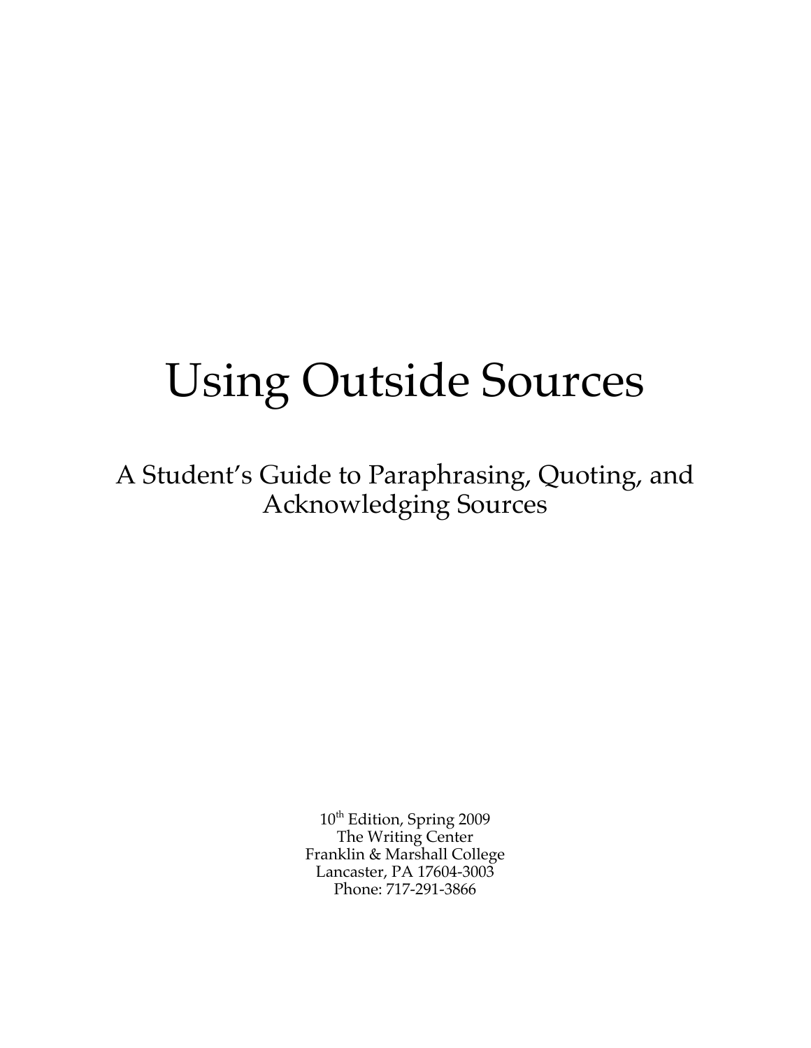# Using Outside Sources

## A Student's Guide to Paraphrasing, Quoting, and Acknowledging Sources

10th Edition, Spring 2009
The Writing Center
Franklin & Marshall College
Lancaster, PA 17604-3003
Phone: 717-291-3866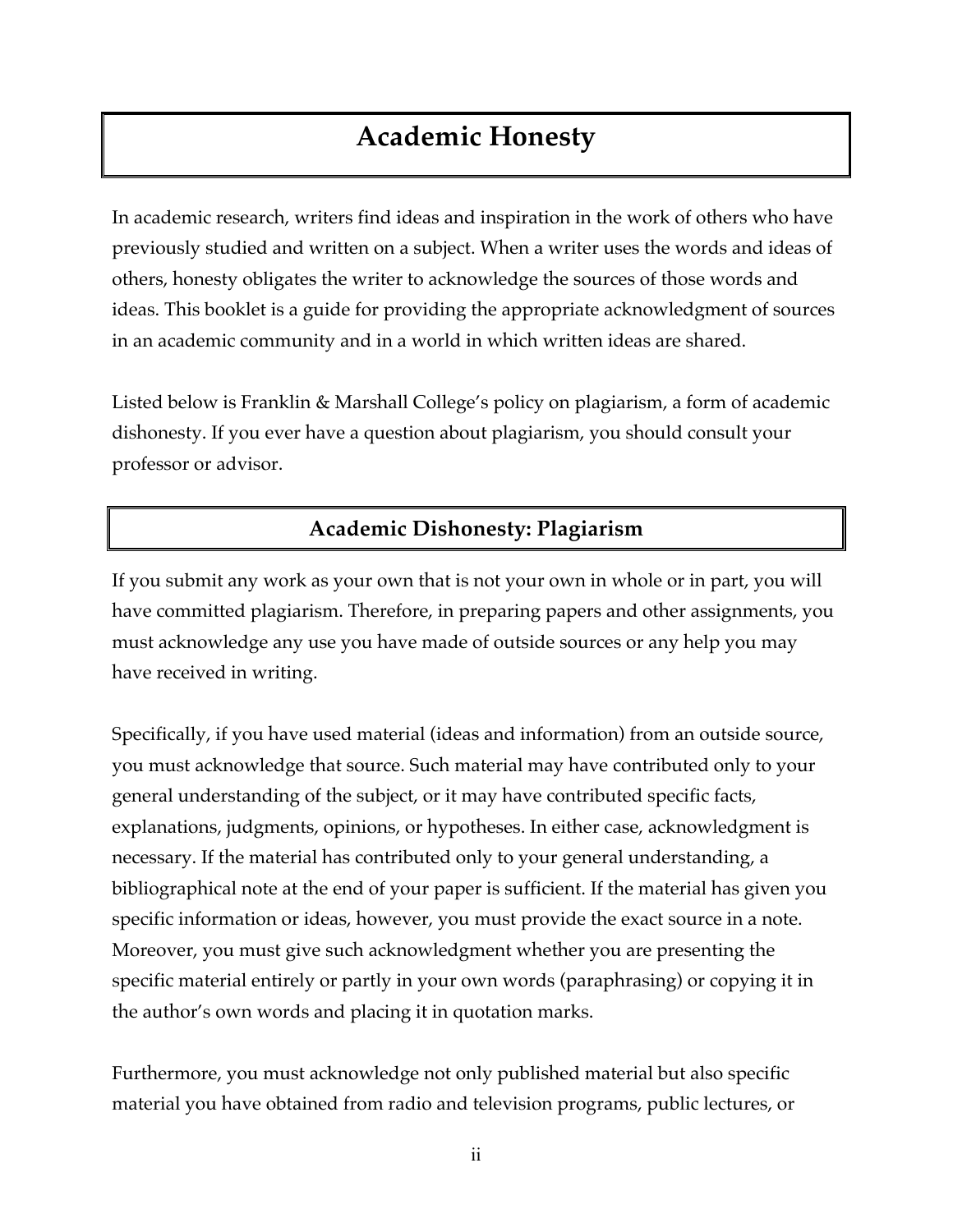# Academic Honesty

In academic research, writers find ideas and inspiration in the work of others who have previously studied and written on a subject. When a writer uses the words and ideas of others, honesty obligates the writer to acknowledge the sources of those words and ideas. This booklet is a guide for providing the appropriate acknowledgment of sources in an academic community and in a world in which written ideas are shared.

Listed below is Franklin & Marshall College's policy on plagiarism, a form of academic dishonesty. If you ever have a question about plagiarism, you should consult your professor or advisor.

## Academic Dishonesty: Plagiarism

If you submit any work as your own that is not your own in whole or in part, you will have committed plagiarism. Therefore, in preparing papers and other assignments, you must acknowledge any use you have made of outside sources or any help you may have received in writing.

Specifically, if you have used material (ideas and information) from an outside source, you must acknowledge that source. Such material may have contributed only to your general understanding of the subject, or it may have contributed specific facts, explanations, judgments, opinions, or hypotheses. In either case, acknowledgment is necessary. If the material has contributed only to your general understanding, a bibliographical note at the end of your paper is sufficient. If the material has given you specific information or ideas, however, you must provide the exact source in a note. Moreover, you must give such acknowledgment whether you are presenting the specific material entirely or partly in your own words (paraphrasing) or copying it in the author's own words and placing it in quotation marks.

Furthermore, you must acknowledge not only published material but also specific material you have obtained from radio and television programs, public lectures, or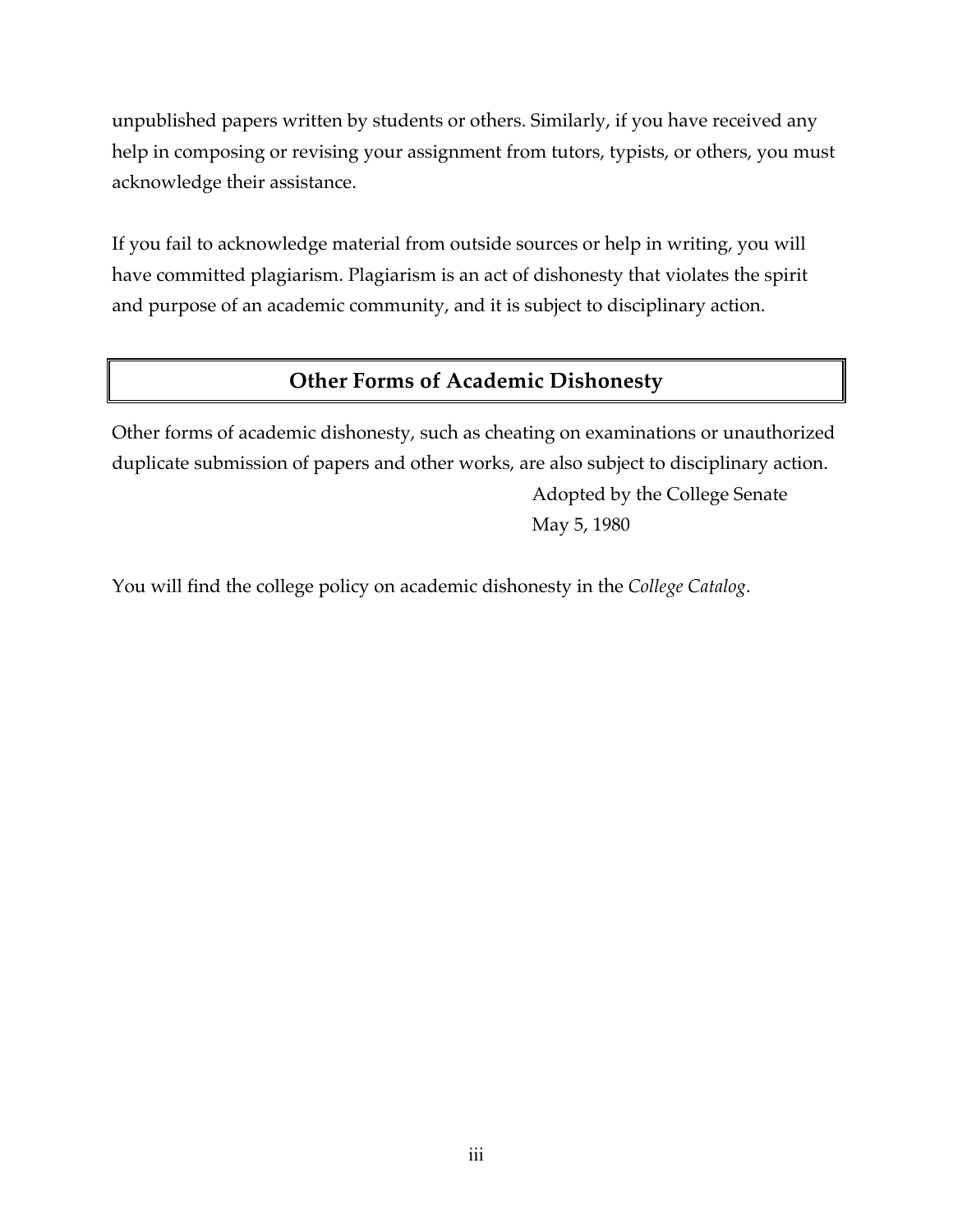unpublished papers written by students or others. Similarly, if you have received any help in composing or revising your assignment from tutors, typists, or others, you must acknowledge their assistance.

If you fail to acknowledge material from outside sources or help in writing, you will have committed plagiarism. Plagiarism is an act of dishonesty that violates the spirit and purpose of an academic community, and it is subject to disciplinary action.

## Other Forms of Academic Dishonesty

Other forms of academic dishonesty, such as cheating on examinations or unauthorized duplicate submission of papers and other works, are also subject to disciplinary action.

Adopted by the College Senate
May 5, 1980

You will find the college policy on academic dishonesty in the *College Catalog*.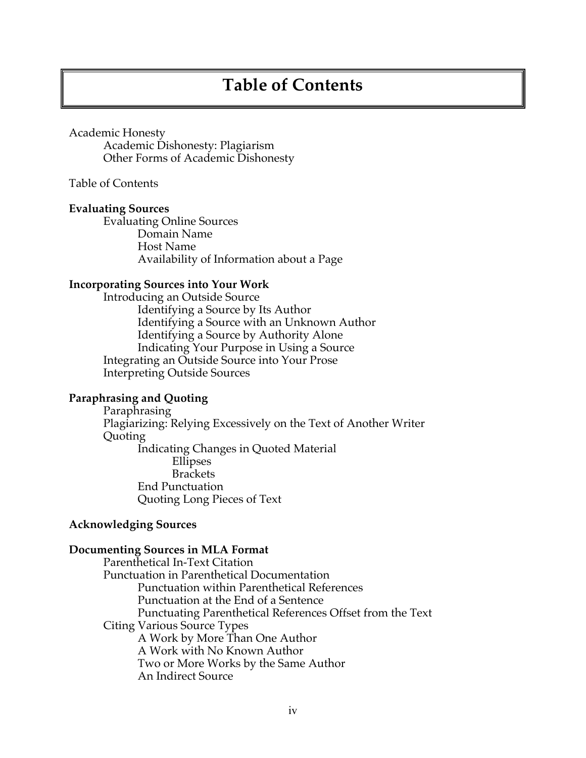# Table of Contents

Academic Honesty
- Academic Dishonesty: Plagiarism
- Other Forms of Academic Dishonesty

Table of Contents

**Evaluating Sources**
- Evaluating Online Sources
  - Domain Name
  - Host Name
  - Availability of Information about a Page

**Incorporating Sources into Your Work**
- Introducing an Outside Source
  - Identifying a Source by Its Author
  - Identifying a Source with an Unknown Author
  - Identifying a Source by Authority Alone
  - Indicating Your Purpose in Using a Source
- Integrating an Outside Source into Your Prose
- Interpreting Outside Sources

**Paraphrasing and Quoting**
- Paraphrasing
- Plagiarizing: Relying Excessively on the Text of Another Writer
- Quoting
  - Indicating Changes in Quoted Material
    - Ellipses
    - Brackets
  - End Punctuation
  - Quoting Long Pieces of Text

**Acknowledging Sources**

**Documenting Sources in MLA Format**
- Parenthetical In-Text Citation
- Punctuation in Parenthetical Documentation
  - Punctuation within Parenthetical References
  - Punctuation at the End of a Sentence
  - Punctuating Parenthetical References Offset from the Text
- Citing Various Source Types
  - A Work by More Than One Author
  - A Work with No Known Author
  - Two or More Works by the Same Author
  - An Indirect Source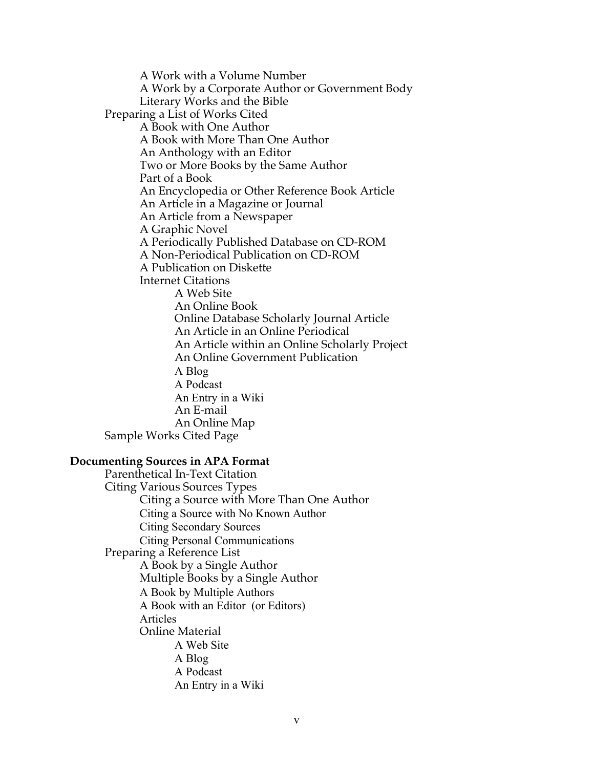- A Work with a Volume Number
- A Work by a Corporate Author or Government Body
- Literary Works and the Bible

Preparing a List of Works Cited

- A Book with One Author
- A Book with More Than One Author
- An Anthology with an Editor
- Two or More Books by the Same Author
- Part of a Book
- An Encyclopedia or Other Reference Book Article
- An Article in a Magazine or Journal
- An Article from a Newspaper
- A Graphic Novel
- A Periodically Published Database on CD-ROM
- A Non-Periodical Publication on CD-ROM
- A Publication on Diskette
- Internet Citations
    - A Web Site
    - An Online Book
    - Online Database Scholarly Journal Article
    - An Article in an Online Periodical
    - An Article within an Online Scholarly Project
    - An Online Government Publication
    - A Blog
    - A Podcast
    - An Entry in a Wiki
    - An E-mail
    - An Online Map

Sample Works Cited Page

**Documenting Sources in APA Format**

Parenthetical In-Text Citation

Citing Various Sources Types

- Citing a Source with More Than One Author
- Citing a Source with No Known Author
- Citing Secondary Sources
- Citing Personal Communications

Preparing a Reference List

- A Book by a Single Author
- Multiple Books by a Single Author
- A Book by Multiple Authors
- A Book with an Editor (or Editors)
- Articles
- Online Material
    - A Web Site
    - A Blog
    - A Podcast
    - An Entry in a Wiki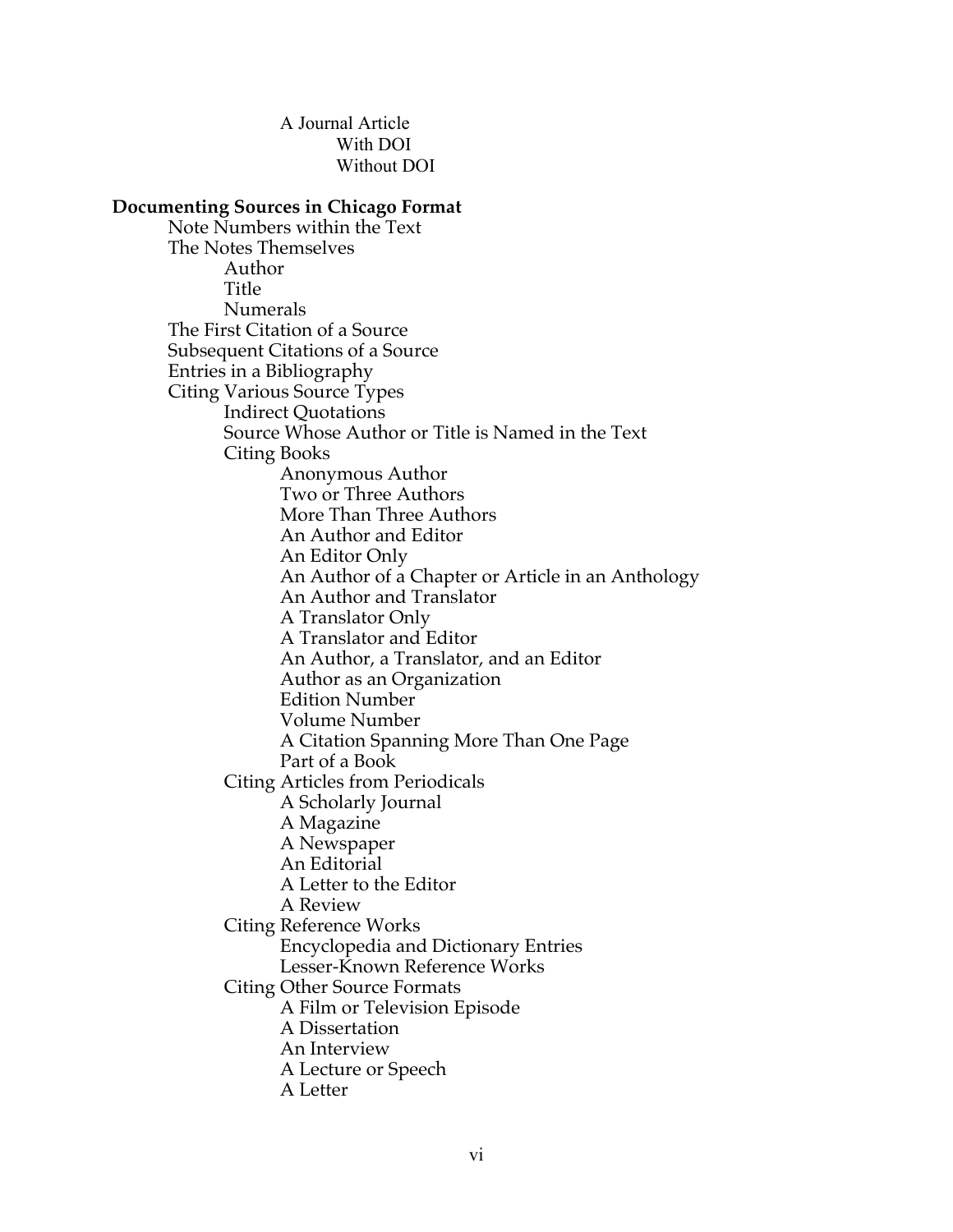- A Journal Article
    - With DOI
    - Without DOI

**Documenting Sources in Chicago Format**

- Note Numbers within the Text
- The Notes Themselves
    - Author
    - Title
    - Numerals
- The First Citation of a Source
- Subsequent Citations of a Source
- Entries in a Bibliography
- Citing Various Source Types
    - Indirect Quotations
    - Source Whose Author or Title is Named in the Text
    - Citing Books
        - Anonymous Author
        - Two or Three Authors
        - More Than Three Authors
        - An Author and Editor
        - An Editor Only
        - An Author of a Chapter or Article in an Anthology
        - An Author and Translator
        - A Translator Only
        - A Translator and Editor
        - An Author, a Translator, and an Editor
        - Author as an Organization
        - Edition Number
        - Volume Number
        - A Citation Spanning More Than One Page
        - Part of a Book
    - Citing Articles from Periodicals
        - A Scholarly Journal
        - A Magazine
        - A Newspaper
        - An Editorial
        - A Letter to the Editor
        - A Review
    - Citing Reference Works
        - Encyclopedia and Dictionary Entries
        - Lesser-Known Reference Works
    - Citing Other Source Formats
        - A Film or Television Episode
        - A Dissertation
        - An Interview
        - A Lecture or Speech
        - A Letter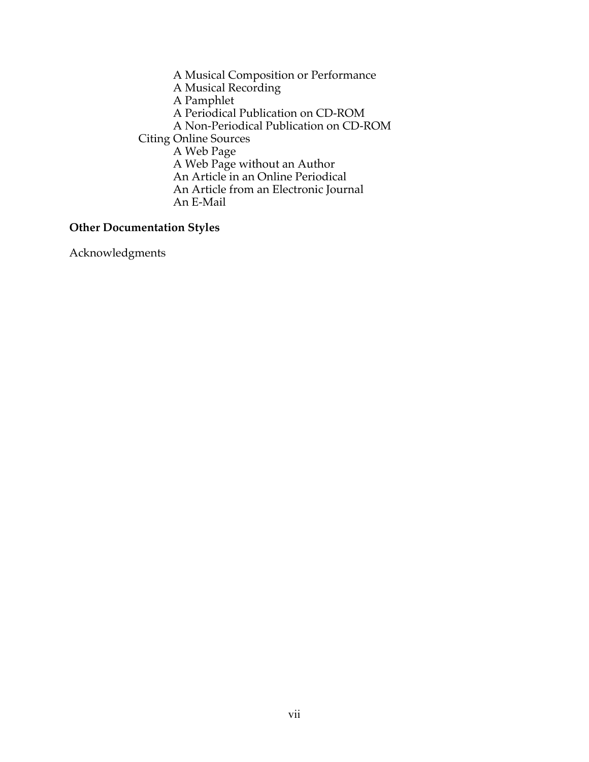- A Musical Composition or Performance
- A Musical Recording
- A Pamphlet
- A Periodical Publication on CD-ROM
- A Non-Periodical Publication on CD-ROM

Citing Online Sources

- A Web Page
- A Web Page without an Author
- An Article in an Online Periodical
- An Article from an Electronic Journal
- An E-Mail

**Other Documentation Styles**

Acknowledgments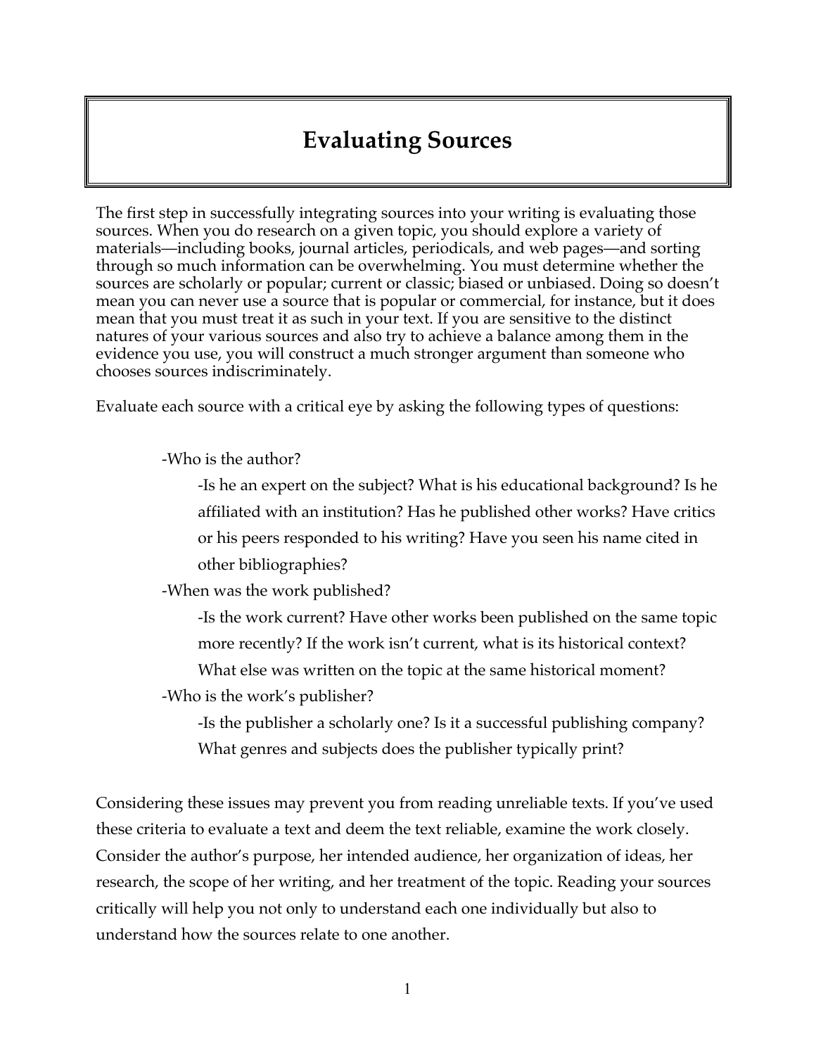# Evaluating Sources

The first step in successfully integrating sources into your writing is evaluating those sources. When you do research on a given topic, you should explore a variety of materials—including books, journal articles, periodicals, and web pages—and sorting through so much information can be overwhelming. You must determine whether the sources are scholarly or popular; current or classic; biased or unbiased. Doing so doesn't mean you can never use a source that is popular or commercial, for instance, but it does mean that you must treat it as such in your text. If you are sensitive to the distinct natures of your various sources and also try to achieve a balance among them in the evidence you use, you will construct a much stronger argument than someone who chooses sources indiscriminately.

Evaluate each source with a critical eye by asking the following types of questions:

- -Who is the author?
  - -Is he an expert on the subject? What is his educational background? Is he affiliated with an institution? Has he published other works? Have critics or his peers responded to his writing? Have you seen his name cited in other bibliographies?
- -When was the work published?
  - -Is the work current? Have other works been published on the same topic more recently? If the work isn't current, what is its historical context? What else was written on the topic at the same historical moment?
- -Who is the work's publisher?
  - -Is the publisher a scholarly one? Is it a successful publishing company? What genres and subjects does the publisher typically print?

Considering these issues may prevent you from reading unreliable texts. If you've used these criteria to evaluate a text and deem the text reliable, examine the work closely. Consider the author's purpose, her intended audience, her organization of ideas, her research, the scope of her writing, and her treatment of the topic. Reading your sources critically will help you not only to understand each one individually but also to understand how the sources relate to one another.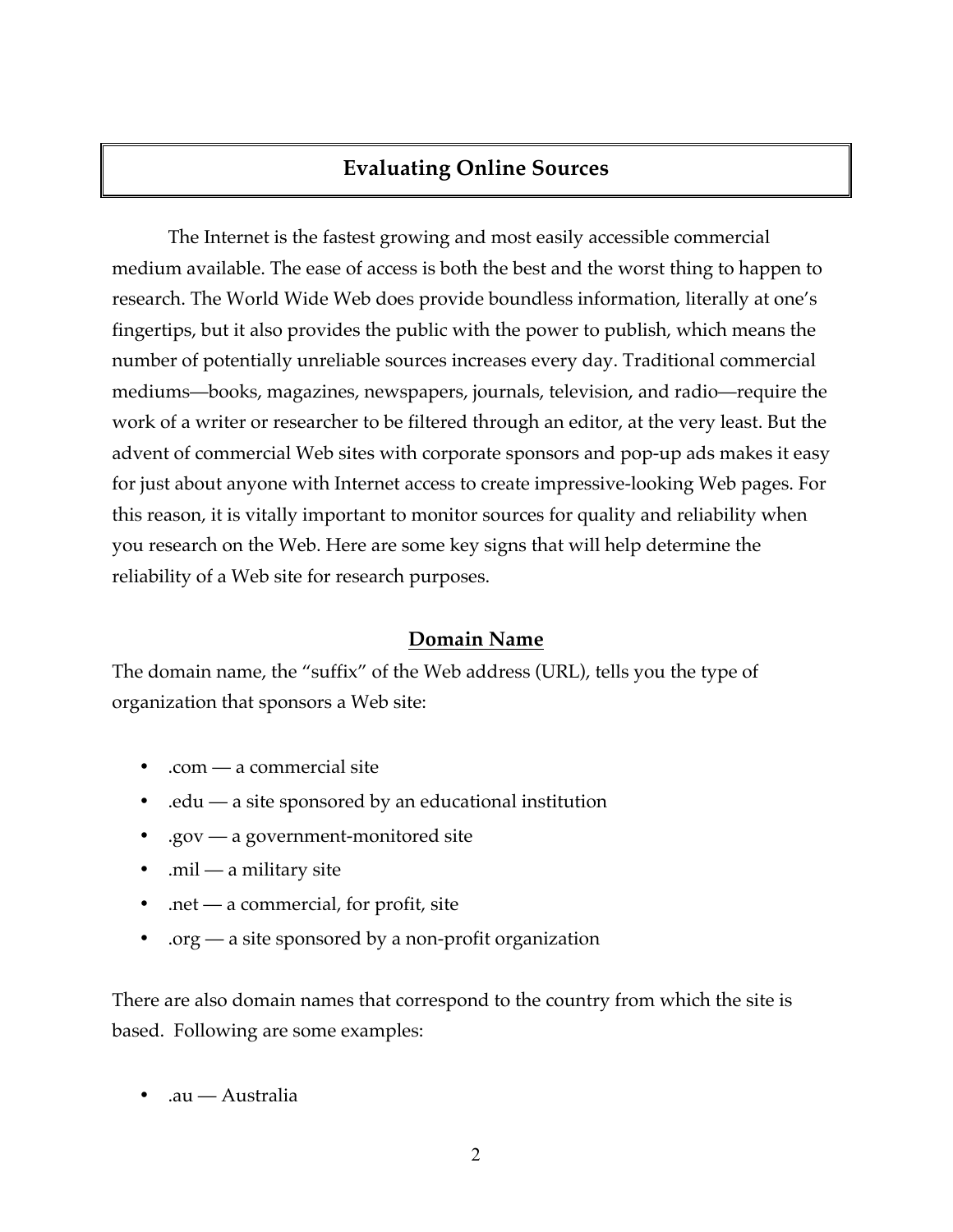# Evaluating Online Sources

The Internet is the fastest growing and most easily accessible commercial medium available. The ease of access is both the best and the worst thing to happen to research. The World Wide Web does provide boundless information, literally at one's fingertips, but it also provides the public with the power to publish, which means the number of potentially unreliable sources increases every day. Traditional commercial mediums—books, magazines, newspapers, journals, television, and radio—require the work of a writer or researcher to be filtered through an editor, at the very least. But the advent of commercial Web sites with corporate sponsors and pop-up ads makes it easy for just about anyone with Internet access to create impressive-looking Web pages. For this reason, it is vitally important to monitor sources for quality and reliability when you research on the Web. Here are some key signs that will help determine the reliability of a Web site for research purposes.

## Domain Name

The domain name, the "suffix" of the Web address (URL), tells you the type of organization that sponsors a Web site:

- .com — a commercial site
- .edu — a site sponsored by an educational institution
- .gov — a government-monitored site
- .mil — a military site
- .net — a commercial, for profit, site
- .org — a site sponsored by a non-profit organization

There are also domain names that correspond to the country from which the site is based. Following are some examples:

- .au — Australia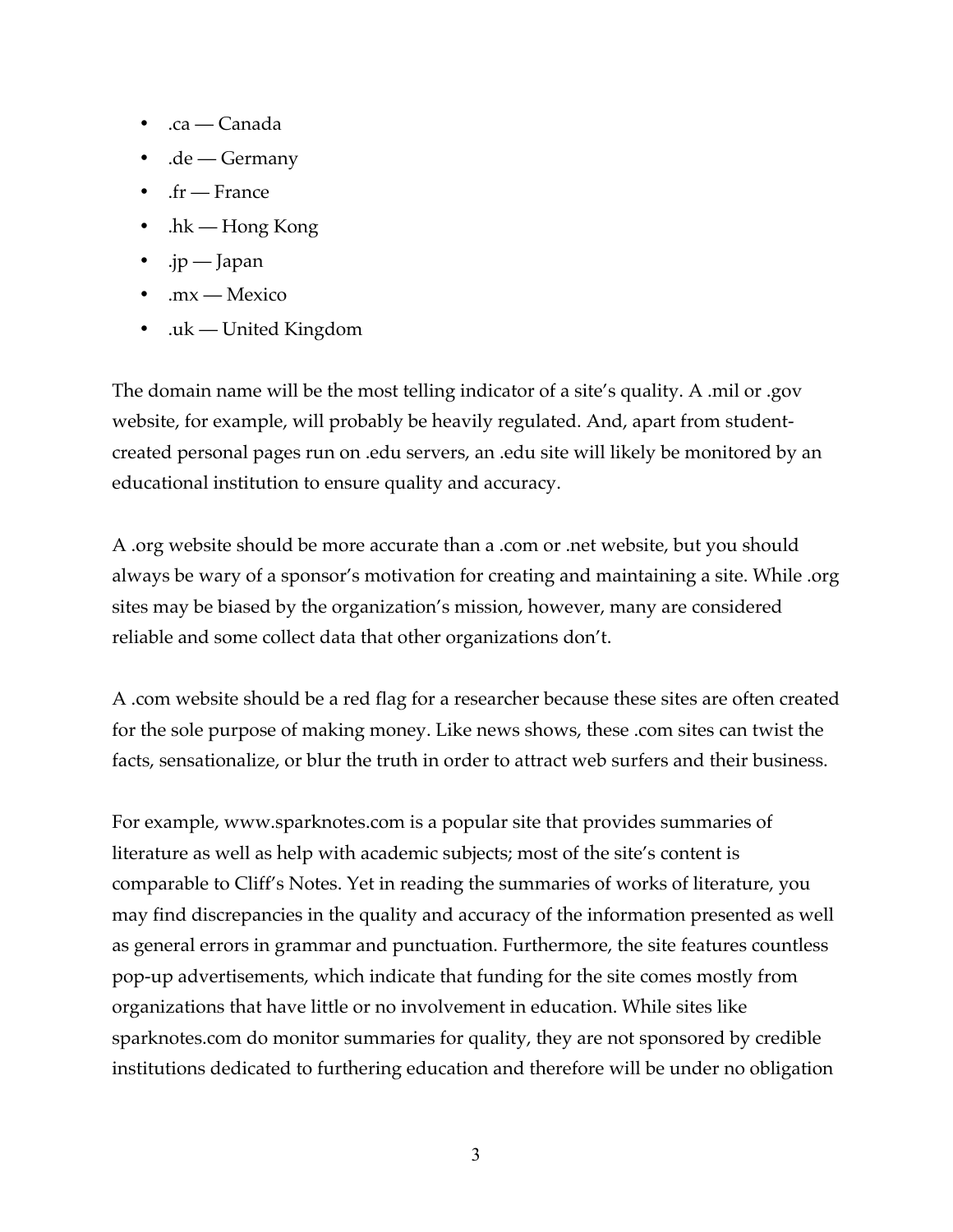- .ca — Canada
- .de — Germany
- .fr — France
- .hk — Hong Kong
- .jp — Japan
- .mx — Mexico
- .uk — United Kingdom

The domain name will be the most telling indicator of a site's quality. A .mil or .gov website, for example, will probably be heavily regulated. And, apart from student-created personal pages run on .edu servers, an .edu site will likely be monitored by an educational institution to ensure quality and accuracy.

A .org website should be more accurate than a .com or .net website, but you should always be wary of a sponsor's motivation for creating and maintaining a site. While .org sites may be biased by the organization's mission, however, many are considered reliable and some collect data that other organizations don't.

A .com website should be a red flag for a researcher because these sites are often created for the sole purpose of making money. Like news shows, these .com sites can twist the facts, sensationalize, or blur the truth in order to attract web surfers and their business.

For example, www.sparknotes.com is a popular site that provides summaries of literature as well as help with academic subjects; most of the site's content is comparable to Cliff's Notes. Yet in reading the summaries of works of literature, you may find discrepancies in the quality and accuracy of the information presented as well as general errors in grammar and punctuation. Furthermore, the site features countless pop-up advertisements, which indicate that funding for the site comes mostly from organizations that have little or no involvement in education. While sites like sparknotes.com do monitor summaries for quality, they are not sponsored by credible institutions dedicated to furthering education and therefore will be under no obligation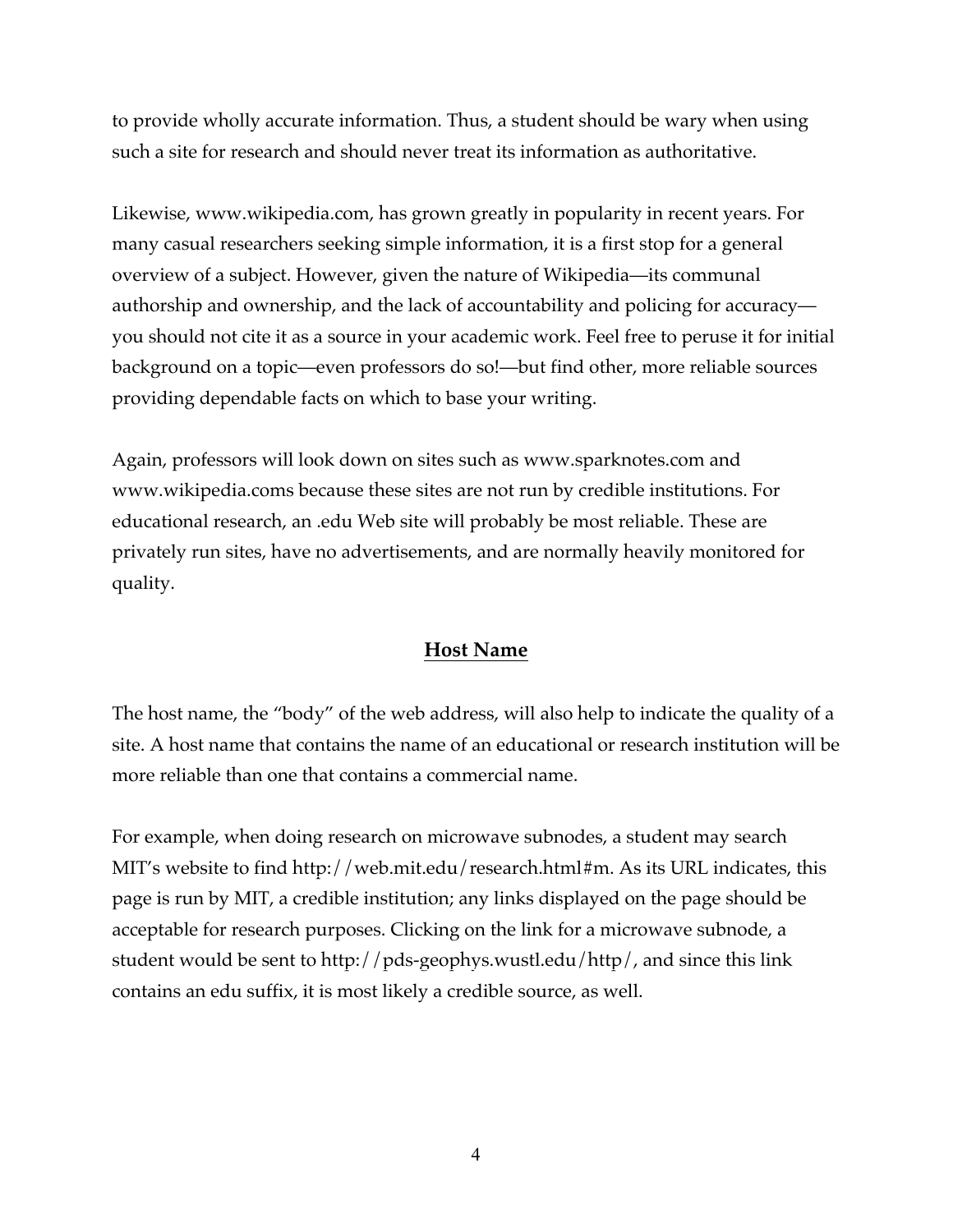to provide wholly accurate information. Thus, a student should be wary when using such a site for research and should never treat its information as authoritative.

Likewise, www.wikipedia.com, has grown greatly in popularity in recent years. For many casual researchers seeking simple information, it is a first stop for a general overview of a subject. However, given the nature of Wikipedia—its communal authorship and ownership, and the lack of accountability and policing for accuracy—you should not cite it as a source in your academic work. Feel free to peruse it for initial background on a topic—even professors do so!—but find other, more reliable sources providing dependable facts on which to base your writing.

Again, professors will look down on sites such as www.sparknotes.com and www.wikipedia.coms because these sites are not run by credible institutions. For educational research, an .edu Web site will probably be most reliable. These are privately run sites, have no advertisements, and are normally heavily monitored for quality.

## **Host Name**

The host name, the "body" of the web address, will also help to indicate the quality of a site. A host name that contains the name of an educational or research institution will be more reliable than one that contains a commercial name.

For example, when doing research on microwave subnodes, a student may search MIT's website to find http://web.mit.edu/research.html#m. As its URL indicates, this page is run by MIT, a credible institution; any links displayed on the page should be acceptable for research purposes. Clicking on the link for a microwave subnode, a student would be sent to http://pds-geophys.wustl.edu/http/, and since this link contains an edu suffix, it is most likely a credible source, as well.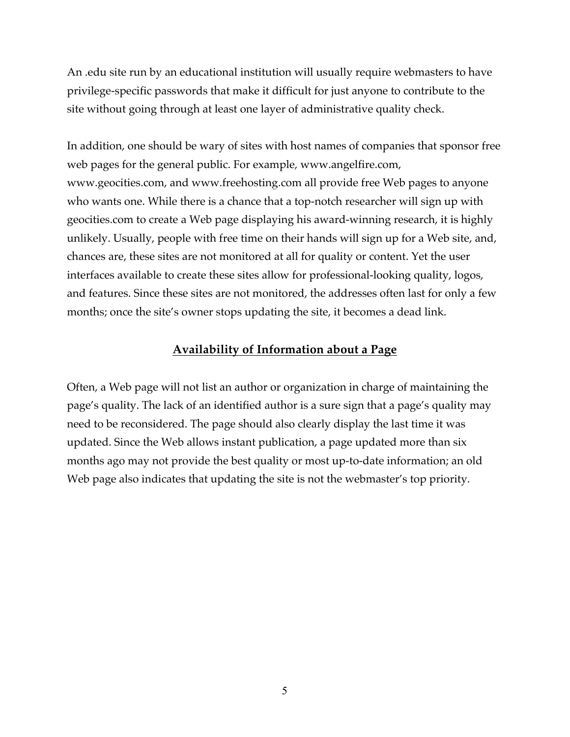An .edu site run by an educational institution will usually require webmasters to have privilege-specific passwords that make it difficult for just anyone to contribute to the site without going through at least one layer of administrative quality check.

In addition, one should be wary of sites with host names of companies that sponsor free web pages for the general public. For example, www.angelfire.com, www.geocities.com, and www.freehosting.com all provide free Web pages to anyone who wants one. While there is a chance that a top-notch researcher will sign up with geocities.com to create a Web page displaying his award-winning research, it is highly unlikely. Usually, people with free time on their hands will sign up for a Web site, and, chances are, these sites are not monitored at all for quality or content. Yet the user interfaces available to create these sites allow for professional-looking quality, logos, and features. Since these sites are not monitored, the addresses often last for only a few months; once the site's owner stops updating the site, it becomes a dead link.

## Availability of Information about a Page

Often, a Web page will not list an author or organization in charge of maintaining the page's quality. The lack of an identified author is a sure sign that a page's quality may need to be reconsidered. The page should also clearly display the last time it was updated. Since the Web allows instant publication, a page updated more than six months ago may not provide the best quality or most up-to-date information; an old Web page also indicates that updating the site is not the webmaster's top priority.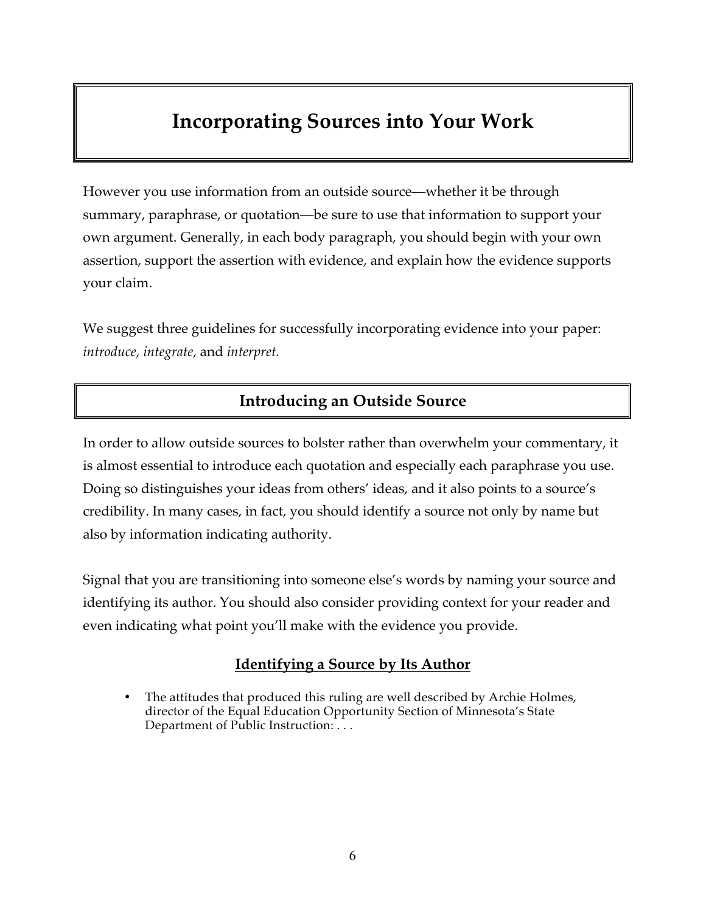# Incorporating Sources into Your Work

However you use information from an outside source—whether it be through summary, paraphrase, or quotation—be sure to use that information to support your own argument. Generally, in each body paragraph, you should begin with your own assertion, support the assertion with evidence, and explain how the evidence supports your claim.

We suggest three guidelines for successfully incorporating evidence into your paper: *introduce, integrate*, and *interpret.*

## Introducing an Outside Source

In order to allow outside sources to bolster rather than overwhelm your commentary, it is almost essential to introduce each quotation and especially each paraphrase you use. Doing so distinguishes your ideas from others' ideas, and it also points to a source's credibility. In many cases, in fact, you should identify a source not only by name but also by information indicating authority.

Signal that you are transitioning into someone else's words by naming your source and identifying its author. You should also consider providing context for your reader and even indicating what point you'll make with the evidence you provide.

### Identifying a Source by Its Author

- The attitudes that produced this ruling are well described by Archie Holmes, director of the Equal Education Opportunity Section of Minnesota's State Department of Public Instruction: . . .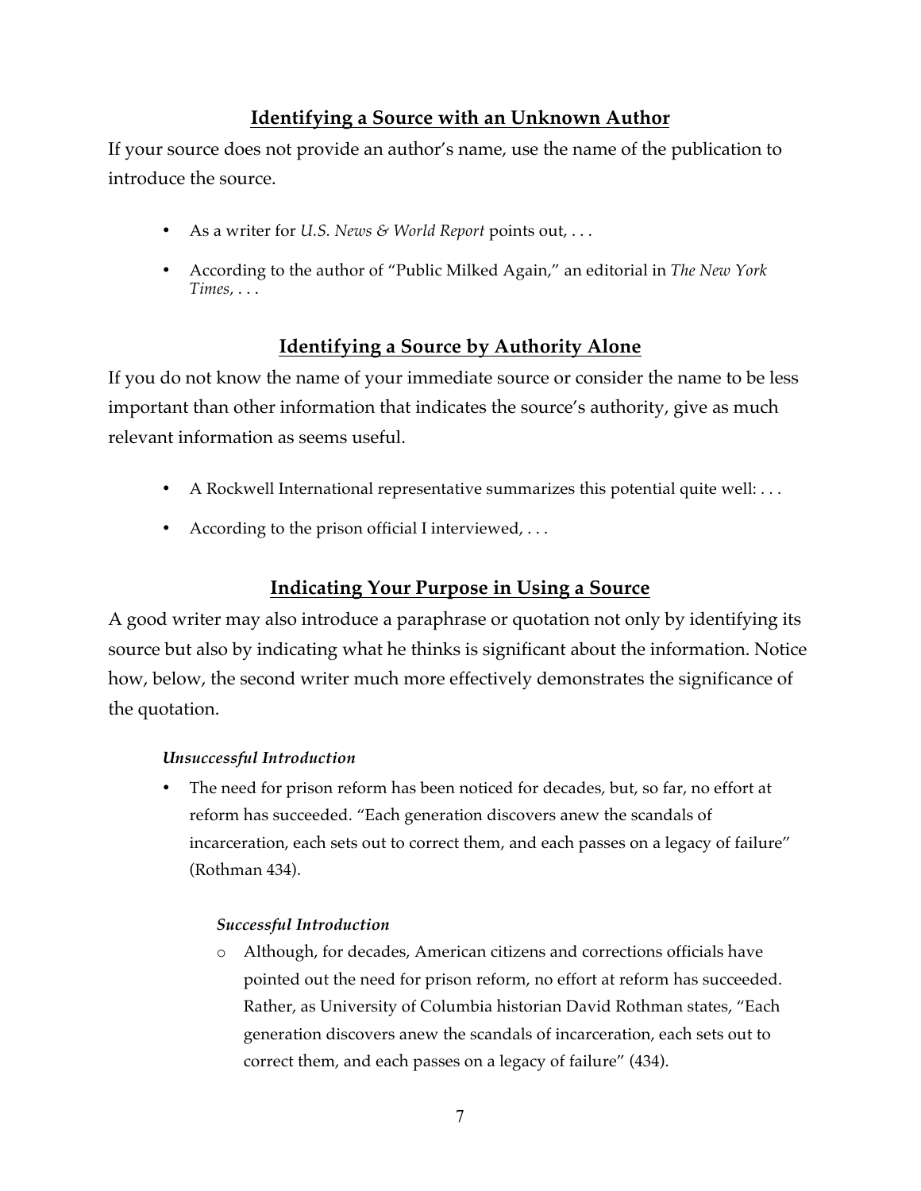## Identifying a Source with an Unknown Author

If your source does not provide an author's name, use the name of the publication to introduce the source.

- As a writer for *U.S. News & World Report* points out, . . .
- According to the author of "Public Milked Again," an editorial in *The New York Times*, . . .

## Identifying a Source by Authority Alone

If you do not know the name of your immediate source or consider the name to be less important than other information that indicates the source's authority, give as much relevant information as seems useful.

- A Rockwell International representative summarizes this potential quite well: . . .
- According to the prison official I interviewed, . . .

## Indicating Your Purpose in Using a Source

A good writer may also introduce a paraphrase or quotation not only by identifying its source but also by indicating what he thinks is significant about the information. Notice how, below, the second writer much more effectively demonstrates the significance of the quotation.

***Unsuccessful Introduction***

- The need for prison reform has been noticed for decades, but, so far, no effort at reform has succeeded. "Each generation discovers anew the scandals of incarceration, each sets out to correct them, and each passes on a legacy of failure" (Rothman 434).

  ***Successful Introduction***

  - Although, for decades, American citizens and corrections officials have pointed out the need for prison reform, no effort at reform has succeeded. Rather, as University of Columbia historian David Rothman states, "Each generation discovers anew the scandals of incarceration, each sets out to correct them, and each passes on a legacy of failure" (434).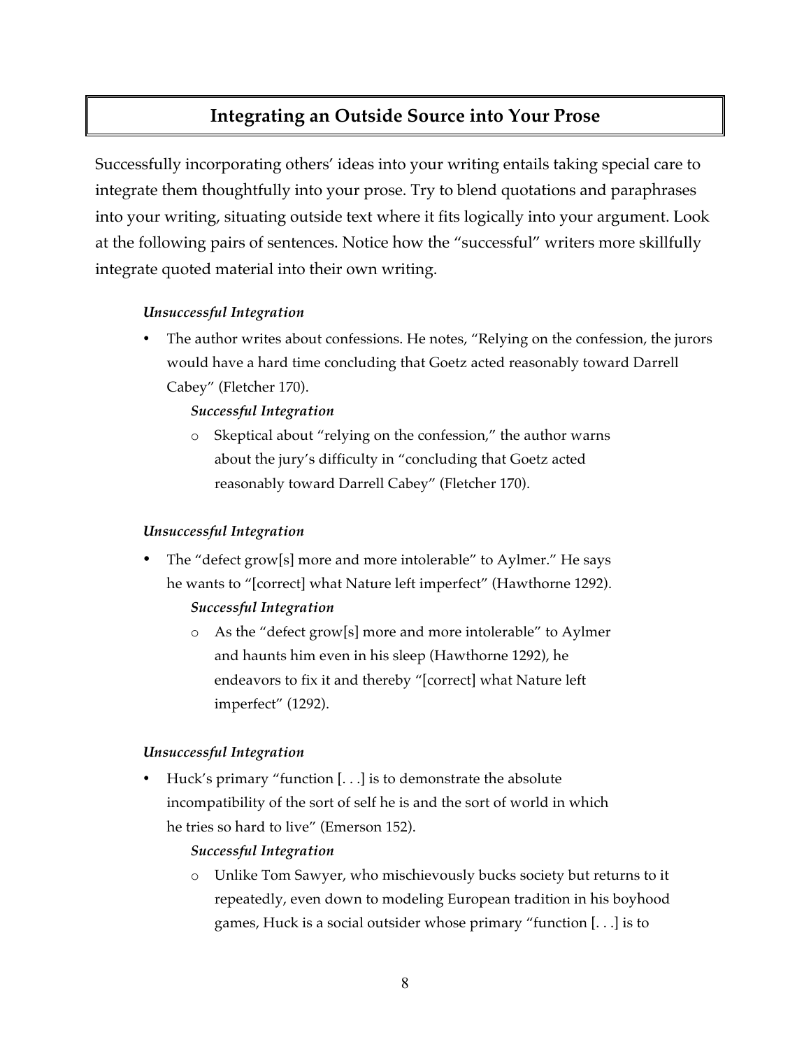## Integrating an Outside Source into Your Prose

Successfully incorporating others' ideas into your writing entails taking special care to integrate them thoughtfully into your prose. Try to blend quotations and paraphrases into your writing, situating outside text where it fits logically into your argument. Look at the following pairs of sentences. Notice how the "successful" writers more skillfully integrate quoted material into their own writing.

***Unsuccessful Integration***

- The author writes about confessions. He notes, "Relying on the confession, the jurors would have a hard time concluding that Goetz acted reasonably toward Darrell Cabey" (Fletcher 170).

  ***Successful Integration***

  - Skeptical about "relying on the confession," the author warns about the jury's difficulty in "concluding that Goetz acted reasonably toward Darrell Cabey" (Fletcher 170).

***Unsuccessful Integration***

- The "defect grow[s] more and more intolerable" to Aylmer." He says he wants to "[correct] what Nature left imperfect" (Hawthorne 1292).

  ***Successful Integration***

  - As the "defect grow[s] more and more intolerable" to Aylmer and haunts him even in his sleep (Hawthorne 1292), he endeavors to fix it and thereby "[correct] what Nature left imperfect" (1292).

***Unsuccessful Integration***

- Huck's primary "function [. . .] is to demonstrate the absolute incompatibility of the sort of self he is and the sort of world in which he tries so hard to live" (Emerson 152).

  ***Successful Integration***

  - Unlike Tom Sawyer, who mischievously bucks society but returns to it repeatedly, even down to modeling European tradition in his boyhood games, Huck is a social outsider whose primary "function [. . .] is to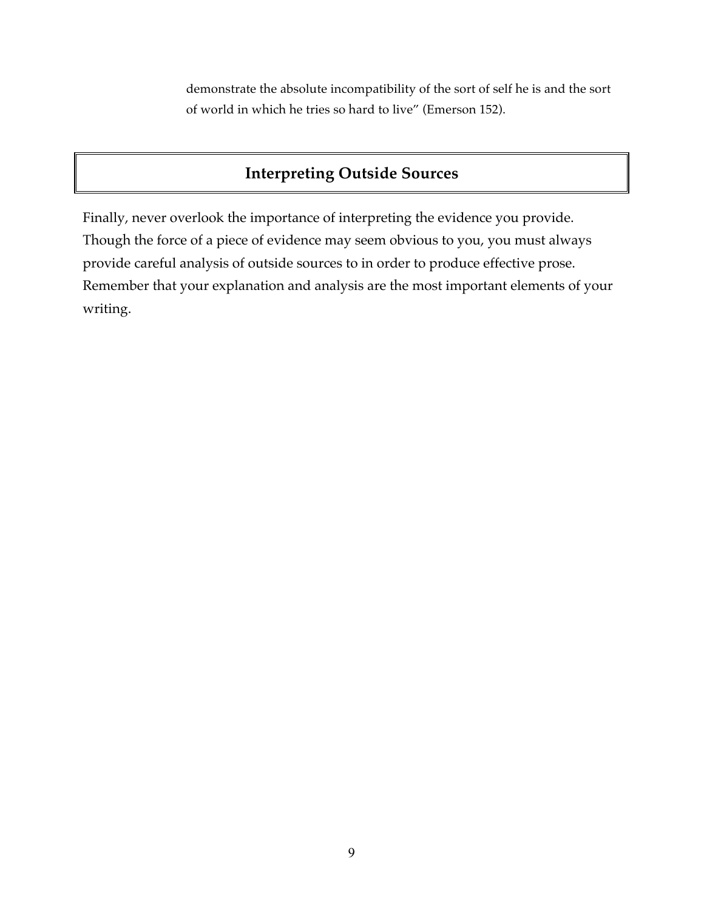> demonstrate the absolute incompatibility of the sort of self he is and the sort of world in which he tries so hard to live" (Emerson 152).

## Interpreting Outside Sources

Finally, never overlook the importance of interpreting the evidence you provide. Though the force of a piece of evidence may seem obvious to you, you must always provide careful analysis of outside sources to in order to produce effective prose. Remember that your explanation and analysis are the most important elements of your writing.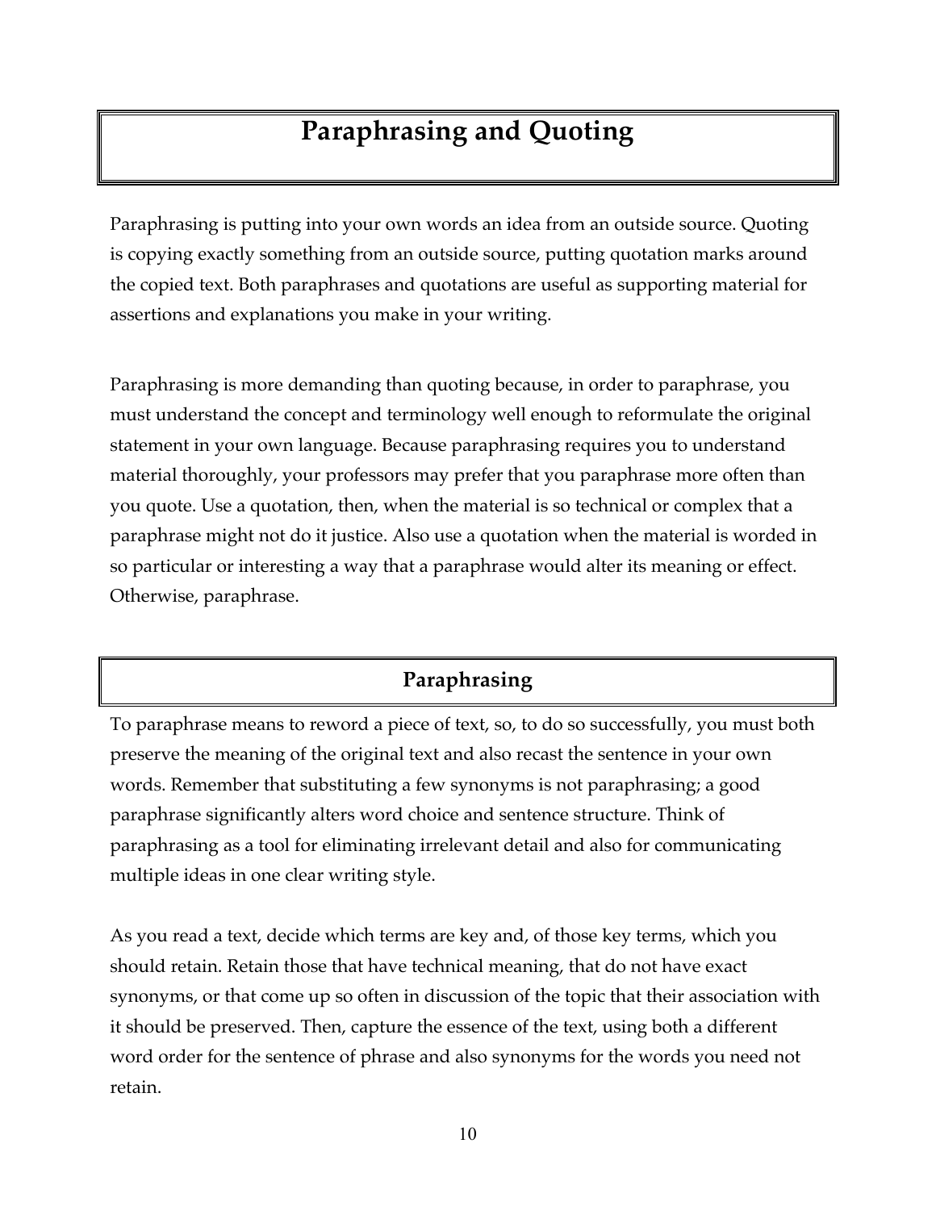# Paraphrasing and Quoting

Paraphrasing is putting into your own words an idea from an outside source. Quoting is copying exactly something from an outside source, putting quotation marks around the copied text. Both paraphrases and quotations are useful as supporting material for assertions and explanations you make in your writing.

Paraphrasing is more demanding than quoting because, in order to paraphrase, you must understand the concept and terminology well enough to reformulate the original statement in your own language. Because paraphrasing requires you to understand material thoroughly, your professors may prefer that you paraphrase more often than you quote. Use a quotation, then, when the material is so technical or complex that a paraphrase might not do it justice. Also use a quotation when the material is worded in so particular or interesting a way that a paraphrase would alter its meaning or effect. Otherwise, paraphrase.

## Paraphrasing

To paraphrase means to reword a piece of text, so, to do so successfully, you must both preserve the meaning of the original text and also recast the sentence in your own words. Remember that substituting a few synonyms is not paraphrasing; a good paraphrase significantly alters word choice and sentence structure. Think of paraphrasing as a tool for eliminating irrelevant detail and also for communicating multiple ideas in one clear writing style.

As you read a text, decide which terms are key and, of those key terms, which you should retain. Retain those that have technical meaning, that do not have exact synonyms, or that come up so often in discussion of the topic that their association with it should be preserved. Then, capture the essence of the text, using both a different word order for the sentence of phrase and also synonyms for the words you need not retain.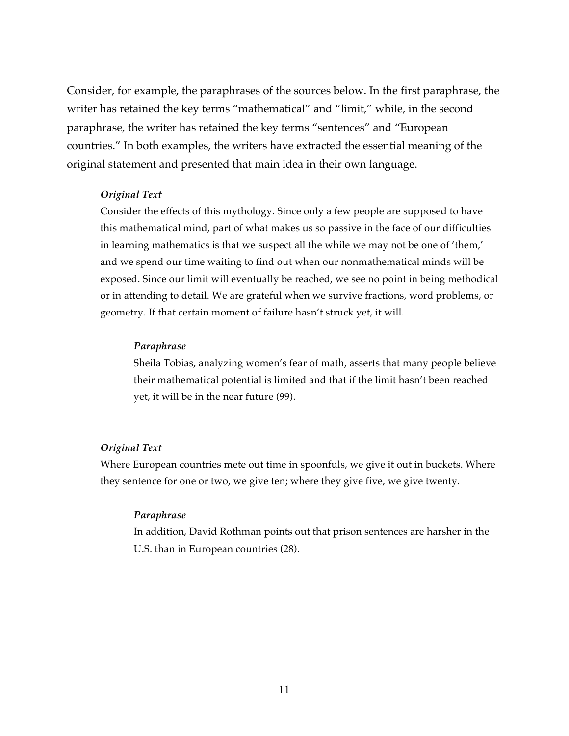Consider, for example, the paraphrases of the sources below. In the first paraphrase, the writer has retained the key terms "mathematical" and "limit," while, in the second paraphrase, the writer has retained the key terms "sentences" and "European countries." In both examples, the writers have extracted the essential meaning of the original statement and presented that main idea in their own language.

> ***Original Text***
>
> Consider the effects of this mythology. Since only a few people are supposed to have this mathematical mind, part of what makes us so passive in the face of our difficulties in learning mathematics is that we suspect all the while we may not be one of 'them,' and we spend our time waiting to find out when our nonmathematical minds will be exposed. Since our limit will eventually be reached, we see no point in being methodical or in attending to detail. We are grateful when we survive fractions, word problems, or geometry. If that certain moment of failure hasn't struck yet, it will.
>
>> ***Paraphrase***
>>
>> Sheila Tobias, analyzing women's fear of math, asserts that many people believe their mathematical potential is limited and that if the limit hasn't been reached yet, it will be in the near future (99).

> ***Original Text***
>
> Where European countries mete out time in spoonfuls, we give it out in buckets. Where they sentence for one or two, we give ten; where they give five, we give twenty.
>
>> ***Paraphrase***
>>
>> In addition, David Rothman points out that prison sentences are harsher in the U.S. than in European countries (28).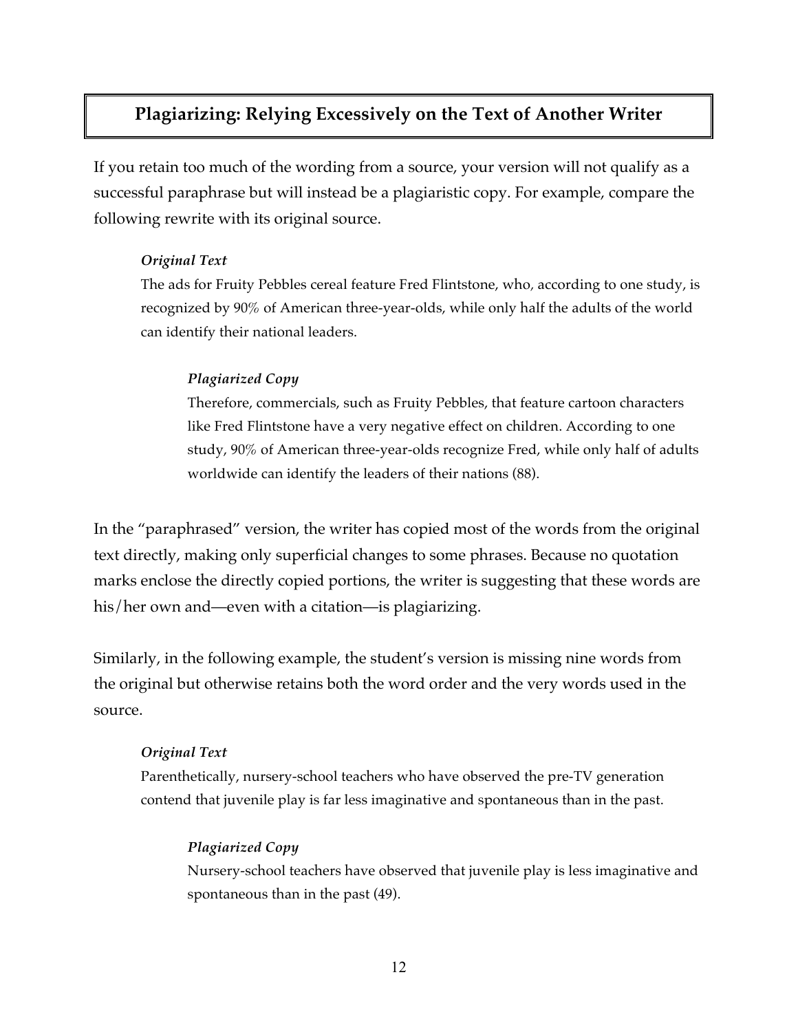## Plagiarizing: Relying Excessively on the Text of Another Writer

If you retain too much of the wording from a source, your version will not qualify as a successful paraphrase but will instead be a plagiaristic copy. For example, compare the following rewrite with its original source.

> ***Original Text***
>
> The ads for Fruity Pebbles cereal feature Fred Flintstone, who, according to one study, is recognized by 90% of American three-year-olds, while only half the adults of the world can identify their national leaders.
>
> > ***Plagiarized Copy***
> >
> > Therefore, commercials, such as Fruity Pebbles, that feature cartoon characters like Fred Flintstone have a very negative effect on children. According to one study, 90% of American three-year-olds recognize Fred, while only half of adults worldwide can identify the leaders of their nations (88).

In the "paraphrased" version, the writer has copied most of the words from the original text directly, making only superficial changes to some phrases. Because no quotation marks enclose the directly copied portions, the writer is suggesting that these words are his/her own and—even with a citation—is plagiarizing.

Similarly, in the following example, the student's version is missing nine words from the original but otherwise retains both the word order and the very words used in the source.

> ***Original Text***
>
> Parenthetically, nursery-school teachers who have observed the pre-TV generation contend that juvenile play is far less imaginative and spontaneous than in the past.
>
> > ***Plagiarized Copy***
> >
> > Nursery-school teachers have observed that juvenile play is less imaginative and spontaneous than in the past (49).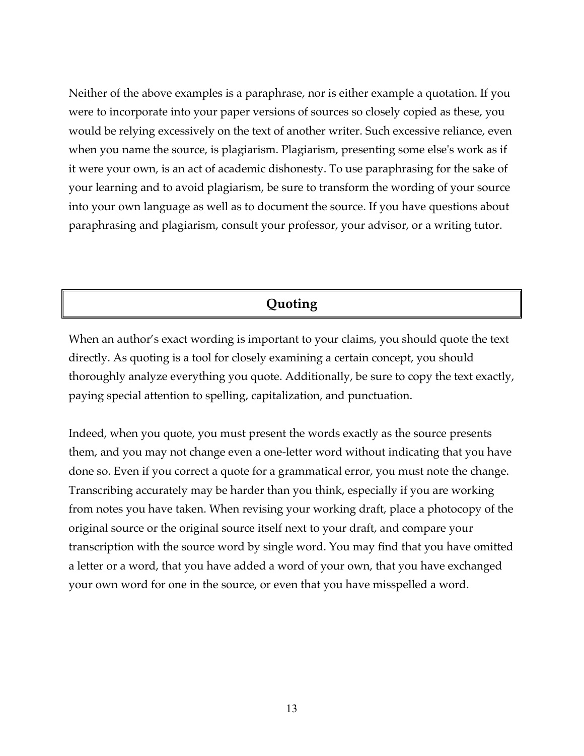Neither of the above examples is a paraphrase, nor is either example a quotation. If you were to incorporate into your paper versions of sources so closely copied as these, you would be relying excessively on the text of another writer. Such excessive reliance, even when you name the source, is plagiarism. Plagiarism, presenting some else's work as if it were your own, is an act of academic dishonesty. To use paraphrasing for the sake of your learning and to avoid plagiarism, be sure to transform the wording of your source into your own language as well as to document the source. If you have questions about paraphrasing and plagiarism, consult your professor, your advisor, or a writing tutor.

## Quoting

When an author's exact wording is important to your claims, you should quote the text directly. As quoting is a tool for closely examining a certain concept, you should thoroughly analyze everything you quote. Additionally, be sure to copy the text exactly, paying special attention to spelling, capitalization, and punctuation.

Indeed, when you quote, you must present the words exactly as the source presents them, and you may not change even a one-letter word without indicating that you have done so. Even if you correct a quote for a grammatical error, you must note the change. Transcribing accurately may be harder than you think, especially if you are working from notes you have taken. When revising your working draft, place a photocopy of the original source or the original source itself next to your draft, and compare your transcription with the source word by single word. You may find that you have omitted a letter or a word, that you have added a word of your own, that you have exchanged your own word for one in the source, or even that you have misspelled a word.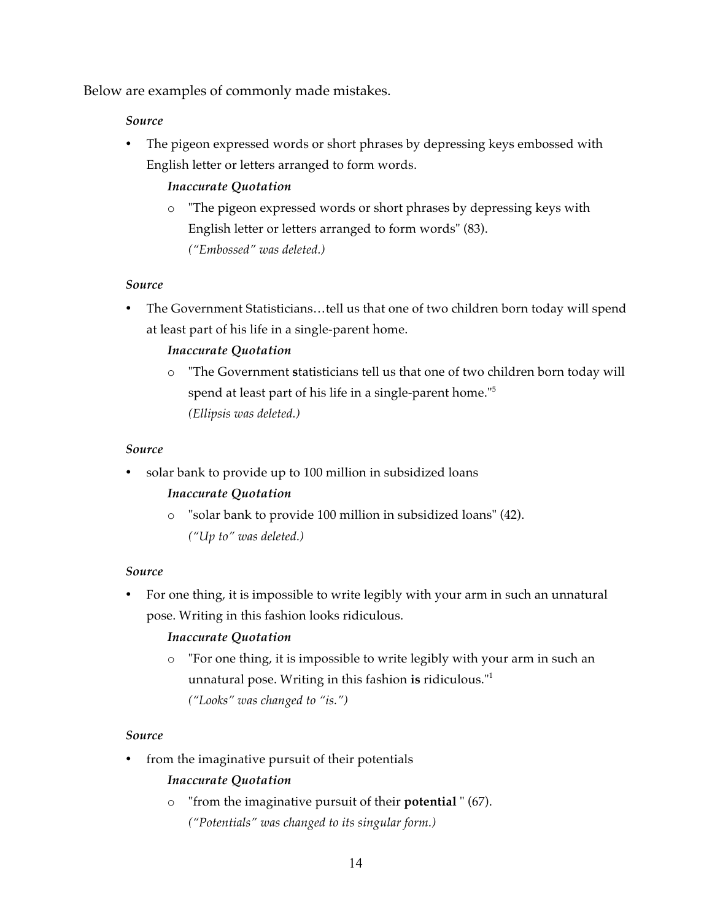Below are examples of commonly made mistakes.

*Source*

- The pigeon expressed words or short phrases by depressing keys embossed with English letter or letters arranged to form words.

  ***Inaccurate Quotation***

  - "The pigeon expressed words or short phrases by depressing keys with English letter or letters arranged to form words" (83).
    *("Embossed" was deleted.)*

*Source*

- The Government Statisticians…tell us that one of two children born today will spend at least part of his life in a single-parent home.

  ***Inaccurate Quotation***

  - "The Government **s**tatisticians tell us that one of two children born today will spend at least part of his life in a single-parent home."[5]
    *(Ellipsis was deleted.)*

*Source*

- solar bank to provide up to 100 million in subsidized loans

  ***Inaccurate Quotation***

  - "solar bank to provide 100 million in subsidized loans" (42).
    *("Up to" was deleted.)*

*Source*

- For one thing, it is impossible to write legibly with your arm in such an unnatural pose. Writing in this fashion looks ridiculous.

  ***Inaccurate Quotation***

  - "For one thing, it is impossible to write legibly with your arm in such an unnatural pose. Writing in this fashion **is** ridiculous."[1]
    *("Looks" was changed to "is.")*

*Source*

- from the imaginative pursuit of their potentials

  ***Inaccurate Quotation***

  - "from the imaginative pursuit of their **potential** " (67).
    *("Potentials" was changed to its singular form.)*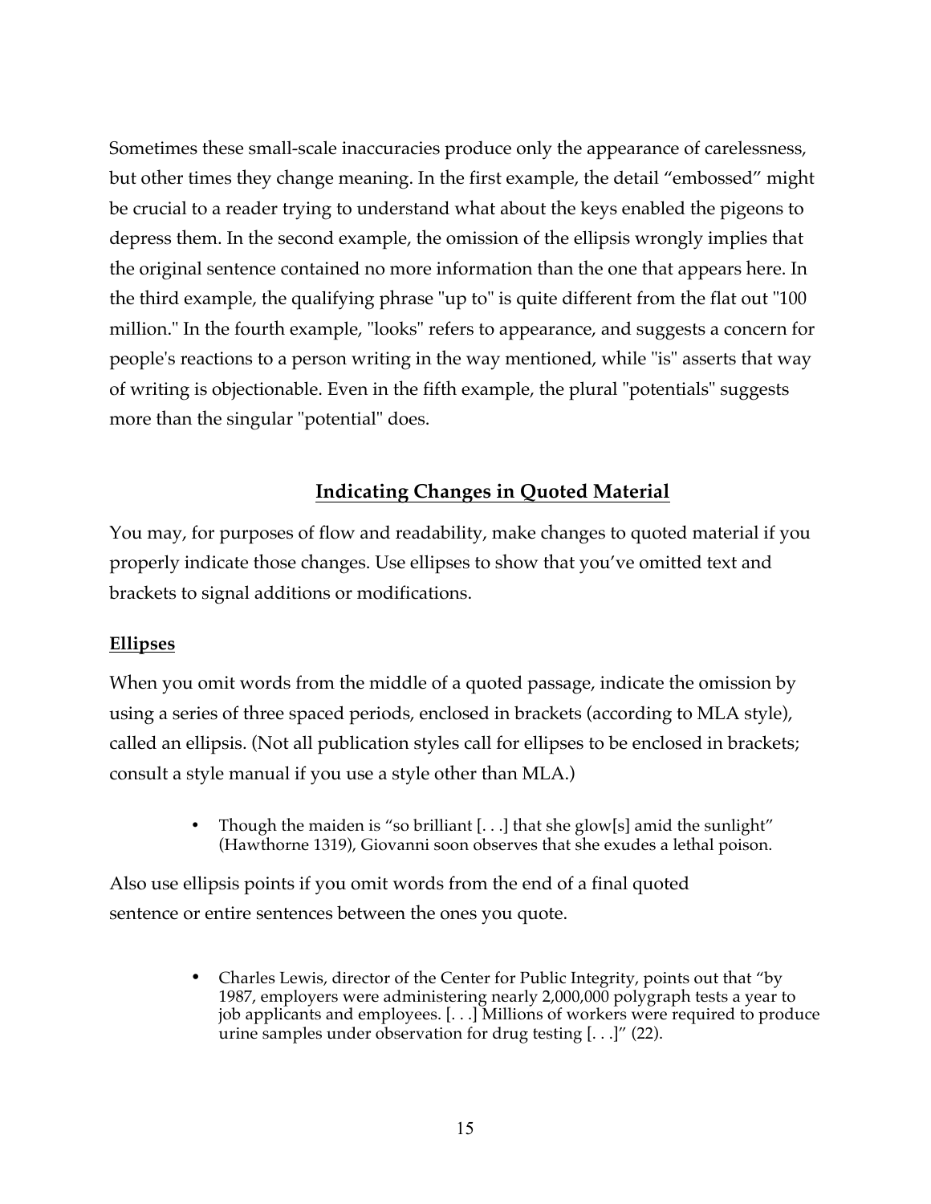Sometimes these small-scale inaccuracies produce only the appearance of carelessness, but other times they change meaning. In the first example, the detail “embossed” might be crucial to a reader trying to understand what about the keys enabled the pigeons to depress them. In the second example, the omission of the ellipsis wrongly implies that the original sentence contained no more information than the one that appears here. In the third example, the qualifying phrase "up to" is quite different from the flat out "100 million." In the fourth example, "looks" refers to appearance, and suggests a concern for people's reactions to a person writing in the way mentioned, while "is" asserts that way of writing is objectionable. Even in the fifth example, the plural "potentials" suggests more than the singular "potential" does.

## Indicating Changes in Quoted Material

You may, for purposes of flow and readability, make changes to quoted material if you properly indicate those changes. Use ellipses to show that you’ve omitted text and brackets to signal additions or modifications.

### Ellipses

When you omit words from the middle of a quoted passage, indicate the omission by using a series of three spaced periods, enclosed in brackets (according to MLA style), called an ellipsis. (Not all publication styles call for ellipses to be enclosed in brackets; consult a style manual if you use a style other than MLA.)

- Though the maiden is “so brilliant [. . .] that she glow[s] amid the sunlight” (Hawthorne 1319), Giovanni soon observes that she exudes a lethal poison.

Also use ellipsis points if you omit words from the end of a final quoted sentence or entire sentences between the ones you quote.

- Charles Lewis, director of the Center for Public Integrity, points out that “by 1987, employers were administering nearly 2,000,000 polygraph tests a year to job applicants and employees. [. . .] Millions of workers were required to produce urine samples under observation for drug testing [. . .]” (22).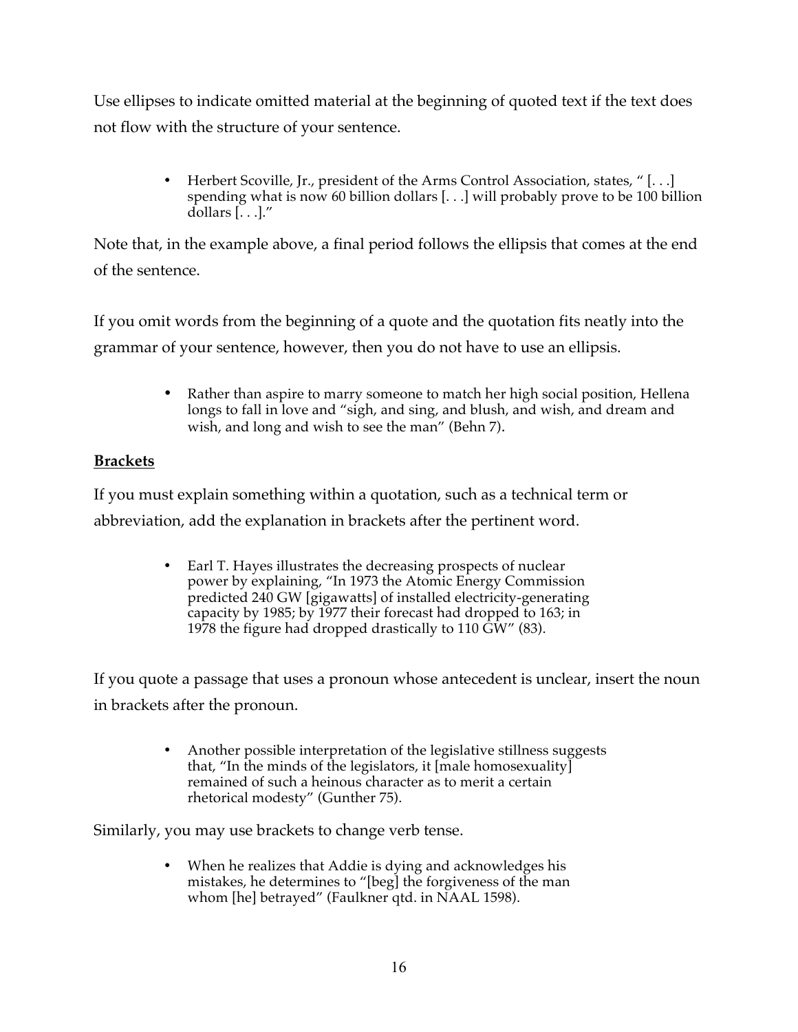Use ellipses to indicate omitted material at the beginning of quoted text if the text does not flow with the structure of your sentence.

- Herbert Scoville, Jr., president of the Arms Control Association, states, " [. . .] spending what is now 60 billion dollars [. . .] will probably prove to be 100 billion dollars [. . .]."

Note that, in the example above, a final period follows the ellipsis that comes at the end of the sentence.

If you omit words from the beginning of a quote and the quotation fits neatly into the grammar of your sentence, however, then you do not have to use an ellipsis.

- Rather than aspire to marry someone to match her high social position, Hellena longs to fall in love and "sigh, and sing, and blush, and wish, and dream and wish, and long and wish to see the man" (Behn 7).

**Brackets**

If you must explain something within a quotation, such as a technical term or abbreviation, add the explanation in brackets after the pertinent word.

- Earl T. Hayes illustrates the decreasing prospects of nuclear power by explaining, "In 1973 the Atomic Energy Commission predicted 240 GW [gigawatts] of installed electricity-generating capacity by 1985; by 1977 their forecast had dropped to 163; in 1978 the figure had dropped drastically to 110 GW" (83).

If you quote a passage that uses a pronoun whose antecedent is unclear, insert the noun in brackets after the pronoun.

- Another possible interpretation of the legislative stillness suggests that, "In the minds of the legislators, it [male homosexuality] remained of such a heinous character as to merit a certain rhetorical modesty" (Gunther 75).

Similarly, you may use brackets to change verb tense.

- When he realizes that Addie is dying and acknowledges his mistakes, he determines to "[beg] the forgiveness of the man whom [he] betrayed" (Faulkner qtd. in NAAL 1598).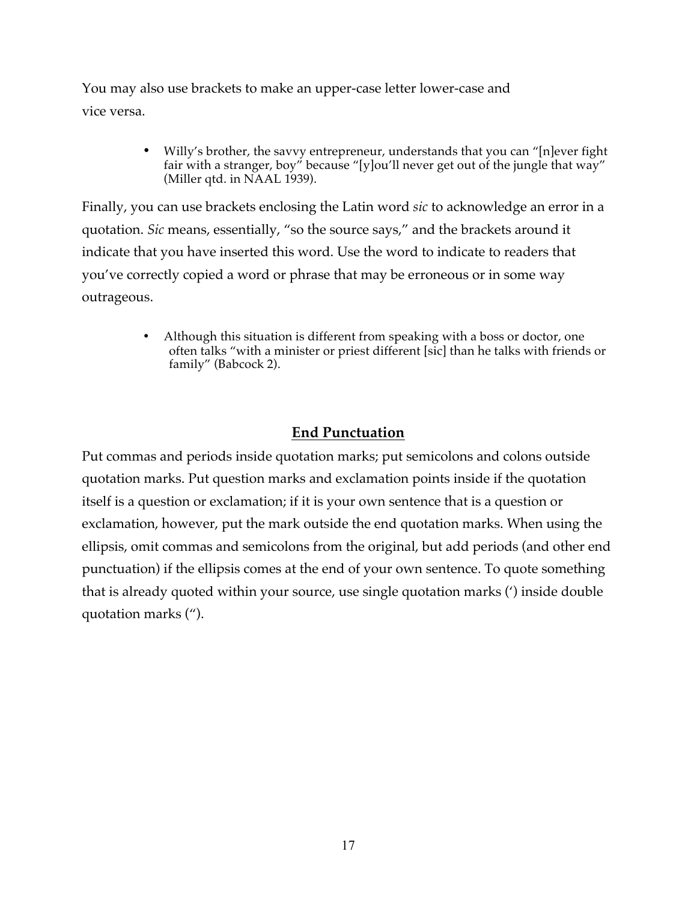You may also use brackets to make an upper-case letter lower-case and vice versa.

- Willy's brother, the savvy entrepreneur, understands that you can "[n]ever fight fair with a stranger, boy" because "[y]ou'll never get out of the jungle that way" (Miller qtd. in NAAL 1939).

Finally, you can use brackets enclosing the Latin word *sic* to acknowledge an error in a quotation. *Sic* means, essentially, "so the source says," and the brackets around it indicate that you have inserted this word. Use the word to indicate to readers that you've correctly copied a word or phrase that may be erroneous or in some way outrageous.

- Although this situation is different from speaking with a boss or doctor, one often talks "with a minister or priest different [sic] than he talks with friends or family" (Babcock 2).

## **End Punctuation**

Put commas and periods inside quotation marks; put semicolons and colons outside quotation marks. Put question marks and exclamation points inside if the quotation itself is a question or exclamation; if it is your own sentence that is a question or exclamation, however, put the mark outside the end quotation marks. When using the ellipsis, omit commas and semicolons from the original, but add periods (and other end punctuation) if the ellipsis comes at the end of your own sentence. To quote something that is already quoted within your source, use single quotation marks (') inside double quotation marks (").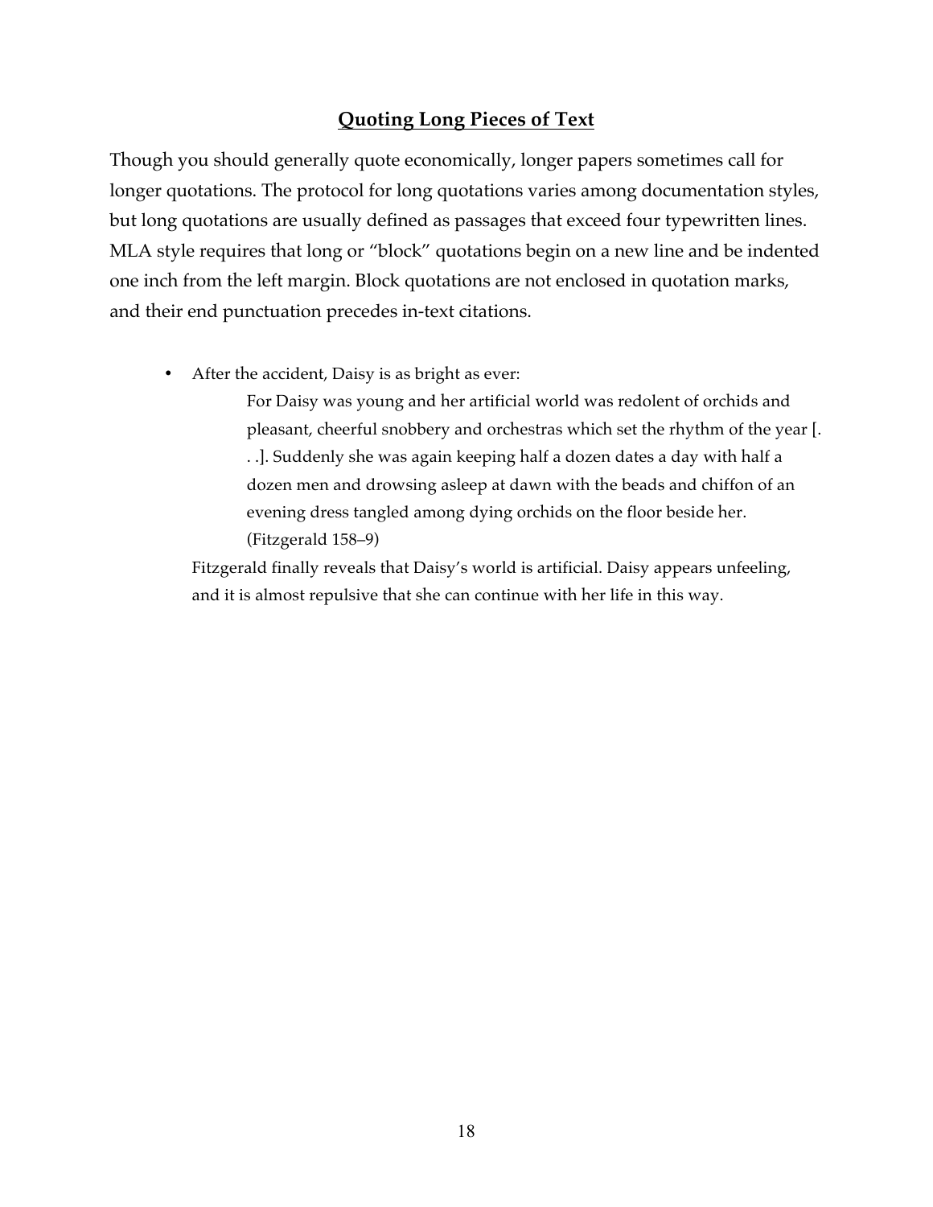## Quoting Long Pieces of Text

Though you should generally quote economically, longer papers sometimes call for longer quotations. The protocol for long quotations varies among documentation styles, but long quotations are usually defined as passages that exceed four typewritten lines. MLA style requires that long or "block" quotations begin on a new line and be indented one inch from the left margin. Block quotations are not enclosed in quotation marks, and their end punctuation precedes in-text citations.

- After the accident, Daisy is as bright as ever:

  > For Daisy was young and her artificial world was redolent of orchids and pleasant, cheerful snobbery and orchestras which set the rhythm of the year [. . .]. Suddenly she was again keeping half a dozen dates a day with half a dozen men and drowsing asleep at dawn with the beads and chiffon of an evening dress tangled among dying orchids on the floor beside her. (Fitzgerald 158–9)

  Fitzgerald finally reveals that Daisy's world is artificial. Daisy appears unfeeling, and it is almost repulsive that she can continue with her life in this way.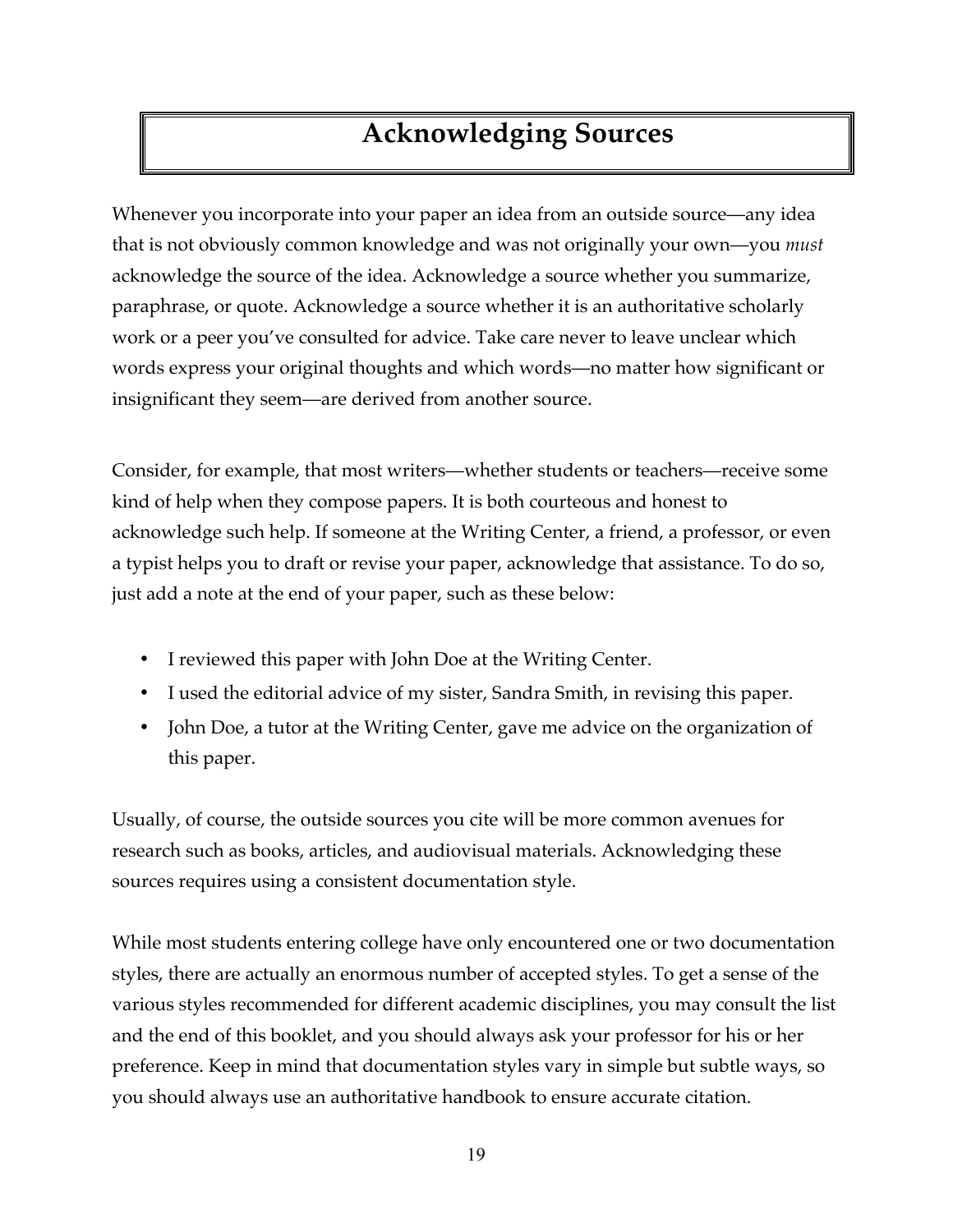# Acknowledging Sources

Whenever you incorporate into your paper an idea from an outside source—any idea that is not obviously common knowledge and was not originally your own—you *must* acknowledge the source of the idea. Acknowledge a source whether you summarize, paraphrase, or quote. Acknowledge a source whether it is an authoritative scholarly work or a peer you've consulted for advice. Take care never to leave unclear which words express your original thoughts and which words—no matter how significant or insignificant they seem—are derived from another source.

Consider, for example, that most writers—whether students or teachers—receive some kind of help when they compose papers. It is both courteous and honest to acknowledge such help. If someone at the Writing Center, a friend, a professor, or even a typist helps you to draft or revise your paper, acknowledge that assistance. To do so, just add a note at the end of your paper, such as these below:

- I reviewed this paper with John Doe at the Writing Center.
- I used the editorial advice of my sister, Sandra Smith, in revising this paper.
- John Doe, a tutor at the Writing Center, gave me advice on the organization of this paper.

Usually, of course, the outside sources you cite will be more common avenues for research such as books, articles, and audiovisual materials. Acknowledging these sources requires using a consistent documentation style.

While most students entering college have only encountered one or two documentation styles, there are actually an enormous number of accepted styles. To get a sense of the various styles recommended for different academic disciplines, you may consult the list and the end of this booklet, and you should always ask your professor for his or her preference. Keep in mind that documentation styles vary in simple but subtle ways, so you should always use an authoritative handbook to ensure accurate citation.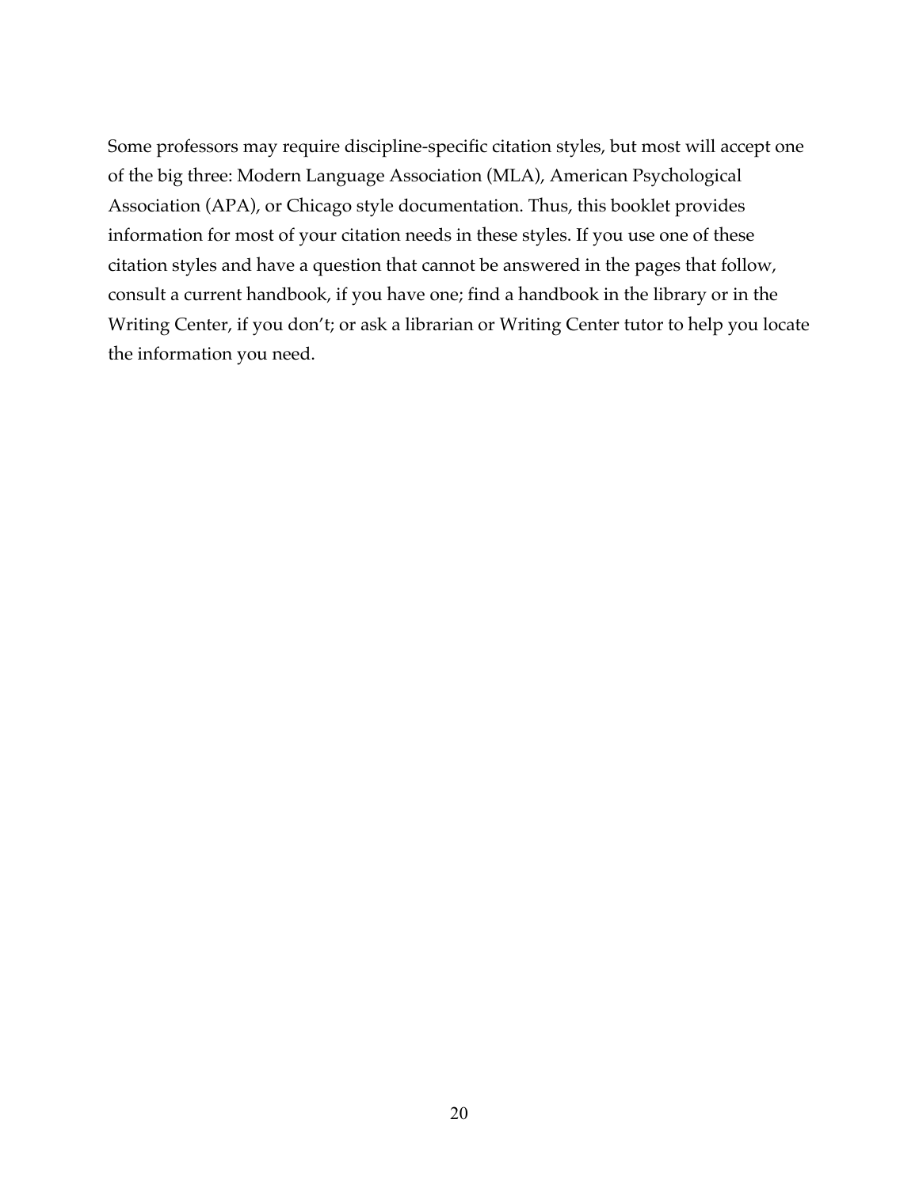Some professors may require discipline-specific citation styles, but most will accept one of the big three: Modern Language Association (MLA), American Psychological Association (APA), or Chicago style documentation. Thus, this booklet provides information for most of your citation needs in these styles. If you use one of these citation styles and have a question that cannot be answered in the pages that follow, consult a current handbook, if you have one; find a handbook in the library or in the Writing Center, if you don't; or ask a librarian or Writing Center tutor to help you locate the information you need.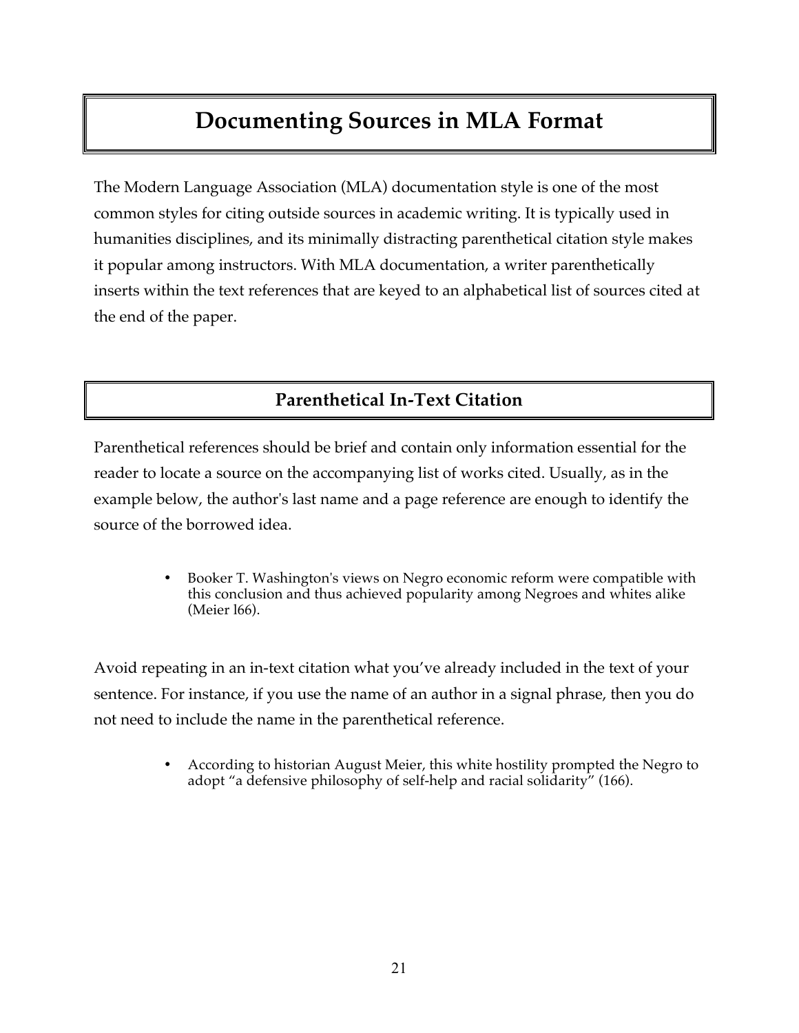# Documenting Sources in MLA Format

The Modern Language Association (MLA) documentation style is one of the most common styles for citing outside sources in academic writing. It is typically used in humanities disciplines, and its minimally distracting parenthetical citation style makes it popular among instructors. With MLA documentation, a writer parenthetically inserts within the text references that are keyed to an alphabetical list of sources cited at the end of the paper.

## Parenthetical In-Text Citation

Parenthetical references should be brief and contain only information essential for the reader to locate a source on the accompanying list of works cited. Usually, as in the example below, the author's last name and a page reference are enough to identify the source of the borrowed idea.

- Booker T. Washington's views on Negro economic reform were compatible with this conclusion and thus achieved popularity among Negroes and whites alike (Meier l66).

Avoid repeating in an in-text citation what you've already included in the text of your sentence. For instance, if you use the name of an author in a signal phrase, then you do not need to include the name in the parenthetical reference.

- According to historian August Meier, this white hostility prompted the Negro to adopt "a defensive philosophy of self-help and racial solidarity" (166).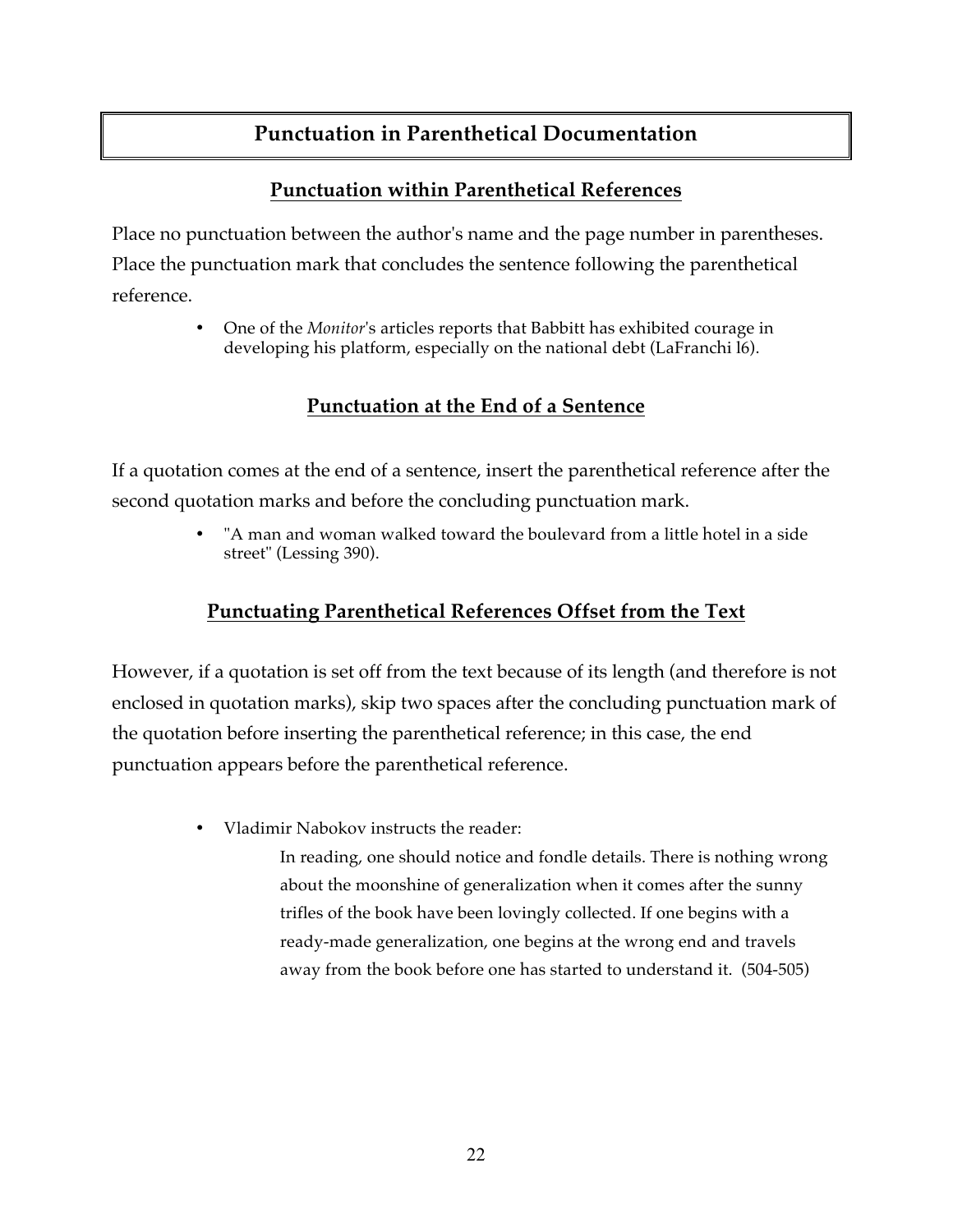# Punctuation in Parenthetical Documentation

## Punctuation within Parenthetical References

Place no punctuation between the author's name and the page number in parentheses. Place the punctuation mark that concludes the sentence following the parenthetical reference.

- One of the *Monitor*'s articles reports that Babbitt has exhibited courage in developing his platform, especially on the national debt (LaFranchi l6).

## Punctuation at the End of a Sentence

If a quotation comes at the end of a sentence, insert the parenthetical reference after the second quotation marks and before the concluding punctuation mark.

- "A man and woman walked toward the boulevard from a little hotel in a side street" (Lessing 390).

## Punctuating Parenthetical References Offset from the Text

However, if a quotation is set off from the text because of its length (and therefore is not enclosed in quotation marks), skip two spaces after the concluding punctuation mark of the quotation before inserting the parenthetical reference; in this case, the end punctuation appears before the parenthetical reference.

- Vladimir Nabokov instructs the reader:

    > In reading, one should notice and fondle details. There is nothing wrong about the moonshine of generalization when it comes after the sunny trifles of the book have been lovingly collected. If one begins with a ready-made generalization, one begins at the wrong end and travels away from the book before one has started to understand it.  (504-505)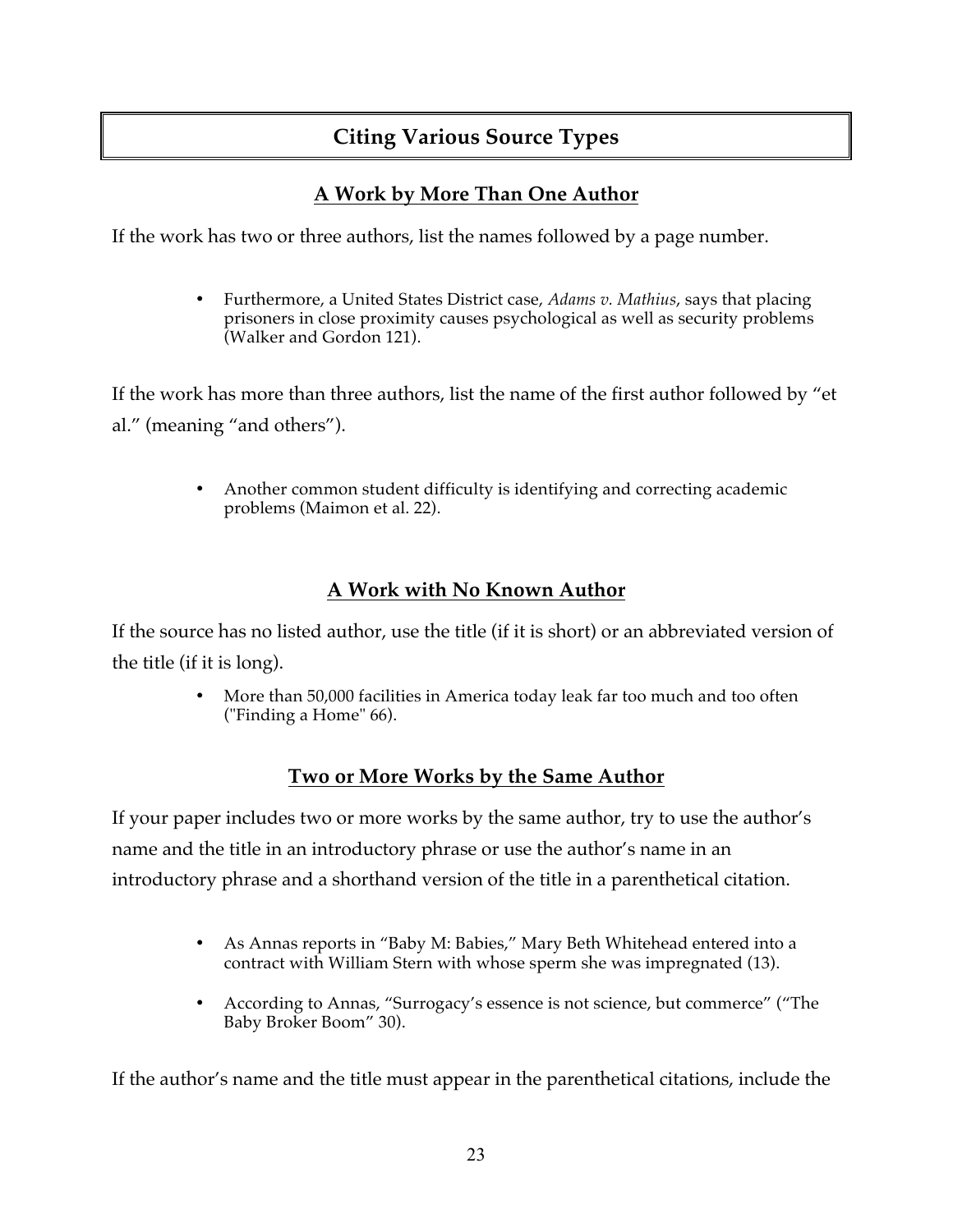## Citing Various Source Types

### A Work by More Than One Author

If the work has two or three authors, list the names followed by a page number.

- Furthermore, a United States District case, *Adams v. Mathius*, says that placing prisoners in close proximity causes psychological as well as security problems (Walker and Gordon 121).

If the work has more than three authors, list the name of the first author followed by "et al." (meaning "and others").

- Another common student difficulty is identifying and correcting academic problems (Maimon et al. 22).

### A Work with No Known Author

If the source has no listed author, use the title (if it is short) or an abbreviated version of the title (if it is long).

- More than 50,000 facilities in America today leak far too much and too often ("Finding a Home" 66).

### Two or More Works by the Same Author

If your paper includes two or more works by the same author, try to use the author's name and the title in an introductory phrase or use the author's name in an introductory phrase and a shorthand version of the title in a parenthetical citation.

- As Annas reports in "Baby M: Babies," Mary Beth Whitehead entered into a contract with William Stern with whose sperm she was impregnated (13).
- According to Annas, "Surrogacy's essence is not science, but commerce" ("The Baby Broker Boom" 30).

If the author's name and the title must appear in the parenthetical citations, include the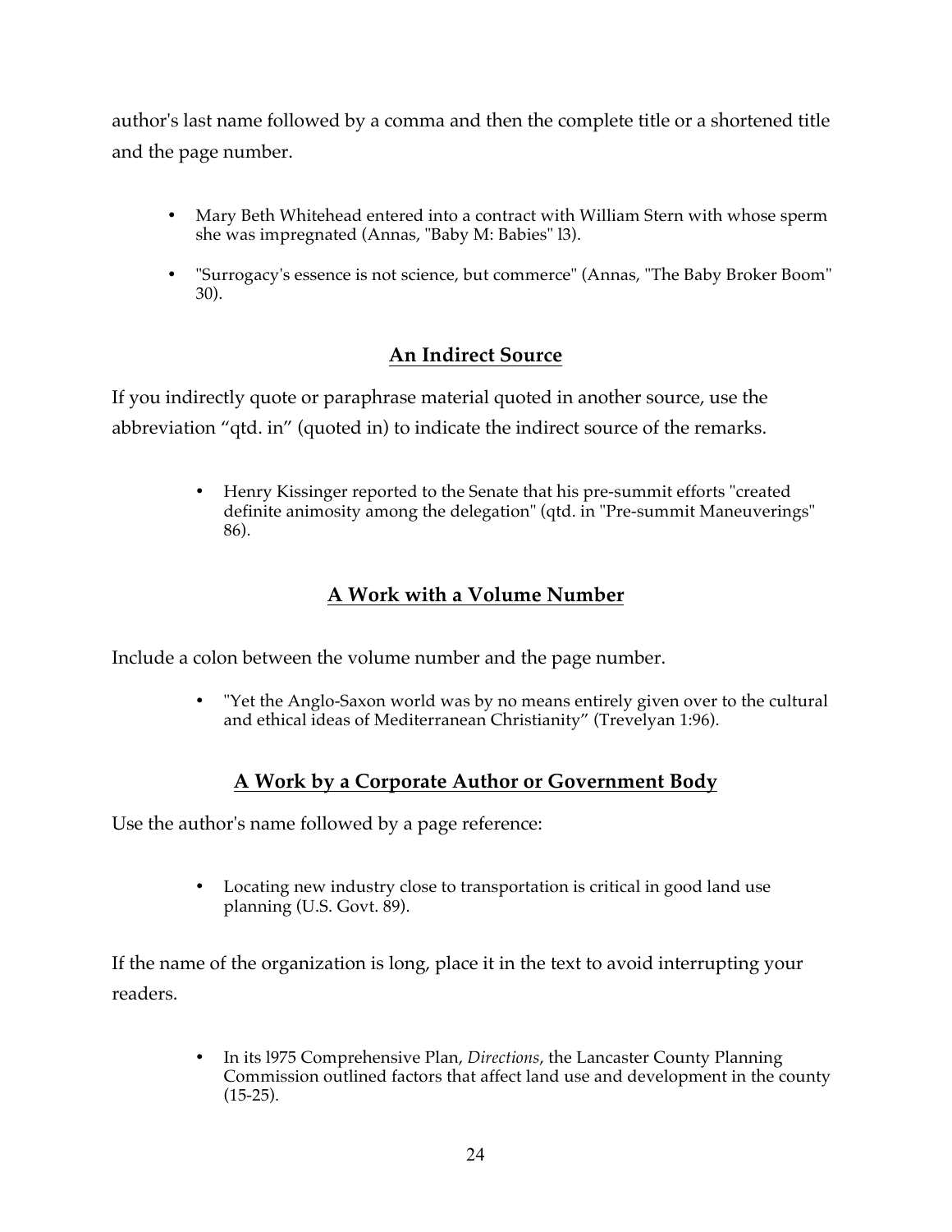author's last name followed by a comma and then the complete title or a shortened title and the page number.

- Mary Beth Whitehead entered into a contract with William Stern with whose sperm she was impregnated (Annas, "Baby M: Babies" l3).
- "Surrogacy's essence is not science, but commerce" (Annas, "The Baby Broker Boom" 30).

## **An Indirect Source**

If you indirectly quote or paraphrase material quoted in another source, use the abbreviation "qtd. in" (quoted in) to indicate the indirect source of the remarks.

- Henry Kissinger reported to the Senate that his pre-summit efforts "created definite animosity among the delegation" (qtd. in "Pre-summit Maneuverings" 86).

## **A Work with a Volume Number**

Include a colon between the volume number and the page number.

- "Yet the Anglo-Saxon world was by no means entirely given over to the cultural and ethical ideas of Mediterranean Christianity" (Trevelyan 1:96).

## **A Work by a Corporate Author or Government Body**

Use the author's name followed by a page reference:

- Locating new industry close to transportation is critical in good land use planning (U.S. Govt. 89).

If the name of the organization is long, place it in the text to avoid interrupting your readers.

- In its l975 Comprehensive Plan, *Directions*, the Lancaster County Planning Commission outlined factors that affect land use and development in the county (15-25).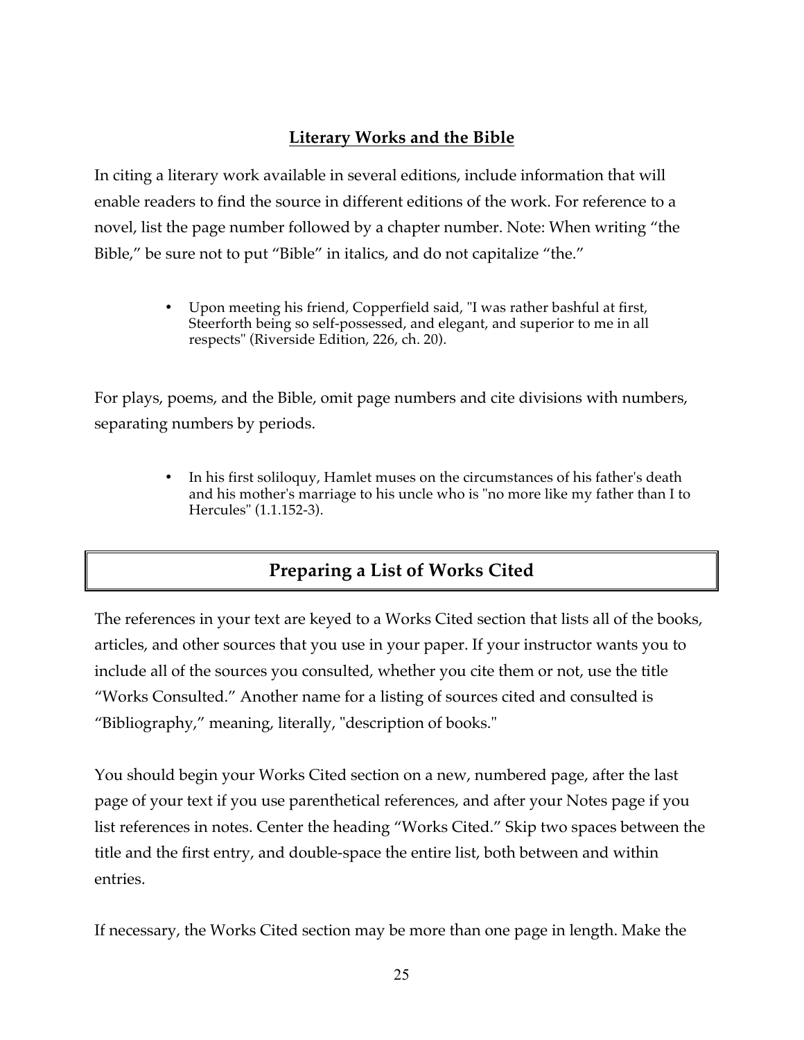## Literary Works and the Bible

In citing a literary work available in several editions, include information that will enable readers to find the source in different editions of the work. For reference to a novel, list the page number followed by a chapter number. Note: When writing "the Bible," be sure not to put "Bible" in italics, and do not capitalize "the."

- Upon meeting his friend, Copperfield said, "I was rather bashful at first, Steerforth being so self-possessed, and elegant, and superior to me in all respects" (Riverside Edition, 226, ch. 20).

For plays, poems, and the Bible, omit page numbers and cite divisions with numbers, separating numbers by periods.

- In his first soliloquy, Hamlet muses on the circumstances of his father's death and his mother's marriage to his uncle who is "no more like my father than I to Hercules" (1.1.152-3).

## Preparing a List of Works Cited

The references in your text are keyed to a Works Cited section that lists all of the books, articles, and other sources that you use in your paper. If your instructor wants you to include all of the sources you consulted, whether you cite them or not, use the title "Works Consulted." Another name for a listing of sources cited and consulted is "Bibliography," meaning, literally, "description of books."

You should begin your Works Cited section on a new, numbered page, after the last page of your text if you use parenthetical references, and after your Notes page if you list references in notes. Center the heading "Works Cited." Skip two spaces between the title and the first entry, and double-space the entire list, both between and within entries.

If necessary, the Works Cited section may be more than one page in length. Make the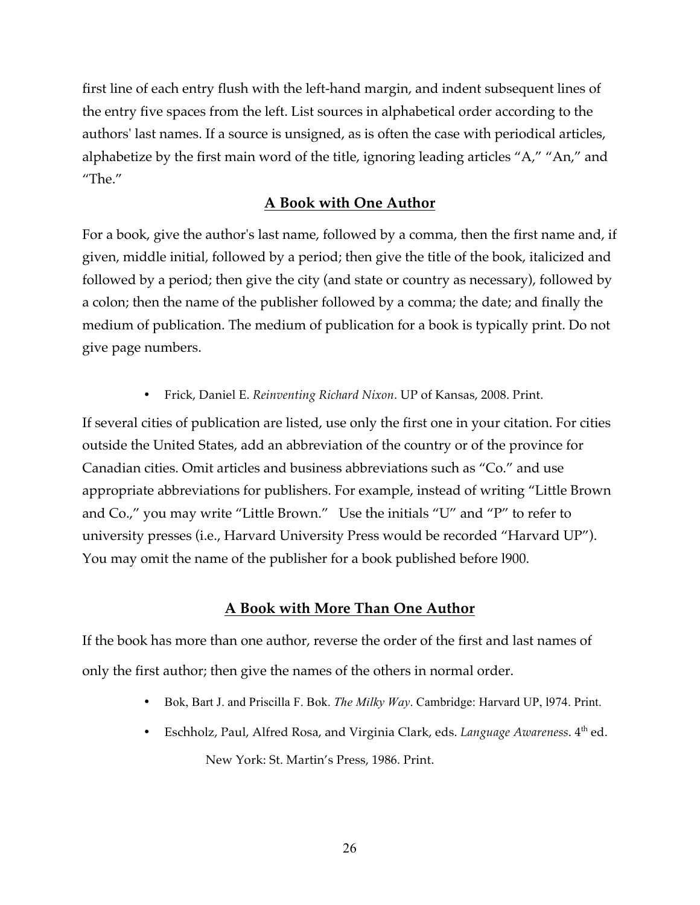first line of each entry flush with the left-hand margin, and indent subsequent lines of the entry five spaces from the left. List sources in alphabetical order according to the authors' last names. If a source is unsigned, as is often the case with periodical articles, alphabetize by the first main word of the title, ignoring leading articles "A," "An," and "The."

## A Book with One Author

For a book, give the author's last name, followed by a comma, then the first name and, if given, middle initial, followed by a period; then give the title of the book, italicized and followed by a period; then give the city (and state or country as necessary), followed by a colon; then the name of the publisher followed by a comma; the date; and finally the medium of publication. The medium of publication for a book is typically print. Do not give page numbers.

- Frick, Daniel E. *Reinventing Richard Nixon*. UP of Kansas, 2008. Print.

If several cities of publication are listed, use only the first one in your citation. For cities outside the United States, add an abbreviation of the country or of the province for Canadian cities. Omit articles and business abbreviations such as "Co." and use appropriate abbreviations for publishers. For example, instead of writing "Little Brown and Co.," you may write "Little Brown." Use the initials "U" and "P" to refer to university presses (i.e., Harvard University Press would be recorded "Harvard UP"). You may omit the name of the publisher for a book published before l900.

## A Book with More Than One Author

If the book has more than one author, reverse the order of the first and last names of only the first author; then give the names of the others in normal order.

- Bok, Bart J. and Priscilla F. Bok. *The Milky Way*. Cambridge: Harvard UP, l974. Print.
- Eschholz, Paul, Alfred Rosa, and Virginia Clark, eds. *Language Awareness*. 4th ed. New York: St. Martin's Press, 1986. Print.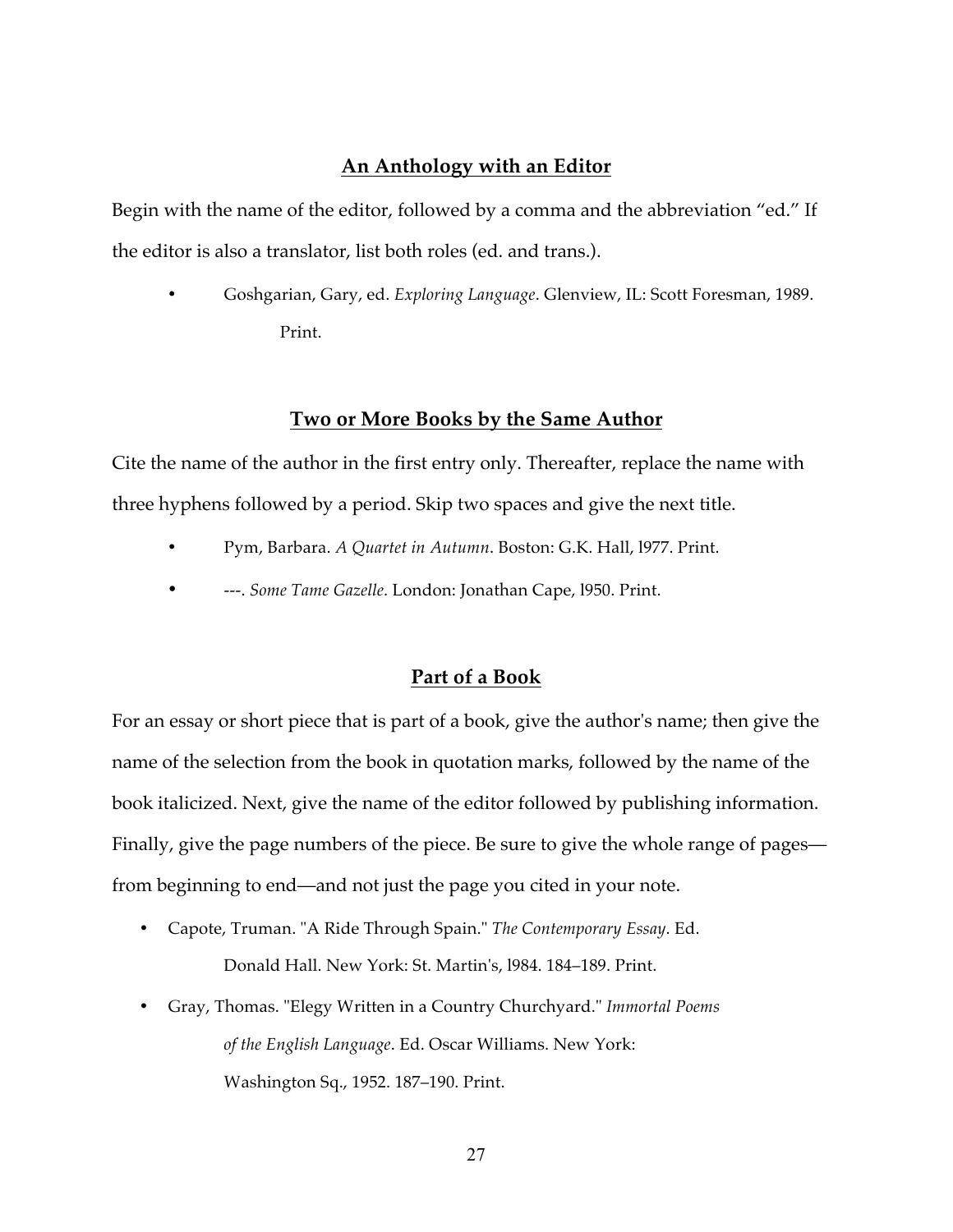## An Anthology with an Editor

Begin with the name of the editor, followed by a comma and the abbreviation "ed." If the editor is also a translator, list both roles (ed. and trans.).

- Goshgarian, Gary, ed. *Exploring Language*. Glenview, IL: Scott Foresman, 1989. Print.

## Two or More Books by the Same Author

Cite the name of the author in the first entry only. Thereafter, replace the name with three hyphens followed by a period. Skip two spaces and give the next title.

- Pym, Barbara. *A Quartet in Autumn*. Boston: G.K. Hall, l977. Print.
- ---. *Some Tame Gazelle*. London: Jonathan Cape, l950. Print.

## Part of a Book

For an essay or short piece that is part of a book, give the author's name; then give the name of the selection from the book in quotation marks, followed by the name of the book italicized. Next, give the name of the editor followed by publishing information. Finally, give the page numbers of the piece. Be sure to give the whole range of pages—from beginning to end—and not just the page you cited in your note.

- Capote, Truman. "A Ride Through Spain." *The Contemporary Essay*. Ed. Donald Hall. New York: St. Martin's, l984. 184–189. Print.
- Gray, Thomas. "Elegy Written in a Country Churchyard." *Immortal Poems of the English Language*. Ed. Oscar Williams. New York: Washington Sq., 1952. 187–190. Print.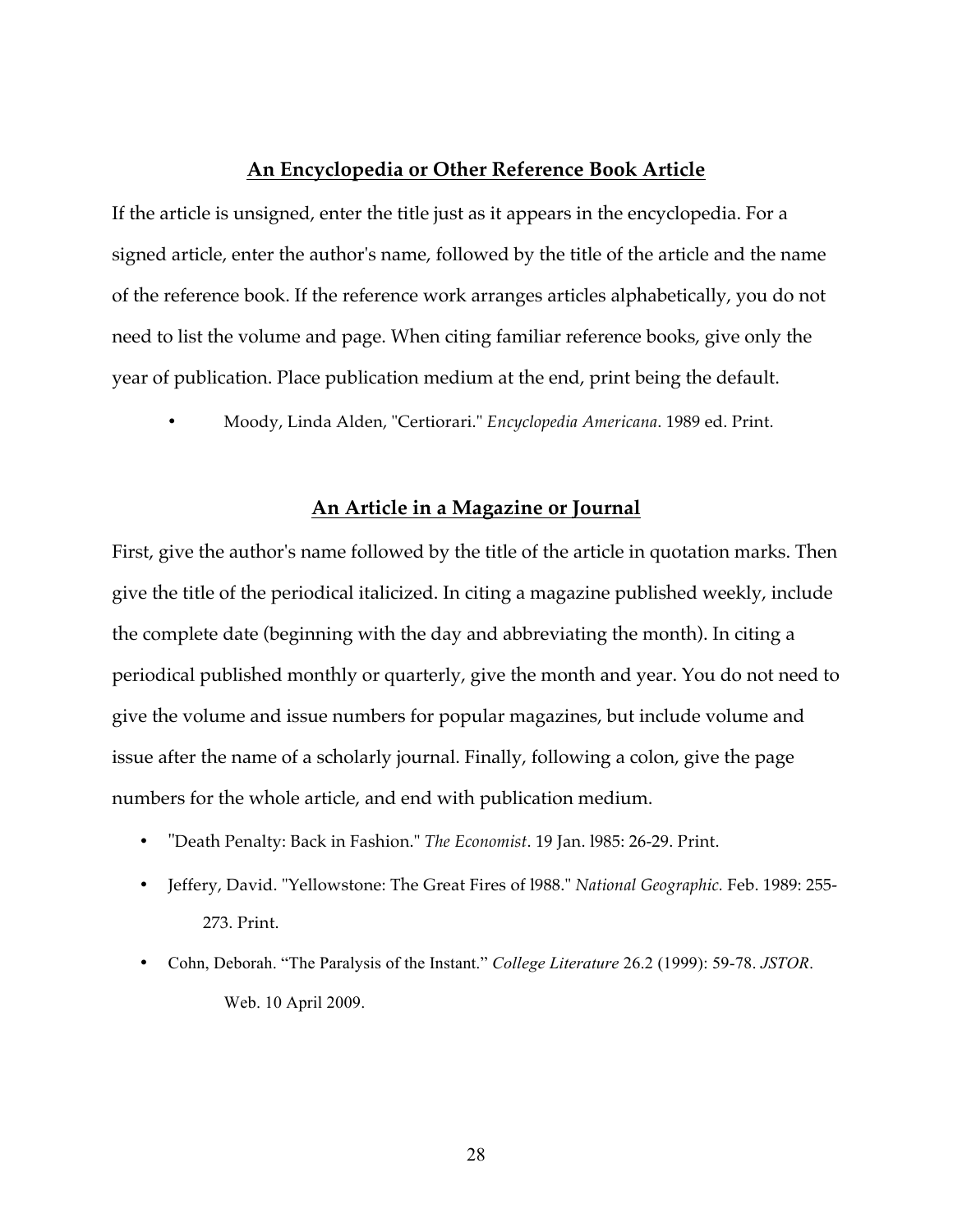## **An Encyclopedia or Other Reference Book Article**

If the article is unsigned, enter the title just as it appears in the encyclopedia. For a signed article, enter the author's name, followed by the title of the article and the name of the reference book. If the reference work arranges articles alphabetically, you do not need to list the volume and page. When citing familiar reference books, give only the year of publication. Place publication medium at the end, print being the default.

- Moody, Linda Alden, "Certiorari." *Encyclopedia Americana*. 1989 ed. Print.

## **An Article in a Magazine or Journal**

First, give the author's name followed by the title of the article in quotation marks. Then give the title of the periodical italicized. In citing a magazine published weekly, include the complete date (beginning with the day and abbreviating the month). In citing a periodical published monthly or quarterly, give the month and year. You do not need to give the volume and issue numbers for popular magazines, but include volume and issue after the name of a scholarly journal. Finally, following a colon, give the page numbers for the whole article, and end with publication medium.

- "Death Penalty: Back in Fashion." *The Economist*. 19 Jan. l985: 26-29. Print.
- Jeffery, David. "Yellowstone: The Great Fires of l988." *National Geographic.* Feb. 1989: 255-273. Print.
- Cohn, Deborah. "The Paralysis of the Instant." *College Literature* 26.2 (1999): 59-78. *JSTOR*. Web. 10 April 2009.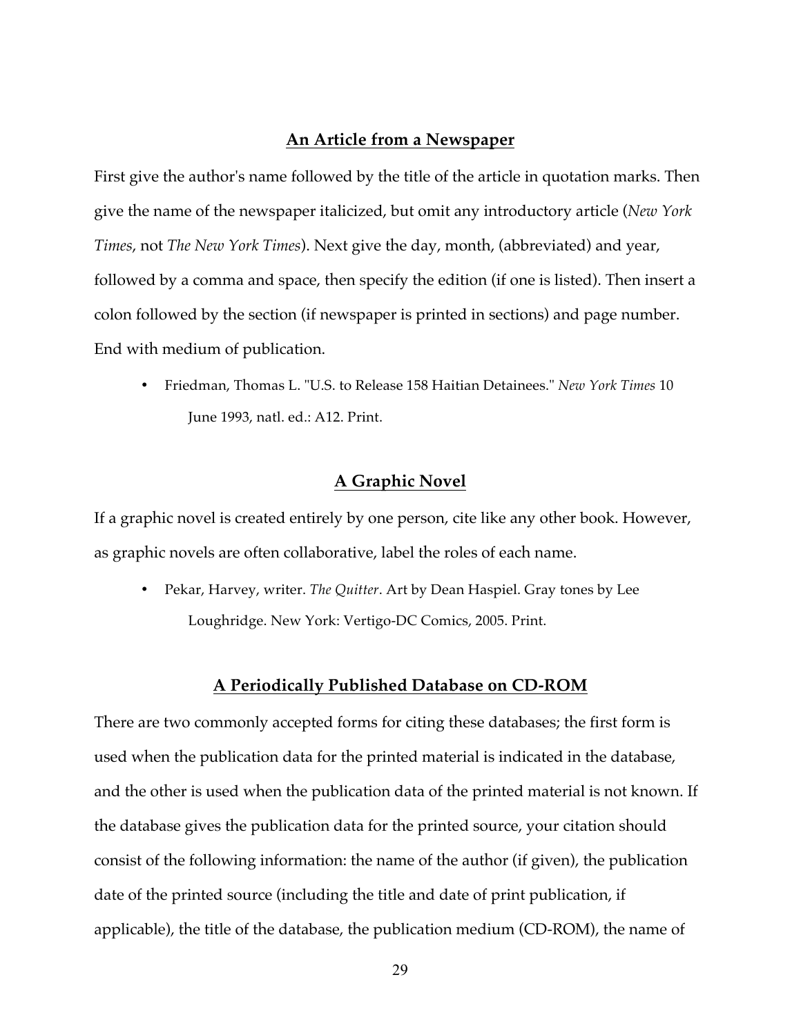## An Article from a Newspaper

First give the author's name followed by the title of the article in quotation marks. Then give the name of the newspaper italicized, but omit any introductory article (*New York Times*, not *The New York Times*). Next give the day, month, (abbreviated) and year, followed by a comma and space, then specify the edition (if one is listed). Then insert a colon followed by the section (if newspaper is printed in sections) and page number. End with medium of publication.

- Friedman, Thomas L. "U.S. to Release 158 Haitian Detainees." *New York Times* 10 June 1993, natl. ed.: A12. Print.

## A Graphic Novel

If a graphic novel is created entirely by one person, cite like any other book. However, as graphic novels are often collaborative, label the roles of each name.

- Pekar, Harvey, writer. *The Quitter*. Art by Dean Haspiel. Gray tones by Lee Loughridge. New York: Vertigo-DC Comics, 2005. Print.

## A Periodically Published Database on CD-ROM

There are two commonly accepted forms for citing these databases; the first form is used when the publication data for the printed material is indicated in the database, and the other is used when the publication data of the printed material is not known. If the database gives the publication data for the printed source, your citation should consist of the following information: the name of the author (if given), the publication date of the printed source (including the title and date of print publication, if applicable), the title of the database, the publication medium (CD-ROM), the name of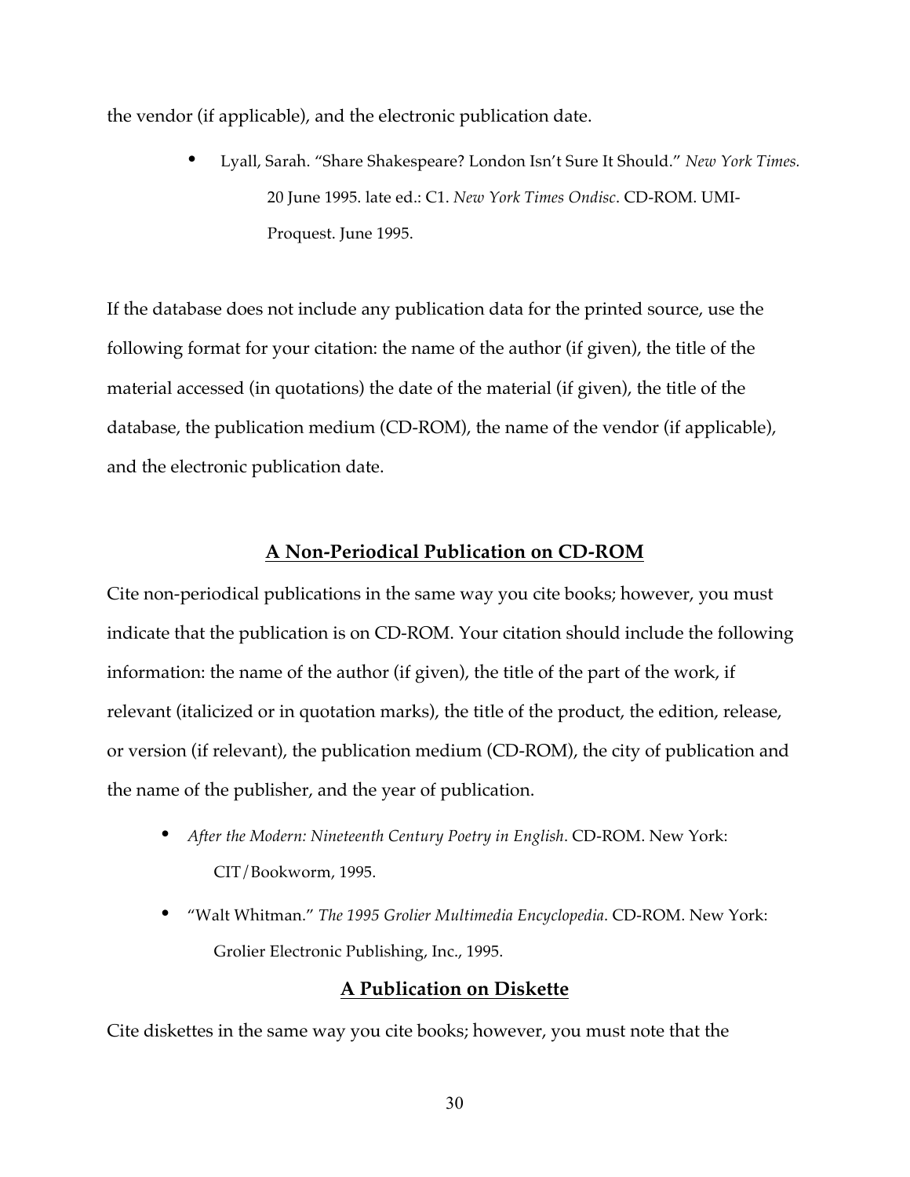the vendor (if applicable), and the electronic publication date.

- Lyall, Sarah. "Share Shakespeare? London Isn't Sure It Should." *New York Times.* 20 June 1995. late ed.: C1. *New York Times Ondisc*. CD-ROM. UMI-Proquest. June 1995.

If the database does not include any publication data for the printed source, use the following format for your citation: the name of the author (if given), the title of the material accessed (in quotations) the date of the material (if given), the title of the database, the publication medium (CD-ROM), the name of the vendor (if applicable), and the electronic publication date.

## A Non-Periodical Publication on CD-ROM

Cite non-periodical publications in the same way you cite books; however, you must indicate that the publication is on CD-ROM. Your citation should include the following information: the name of the author (if given), the title of the part of the work, if relevant (italicized or in quotation marks), the title of the product, the edition, release, or version (if relevant), the publication medium (CD-ROM), the city of publication and the name of the publisher, and the year of publication.

- *After the Modern: Nineteenth Century Poetry in English*. CD-ROM. New York: CIT/Bookworm, 1995.
- "Walt Whitman." *The 1995 Grolier Multimedia Encyclopedia*. CD-ROM. New York: Grolier Electronic Publishing, Inc., 1995.

## A Publication on Diskette

Cite diskettes in the same way you cite books; however, you must note that the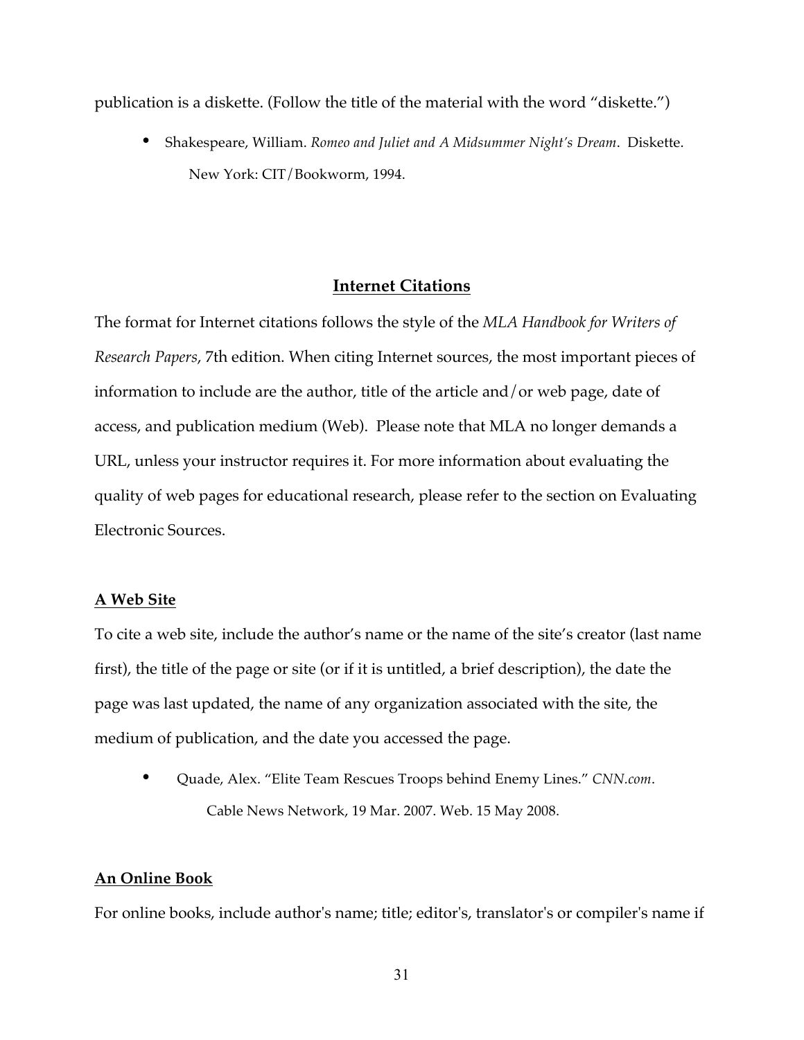publication is a diskette. (Follow the title of the material with the word "diskette.")

- Shakespeare, William. *Romeo and Juliet and A Midsummer Night's Dream*. Diskette. New York: CIT/Bookworm, 1994.

## Internet Citations

The format for Internet citations follows the style of the *MLA Handbook for Writers of Research Papers*, 7th edition. When citing Internet sources, the most important pieces of information to include are the author, title of the article and/or web page, date of access, and publication medium (Web). Please note that MLA no longer demands a URL, unless your instructor requires it. For more information about evaluating the quality of web pages for educational research, please refer to the section on Evaluating Electronic Sources.

### A Web Site

To cite a web site, include the author's name or the name of the site's creator (last name first), the title of the page or site (or if it is untitled, a brief description), the date the page was last updated, the name of any organization associated with the site, the medium of publication, and the date you accessed the page.

- Quade, Alex. "Elite Team Rescues Troops behind Enemy Lines." *CNN.com*. Cable News Network, 19 Mar. 2007. Web. 15 May 2008.

### An Online Book

For online books, include author's name; title; editor's, translator's or compiler's name if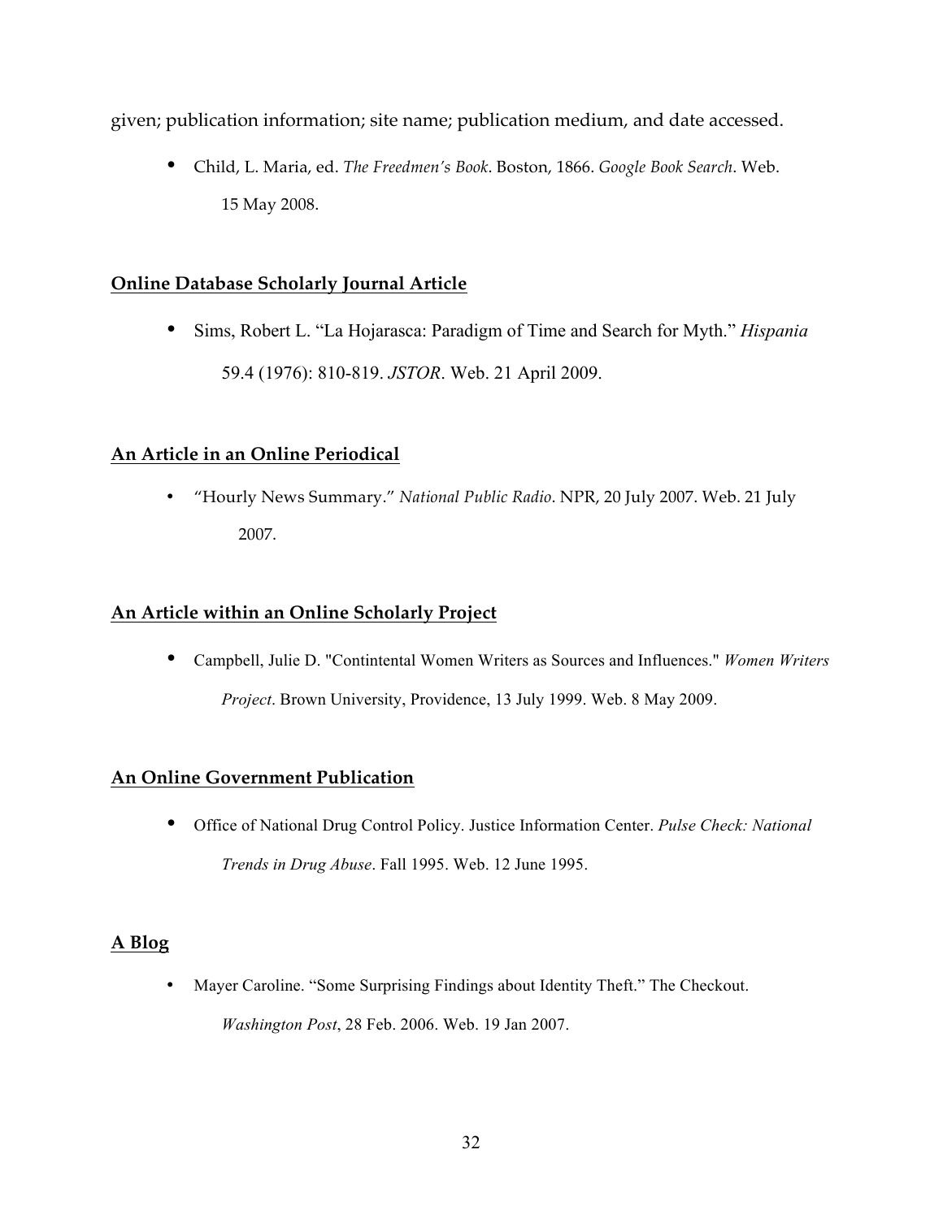given; publication information; site name; publication medium, and date accessed.

- Child, L. Maria, ed. *The Freedmen's Book*. Boston, 1866. *Google Book Search*. Web. 15 May 2008.

**Online Database Scholarly Journal Article**

- Sims, Robert L. "La Hojarasca: Paradigm of Time and Search for Myth." *Hispania* 59.4 (1976): 810-819. *JSTOR*. Web. 21 April 2009.

**An Article in an Online Periodical**

- "Hourly News Summary." *National Public Radio*. NPR, 20 July 2007. Web. 21 July 2007.

**An Article within an Online Scholarly Project**

- Campbell, Julie D. "Contintental Women Writers as Sources and Influences." *Women Writers Project*. Brown University, Providence, 13 July 1999. Web. 8 May 2009.

**An Online Government Publication**

- Office of National Drug Control Policy. Justice Information Center. *Pulse Check: National Trends in Drug Abuse*. Fall 1995. Web. 12 June 1995.

**A Blog**

- Mayer Caroline. "Some Surprising Findings about Identity Theft." The Checkout. *Washington Post*, 28 Feb. 2006. Web. 19 Jan 2007.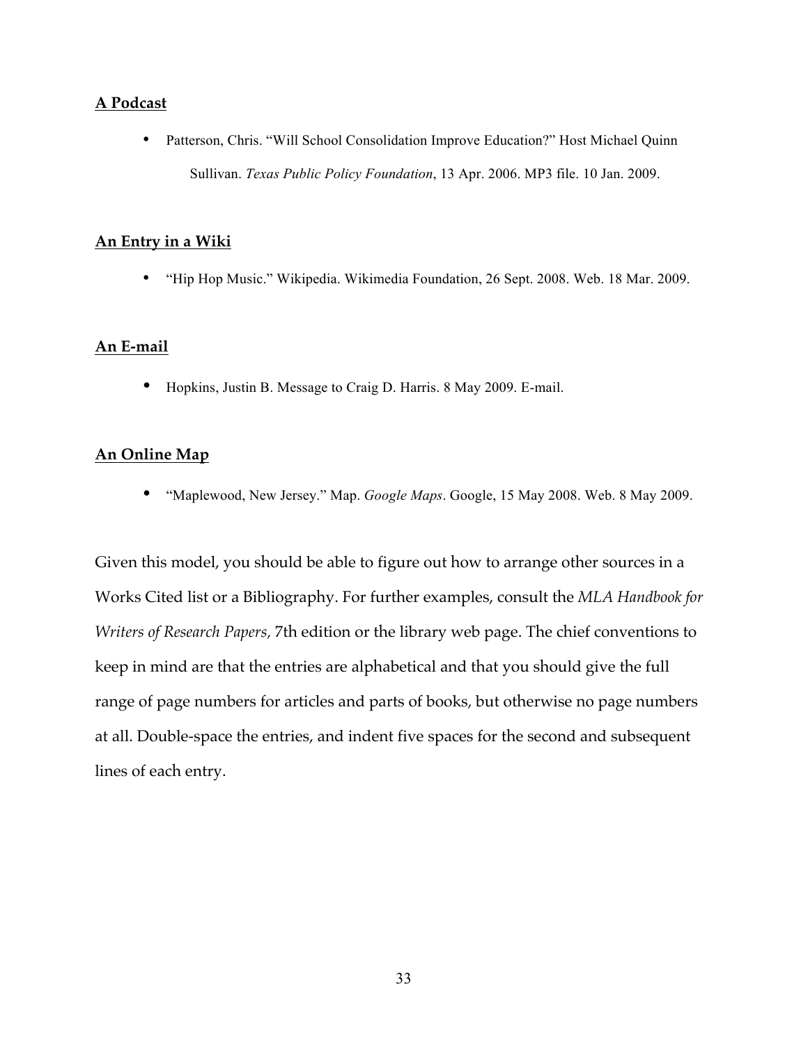**A Podcast**

- Patterson, Chris. "Will School Consolidation Improve Education?" Host Michael Quinn Sullivan. *Texas Public Policy Foundation*, 13 Apr. 2006. MP3 file. 10 Jan. 2009.

**An Entry in a Wiki**

- "Hip Hop Music." Wikipedia. Wikimedia Foundation, 26 Sept. 2008. Web. 18 Mar. 2009.

**An E-mail**

- Hopkins, Justin B. Message to Craig D. Harris. 8 May 2009. E-mail.

**An Online Map**

- "Maplewood, New Jersey." Map. *Google Maps*. Google, 15 May 2008. Web. 8 May 2009.

Given this model, you should be able to figure out how to arrange other sources in a Works Cited list or a Bibliography. For further examples, consult the *MLA Handbook for Writers of Research Papers,* 7th edition or the library web page. The chief conventions to keep in mind are that the entries are alphabetical and that you should give the full range of page numbers for articles and parts of books, but otherwise no page numbers at all. Double-space the entries, and indent five spaces for the second and subsequent lines of each entry.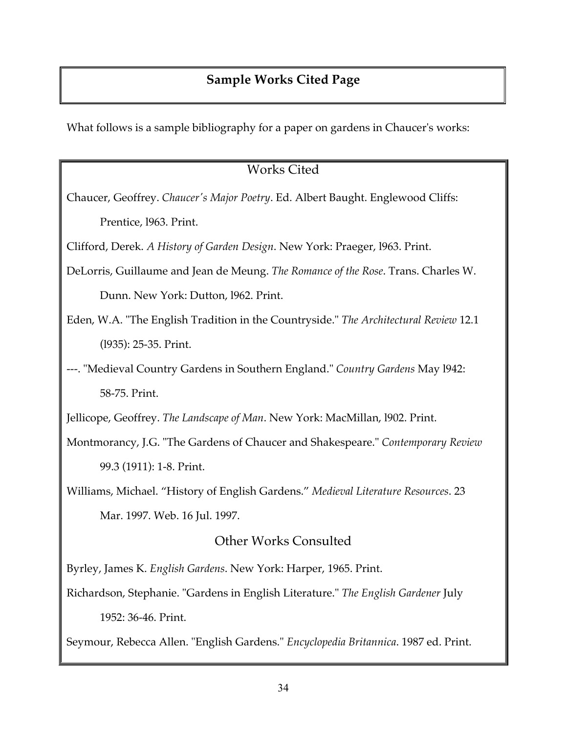## Sample Works Cited Page

What follows is a sample bibliography for a paper on gardens in Chaucer's works:

### Works Cited

Chaucer, Geoffrey. *Chaucer's Major Poetry*. Ed. Albert Baught. Englewood Cliffs: Prentice, l963. Print.

Clifford, Derek. *A History of Garden Design*. New York: Praeger, l963. Print.

DeLorris, Guillaume and Jean de Meung. *The Romance of the Rose*. Trans. Charles W. Dunn. New York: Dutton, l962. Print.

Eden, W.A. "The English Tradition in the Countryside." *The Architectural Review* 12.1 (l935): 25-35. Print.

---. "Medieval Country Gardens in Southern England." *Country Gardens* May l942: 58-75. Print.

Jellicope, Geoffrey. *The Landscape of Man*. New York: MacMillan, l902. Print.

Montmorancy, J.G. "The Gardens of Chaucer and Shakespeare." *Contemporary Review* 99.3 (1911): 1-8. Print.

Williams, Michael. "History of English Gardens." *Medieval Literature Resources*. 23 Mar. 1997. Web. 16 Jul. 1997.

### Other Works Consulted

Byrley, James K. *English Gardens*. New York: Harper, 1965. Print.

Richardson, Stephanie. "Gardens in English Literature." *The English Gardener* July 1952: 36-46. Print.

Seymour, Rebecca Allen. "English Gardens." *Encyclopedia Britannica*. 1987 ed. Print.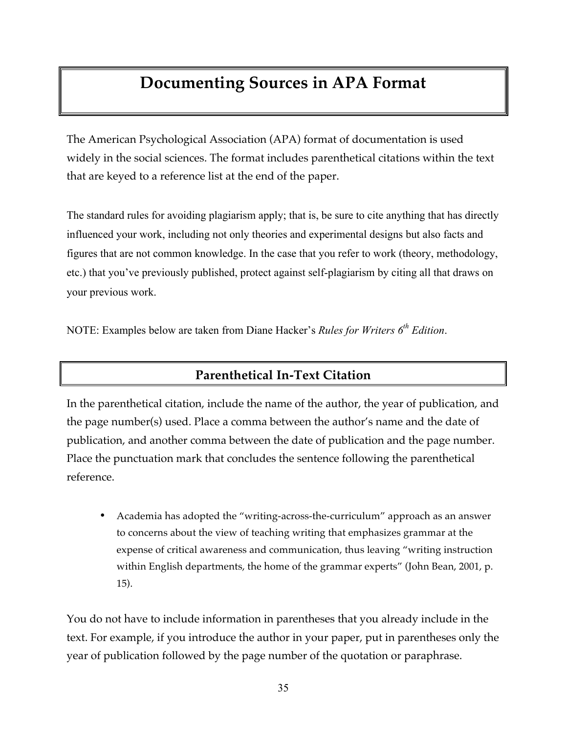# Documenting Sources in APA Format

The American Psychological Association (APA) format of documentation is used widely in the social sciences. The format includes parenthetical citations within the text that are keyed to a reference list at the end of the paper.

The standard rules for avoiding plagiarism apply; that is, be sure to cite anything that has directly influenced your work, including not only theories and experimental designs but also facts and figures that are not common knowledge. In the case that you refer to work (theory, methodology, etc.) that you've previously published, protect against self-plagiarism by citing all that draws on your previous work.

NOTE: Examples below are taken from Diane Hacker's *Rules for Writers 6th Edition*.

## Parenthetical In-Text Citation

In the parenthetical citation, include the name of the author, the year of publication, and the page number(s) used. Place a comma between the author's name and the date of publication, and another comma between the date of publication and the page number. Place the punctuation mark that concludes the sentence following the parenthetical reference.

- Academia has adopted the "writing-across-the-curriculum" approach as an answer to concerns about the view of teaching writing that emphasizes grammar at the expense of critical awareness and communication, thus leaving "writing instruction within English departments, the home of the grammar experts" (John Bean, 2001, p. 15).

You do not have to include information in parentheses that you already include in the text. For example, if you introduce the author in your paper, put in parentheses only the year of publication followed by the page number of the quotation or paraphrase.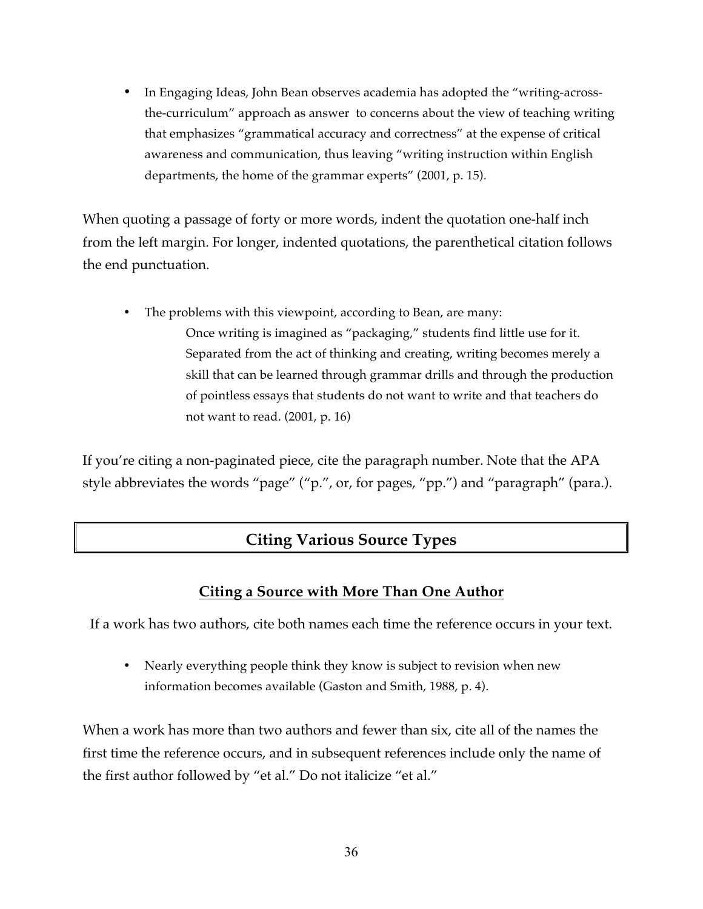- In Engaging Ideas, John Bean observes academia has adopted the "writing-across-the-curriculum" approach as answer to concerns about the view of teaching writing that emphasizes "grammatical accuracy and correctness" at the expense of critical awareness and communication, thus leaving "writing instruction within English departments, the home of the grammar experts" (2001, p. 15).

When quoting a passage of forty or more words, indent the quotation one-half inch from the left margin. For longer, indented quotations, the parenthetical citation follows the end punctuation.

- The problems with this viewpoint, according to Bean, are many:

  > Once writing is imagined as "packaging," students find little use for it. Separated from the act of thinking and creating, writing becomes merely a skill that can be learned through grammar drills and through the production of pointless essays that students do not want to write and that teachers do not want to read. (2001, p. 16)

If you're citing a non-paginated piece, cite the paragraph number. Note that the APA style abbreviates the words "page" ("p.", or, for pages, "pp.") and "paragraph" (para.).

## Citing Various Source Types

### Citing a Source with More Than One Author

If a work has two authors, cite both names each time the reference occurs in your text.

- Nearly everything people think they know is subject to revision when new information becomes available (Gaston and Smith, 1988, p. 4).

When a work has more than two authors and fewer than six, cite all of the names the first time the reference occurs, and in subsequent references include only the name of the first author followed by "et al." Do not italicize "et al."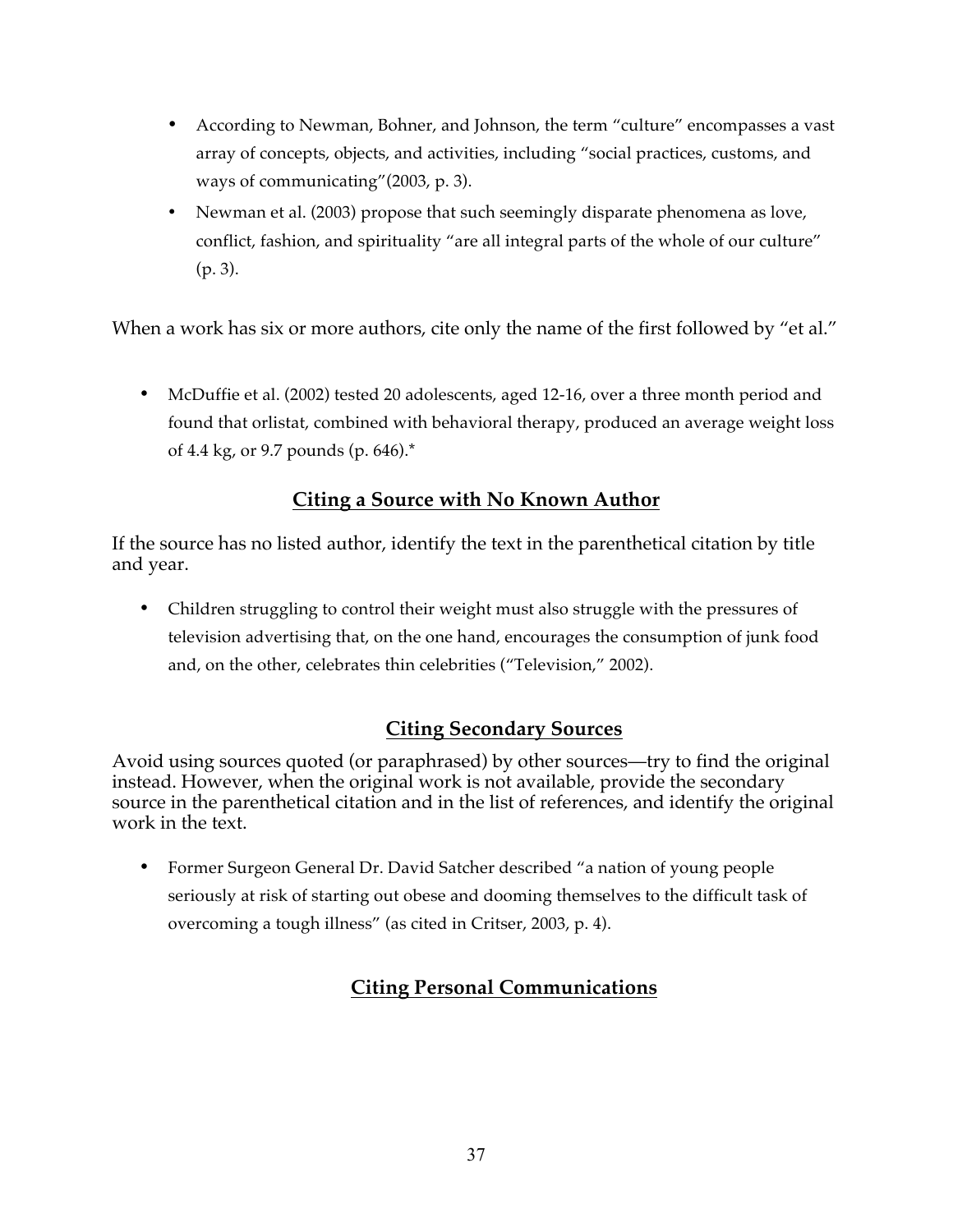- According to Newman, Bohner, and Johnson, the term "culture" encompasses a vast array of concepts, objects, and activities, including "social practices, customs, and ways of communicating"(2003, p. 3).
- Newman et al. (2003) propose that such seemingly disparate phenomena as love, conflict, fashion, and spirituality "are all integral parts of the whole of our culture" (p. 3).

When a work has six or more authors, cite only the name of the first followed by "et al."

- McDuffie et al. (2002) tested 20 adolescents, aged 12-16, over a three month period and found that orlistat, combined with behavioral therapy, produced an average weight loss of 4.4 kg, or 9.7 pounds (p. 646).*

## Citing a Source with No Known Author

If the source has no listed author, identify the text in the parenthetical citation by title and year.

- Children struggling to control their weight must also struggle with the pressures of television advertising that, on the one hand, encourages the consumption of junk food and, on the other, celebrates thin celebrities ("Television," 2002).

## Citing Secondary Sources

Avoid using sources quoted (or paraphrased) by other sources—try to find the original instead. However, when the original work is not available, provide the secondary source in the parenthetical citation and in the list of references, and identify the original work in the text.

- Former Surgeon General Dr. David Satcher described "a nation of young people seriously at risk of starting out obese and dooming themselves to the difficult task of overcoming a tough illness" (as cited in Critser, 2003, p. 4).

## Citing Personal Communications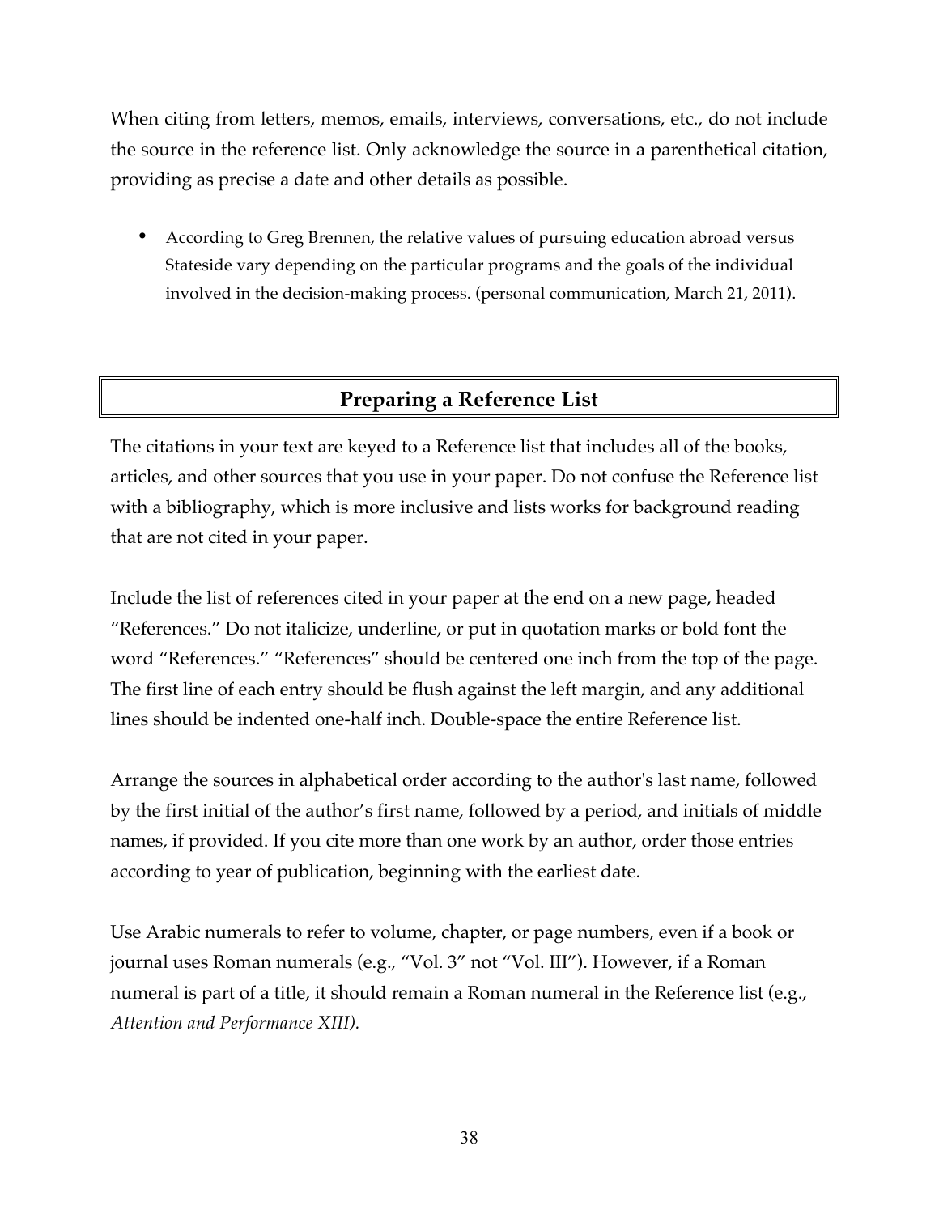When citing from letters, memos, emails, interviews, conversations, etc., do not include the source in the reference list. Only acknowledge the source in a parenthetical citation, providing as precise a date and other details as possible.

- According to Greg Brennen, the relative values of pursuing education abroad versus Stateside vary depending on the particular programs and the goals of the individual involved in the decision-making process. (personal communication, March 21, 2011).

## Preparing a Reference List

The citations in your text are keyed to a Reference list that includes all of the books, articles, and other sources that you use in your paper. Do not confuse the Reference list with a bibliography, which is more inclusive and lists works for background reading that are not cited in your paper.

Include the list of references cited in your paper at the end on a new page, headed "References." Do not italicize, underline, or put in quotation marks or bold font the word "References." "References" should be centered one inch from the top of the page. The first line of each entry should be flush against the left margin, and any additional lines should be indented one-half inch. Double-space the entire Reference list.

Arrange the sources in alphabetical order according to the author's last name, followed by the first initial of the author's first name, followed by a period, and initials of middle names, if provided. If you cite more than one work by an author, order those entries according to year of publication, beginning with the earliest date.

Use Arabic numerals to refer to volume, chapter, or page numbers, even if a book or journal uses Roman numerals (e.g., "Vol. 3" not "Vol. III"). However, if a Roman numeral is part of a title, it should remain a Roman numeral in the Reference list (e.g., *Attention and Performance XIII).*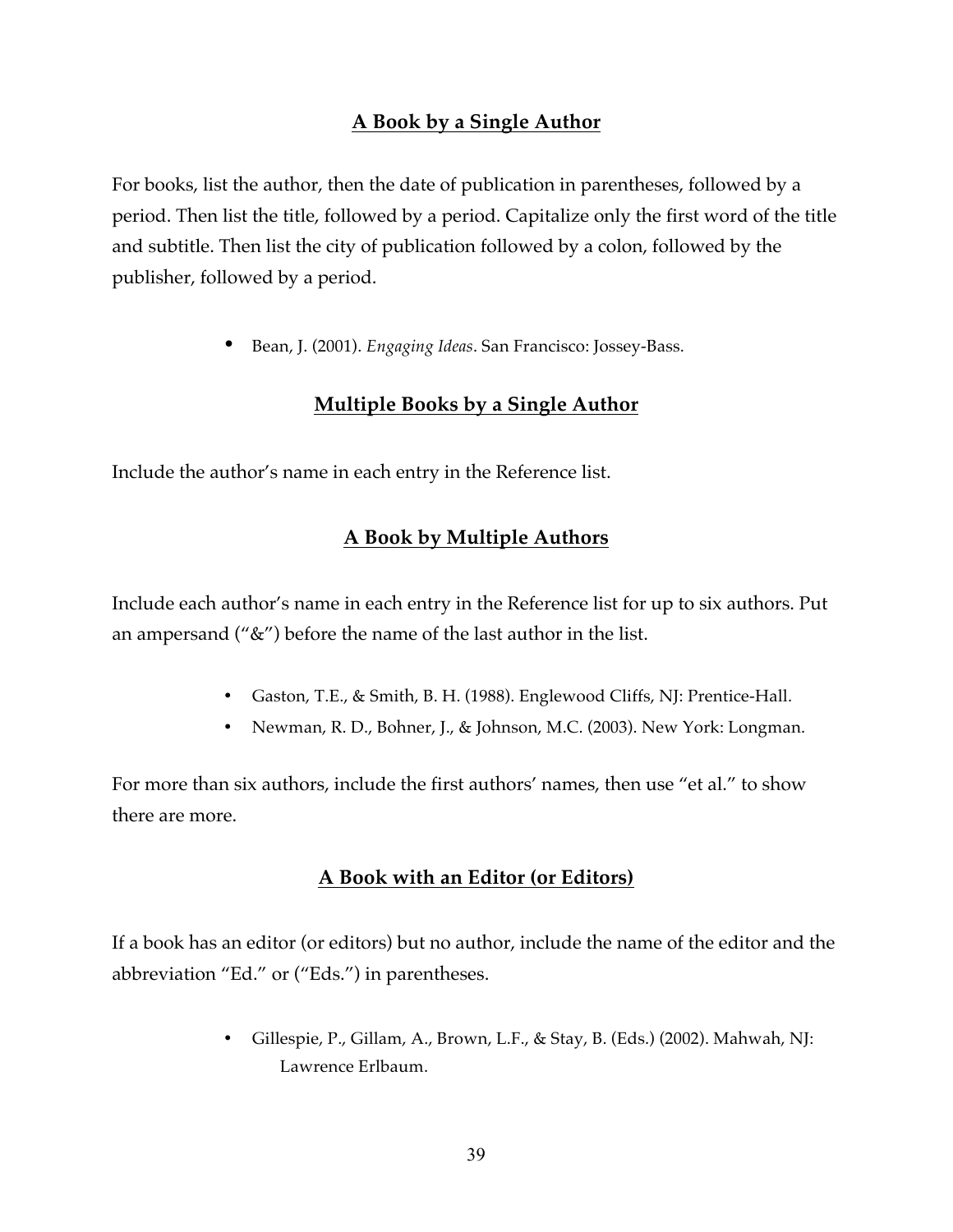## A Book by a Single Author

For books, list the author, then the date of publication in parentheses, followed by a period. Then list the title, followed by a period. Capitalize only the first word of the title and subtitle. Then list the city of publication followed by a colon, followed by the publisher, followed by a period.

- Bean, J. (2001). *Engaging Ideas*. San Francisco: Jossey-Bass.

## Multiple Books by a Single Author

Include the author's name in each entry in the Reference list.

## A Book by Multiple Authors

Include each author's name in each entry in the Reference list for up to six authors. Put an ampersand ("&") before the name of the last author in the list.

- Gaston, T.E., & Smith, B. H. (1988). Englewood Cliffs, NJ: Prentice-Hall.
- Newman, R. D., Bohner, J., & Johnson, M.C. (2003). New York: Longman.

For more than six authors, include the first authors' names, then use "et al." to show there are more.

## A Book with an Editor (or Editors)

If a book has an editor (or editors) but no author, include the name of the editor and the abbreviation "Ed." or ("Eds.") in parentheses.

- Gillespie, P., Gillam, A., Brown, L.F., & Stay, B. (Eds.) (2002). Mahwah, NJ: Lawrence Erlbaum.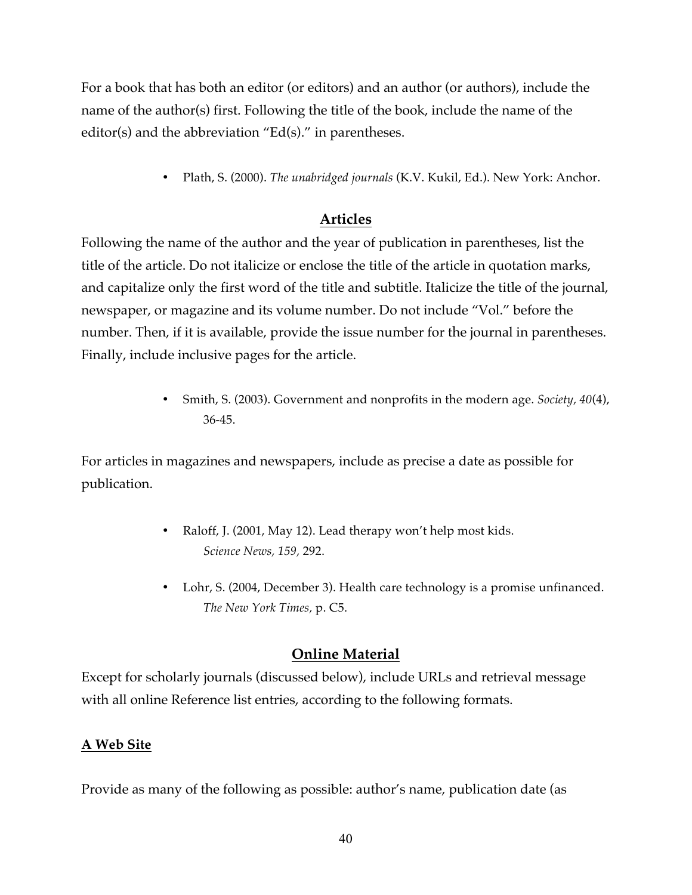For a book that has both an editor (or editors) and an author (or authors), include the name of the author(s) first. Following the title of the book, include the name of the editor(s) and the abbreviation "Ed(s)." in parentheses.

- Plath, S. (2000). *The unabridged journals* (K.V. Kukil, Ed.). New York: Anchor.

## Articles

Following the name of the author and the year of publication in parentheses, list the title of the article. Do not italicize or enclose the title of the article in quotation marks, and capitalize only the first word of the title and subtitle. Italicize the title of the journal, newspaper, or magazine and its volume number. Do not include "Vol." before the number. Then, if it is available, provide the issue number for the journal in parentheses. Finally, include inclusive pages for the article.

- Smith, S. (2003). Government and nonprofits in the modern age. *Society, 40*(4), 36-45.

For articles in magazines and newspapers, include as precise a date as possible for publication.

- Raloff, J. (2001, May 12). Lead therapy won't help most kids. *Science News, 159,* 292.
- Lohr, S. (2004, December 3). Health care technology is a promise unfinanced. *The New York Times,* p. C5.

## Online Material

Except for scholarly journals (discussed below), include URLs and retrieval message with all online Reference list entries, according to the following formats.

### A Web Site

Provide as many of the following as possible: author's name, publication date (as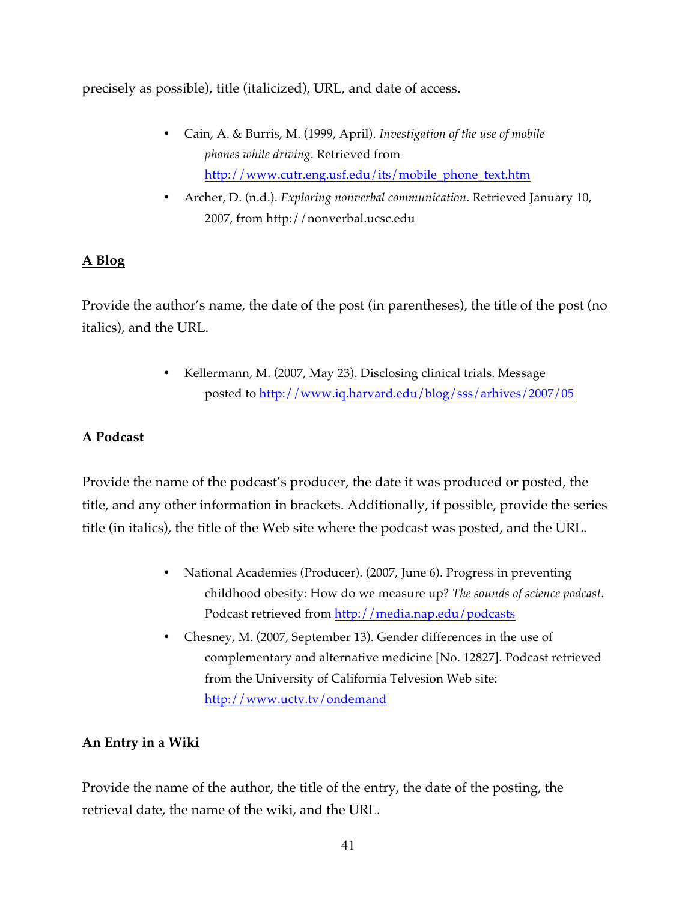precisely as possible), title (italicized), URL, and date of access.

- Cain, A. & Burris, M. (1999, April). *Investigation of the use of mobile phones while driving*. Retrieved from http://www.cutr.eng.usf.edu/its/mobile_phone_text.htm
- Archer, D. (n.d.). *Exploring nonverbal communication*. Retrieved January 10, 2007, from http://nonverbal.ucsc.edu

**A Blog**

Provide the author's name, the date of the post (in parentheses), the title of the post (no italics), and the URL.

- Kellermann, M. (2007, May 23). Disclosing clinical trials. Message posted to http://www.iq.harvard.edu/blog/sss/arhives/2007/05

**A Podcast**

Provide the name of the podcast's producer, the date it was produced or posted, the title, and any other information in brackets. Additionally, if possible, provide the series title (in italics), the title of the Web site where the podcast was posted, and the URL.

- National Academies (Producer). (2007, June 6). Progress in preventing childhood obesity: How do we measure up? *The sounds of science podcast*. Podcast retrieved from http://media.nap.edu/podcasts
- Chesney, M. (2007, September 13). Gender differences in the use of complementary and alternative medicine [No. 12827]. Podcast retrieved from the University of California Telvesion Web site: http://www.uctv.tv/ondemand

**An Entry in a Wiki**

Provide the name of the author, the title of the entry, the date of the posting, the retrieval date, the name of the wiki, and the URL.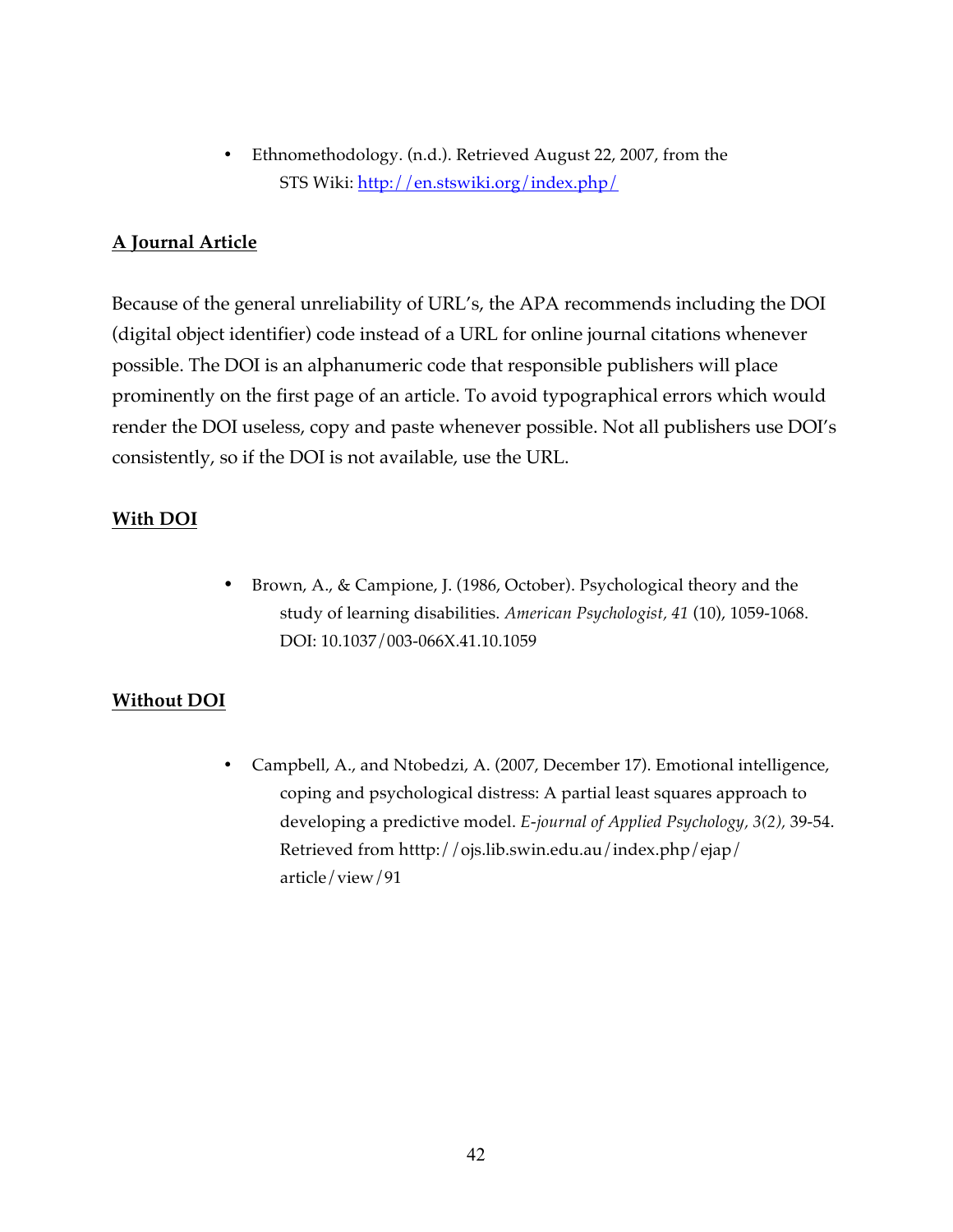- Ethnomethodology. (n.d.). Retrieved August 22, 2007, from the STS Wiki: http://en.stswiki.org/index.php/

**A Journal Article**

Because of the general unreliability of URL's, the APA recommends including the DOI (digital object identifier) code instead of a URL for online journal citations whenever possible. The DOI is an alphanumeric code that responsible publishers will place prominently on the first page of an article. To avoid typographical errors which would render the DOI useless, copy and paste whenever possible. Not all publishers use DOI's consistently, so if the DOI is not available, use the URL.

**With DOI**

- Brown, A., & Campione, J. (1986, October). Psychological theory and the study of learning disabilities. *American Psychologist, 41* (10), 1059-1068. DOI: 10.1037/003-066X.41.10.1059

**Without DOI**

- Campbell, A., and Ntobedzi, A. (2007, December 17). Emotional intelligence, coping and psychological distress: A partial least squares approach to developing a predictive model. *E-journal of Applied Psychology, 3(2),* 39-54. Retrieved from htttp://ojs.lib.swin.edu.au/index.php/ejap/article/view/91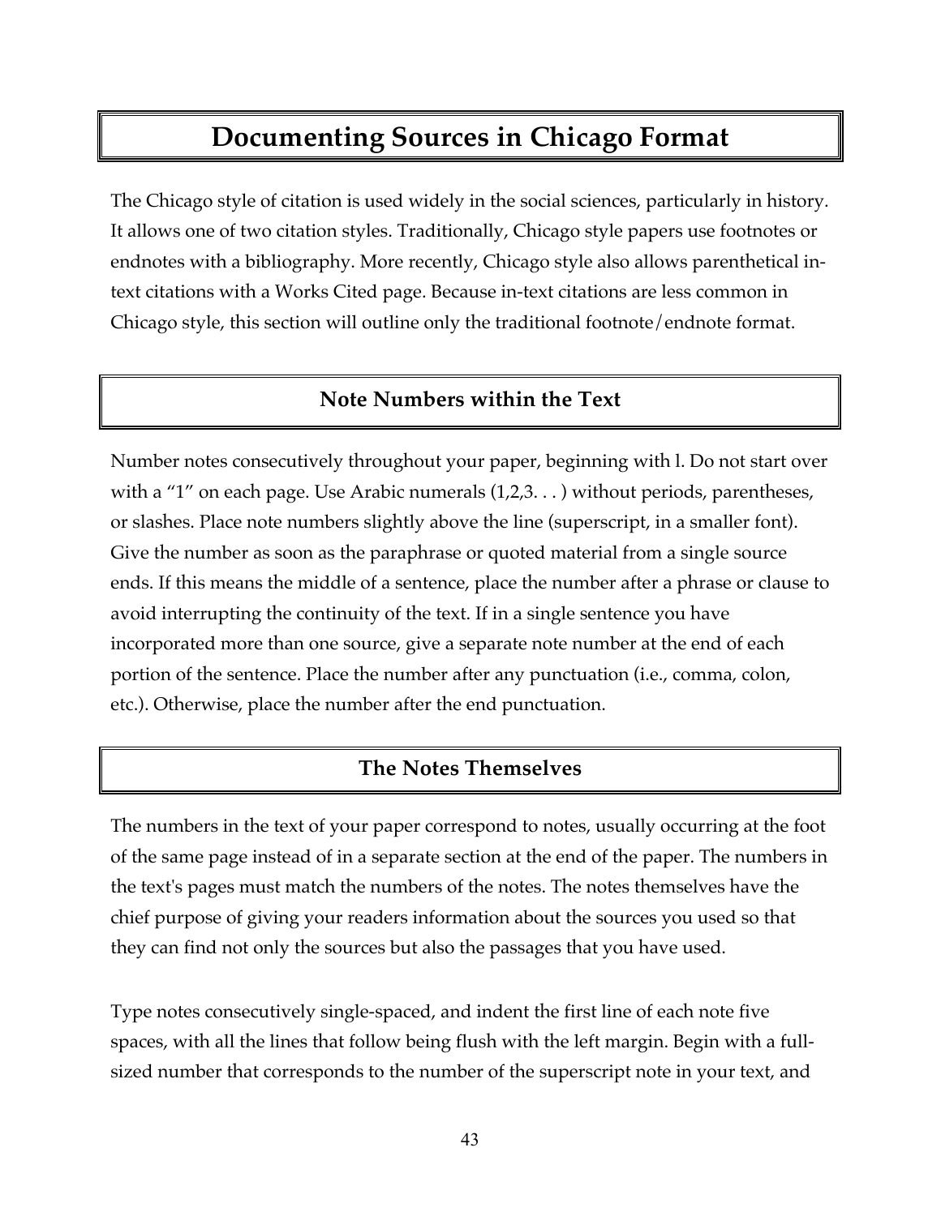# Documenting Sources in Chicago Format

The Chicago style of citation is used widely in the social sciences, particularly in history. It allows one of two citation styles. Traditionally, Chicago style papers use footnotes or endnotes with a bibliography. More recently, Chicago style also allows parenthetical in-text citations with a Works Cited page. Because in-text citations are less common in Chicago style, this section will outline only the traditional footnote/endnote format.

## Note Numbers within the Text

Number notes consecutively throughout your paper, beginning with l. Do not start over with a "1" on each page. Use Arabic numerals (1,2,3. . . ) without periods, parentheses, or slashes. Place note numbers slightly above the line (superscript, in a smaller font). Give the number as soon as the paraphrase or quoted material from a single source ends. If this means the middle of a sentence, place the number after a phrase or clause to avoid interrupting the continuity of the text. If in a single sentence you have incorporated more than one source, give a separate note number at the end of each portion of the sentence. Place the number after any punctuation (i.e., comma, colon, etc.). Otherwise, place the number after the end punctuation.

## The Notes Themselves

The numbers in the text of your paper correspond to notes, usually occurring at the foot of the same page instead of in a separate section at the end of the paper. The numbers in the text's pages must match the numbers of the notes. The notes themselves have the chief purpose of giving your readers information about the sources you used so that they can find not only the sources but also the passages that you have used.

Type notes consecutively single-spaced, and indent the first line of each note five spaces, with all the lines that follow being flush with the left margin. Begin with a full-sized number that corresponds to the number of the superscript note in your text, and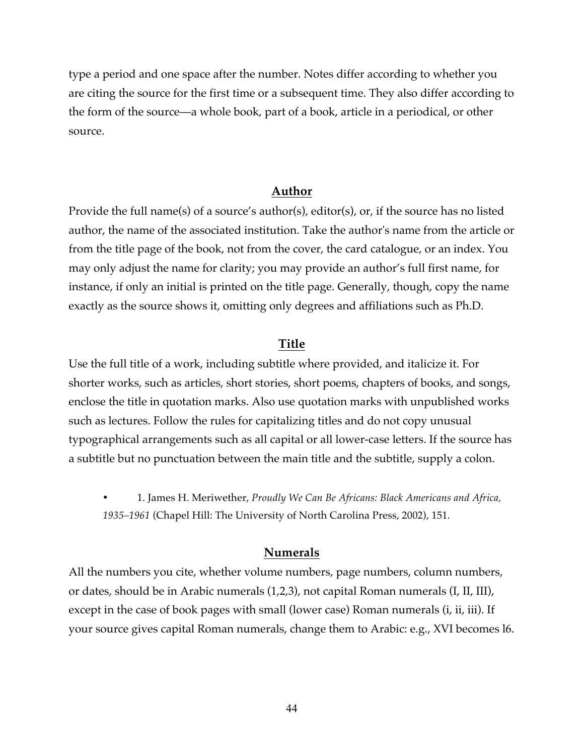type a period and one space after the number. Notes differ according to whether you are citing the source for the first time or a subsequent time. They also differ according to the form of the source—a whole book, part of a book, article in a periodical, or other source.

## **Author**

Provide the full name(s) of a source's author(s), editor(s), or, if the source has no listed author, the name of the associated institution. Take the author's name from the article or from the title page of the book, not from the cover, the card catalogue, or an index. You may only adjust the name for clarity; you may provide an author's full first name, for instance, if only an initial is printed on the title page. Generally, though, copy the name exactly as the source shows it, omitting only degrees and affiliations such as Ph.D.

## **Title**

Use the full title of a work, including subtitle where provided, and italicize it. For shorter works, such as articles, short stories, short poems, chapters of books, and songs, enclose the title in quotation marks. Also use quotation marks with unpublished works such as lectures. Follow the rules for capitalizing titles and do not copy unusual typographical arrangements such as all capital or all lower-case letters. If the source has a subtitle but no punctuation between the main title and the subtitle, supply a colon.

- 1. James H. Meriwether, *Proudly We Can Be Africans: Black Americans and Africa, 1935–1961* (Chapel Hill: The University of North Carolina Press, 2002), 151.

## **Numerals**

All the numbers you cite, whether volume numbers, page numbers, column numbers, or dates, should be in Arabic numerals (1,2,3), not capital Roman numerals (I, II, III), except in the case of book pages with small (lower case) Roman numerals (i, ii, iii). If your source gives capital Roman numerals, change them to Arabic: e.g., XVI becomes l6.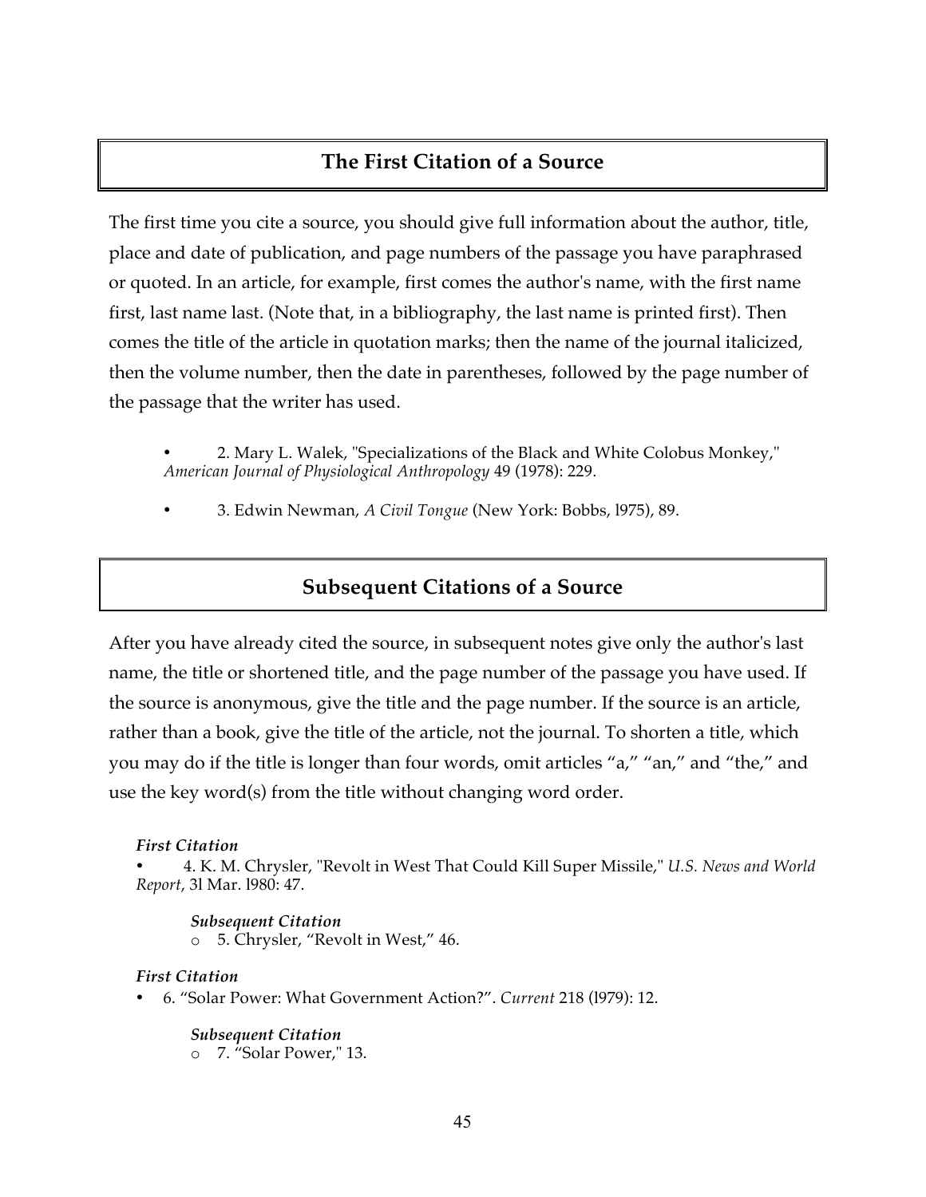## The First Citation of a Source

The first time you cite a source, you should give full information about the author, title, place and date of publication, and page numbers of the passage you have paraphrased or quoted. In an article, for example, first comes the author's name, with the first name first, last name last. (Note that, in a bibliography, the last name is printed first). Then comes the title of the article in quotation marks; then the name of the journal italicized, then the volume number, then the date in parentheses, followed by the page number of the passage that the writer has used.

- 2. Mary L. Walek, "Specializations of the Black and White Colobus Monkey," *American Journal of Physiological Anthropology* 49 (1978): 229.
- 3. Edwin Newman, *A Civil Tongue* (New York: Bobbs, l975), 89.

## Subsequent Citations of a Source

After you have already cited the source, in subsequent notes give only the author's last name, the title or shortened title, and the page number of the passage you have used. If the source is anonymous, give the title and the page number. If the source is an article, rather than a book, give the title of the article, not the journal. To shorten a title, which you may do if the title is longer than four words, omit articles "a," "an," and "the," and use the key word(s) from the title without changing word order.

***First Citation***

- 4. K. M. Chrysler, "Revolt in West That Could Kill Super Missile," *U.S. News and World Report*, 3l Mar. l980: 47.

    ***Subsequent Citation***

    - 5. Chrysler, "Revolt in West," 46.

***First Citation***

- 6. "Solar Power: What Government Action?". *Current* 218 (l979): 12.

    ***Subsequent Citation***

    - 7. "Solar Power," 13.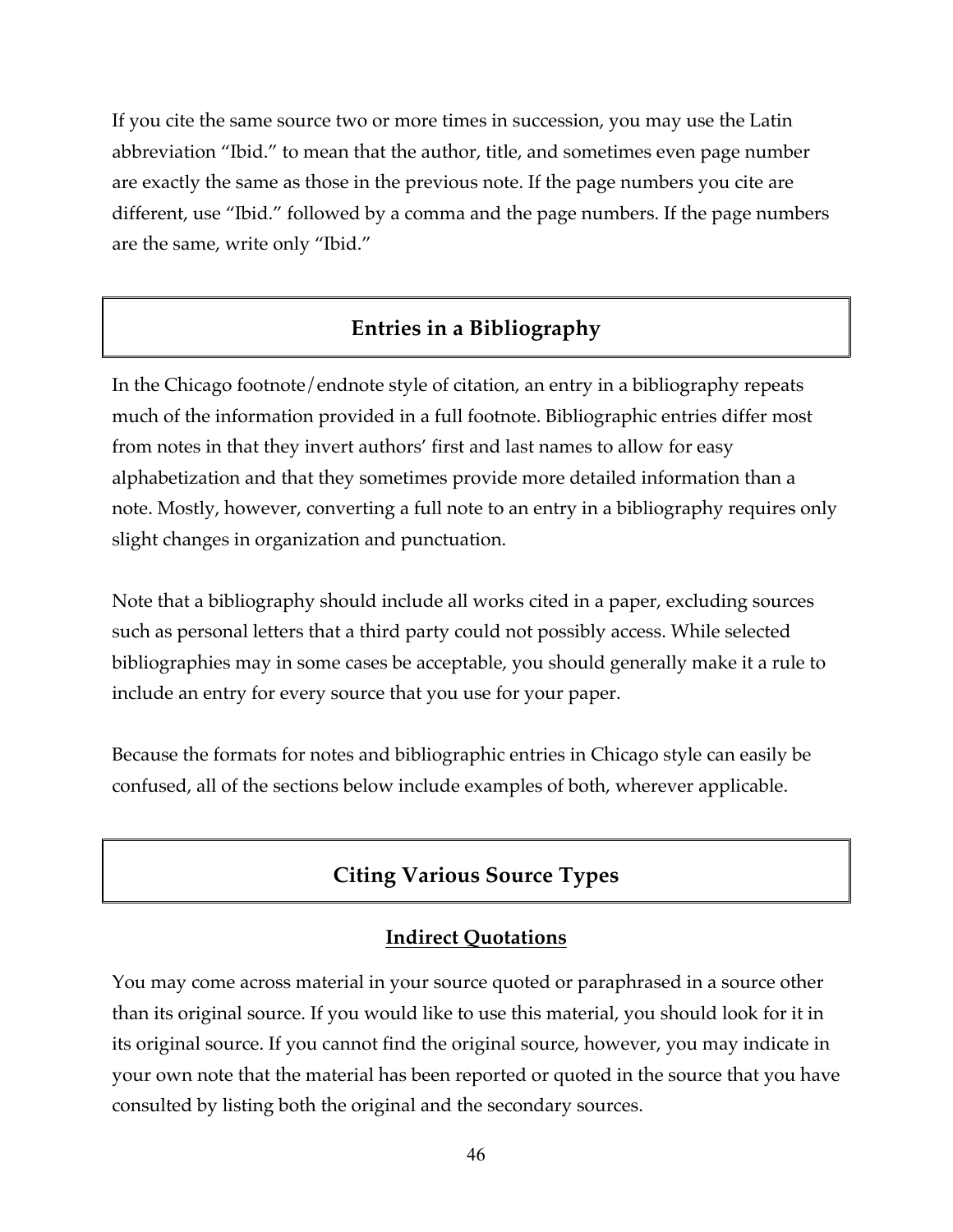If you cite the same source two or more times in succession, you may use the Latin abbreviation "Ibid." to mean that the author, title, and sometimes even page number are exactly the same as those in the previous note. If the page numbers you cite are different, use "Ibid." followed by a comma and the page numbers. If the page numbers are the same, write only "Ibid."

## Entries in a Bibliography

In the Chicago footnote/endnote style of citation, an entry in a bibliography repeats much of the information provided in a full footnote. Bibliographic entries differ most from notes in that they invert authors' first and last names to allow for easy alphabetization and that they sometimes provide more detailed information than a note. Mostly, however, converting a full note to an entry in a bibliography requires only slight changes in organization and punctuation.

Note that a bibliography should include all works cited in a paper, excluding sources such as personal letters that a third party could not possibly access. While selected bibliographies may in some cases be acceptable, you should generally make it a rule to include an entry for every source that you use for your paper.

Because the formats for notes and bibliographic entries in Chicago style can easily be confused, all of the sections below include examples of both, wherever applicable.

## Citing Various Source Types

### Indirect Quotations

You may come across material in your source quoted or paraphrased in a source other than its original source. If you would like to use this material, you should look for it in its original source. If you cannot find the original source, however, you may indicate in your own note that the material has been reported or quoted in the source that you have consulted by listing both the original and the secondary sources.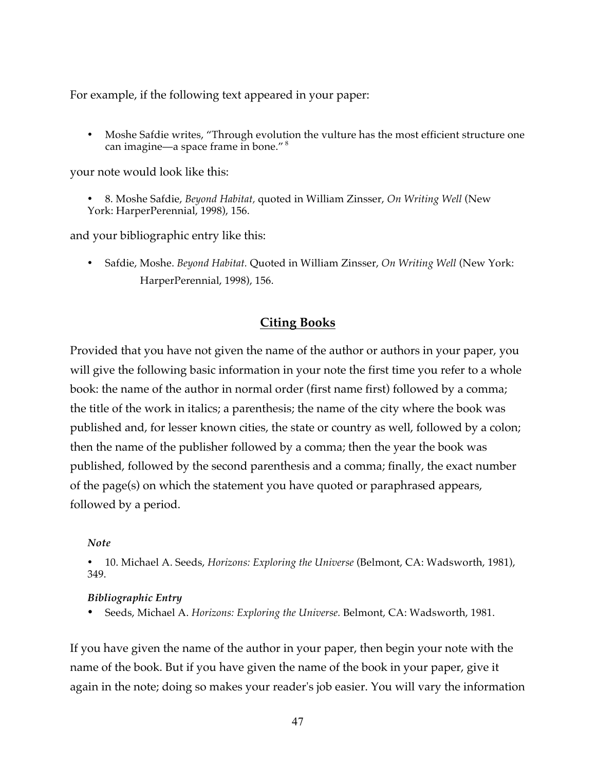For example, if the following text appeared in your paper:

- Moshe Safdie writes, "Through evolution the vulture has the most efficient structure one can imagine—a space frame in bone." [8]

your note would look like this:

- 8. Moshe Safdie, *Beyond Habitat,* quoted in William Zinsser, *On Writing Well* (New York: HarperPerennial, 1998), 156.

and your bibliographic entry like this:

- Safdie, Moshe. *Beyond Habitat.* Quoted in William Zinsser, *On Writing Well* (New York: HarperPerennial, 1998), 156.

## Citing Books

Provided that you have not given the name of the author or authors in your paper, you will give the following basic information in your note the first time you refer to a whole book: the name of the author in normal order (first name first) followed by a comma; the title of the work in italics; a parenthesis; the name of the city where the book was published and, for lesser known cities, the state or country as well, followed by a colon; then the name of the publisher followed by a comma; then the year the book was published, followed by the second parenthesis and a comma; finally, the exact number of the page(s) on which the statement you have quoted or paraphrased appears, followed by a period.

***Note***

- 10. Michael A. Seeds, *Horizons: Exploring the Universe* (Belmont, CA: Wadsworth, 1981), 349.

***Bibliographic Entry***

- Seeds, Michael A. *Horizons: Exploring the Universe.* Belmont, CA: Wadsworth, 1981.

If you have given the name of the author in your paper, then begin your note with the name of the book. But if you have given the name of the book in your paper, give it again in the note; doing so makes your reader's job easier. You will vary the information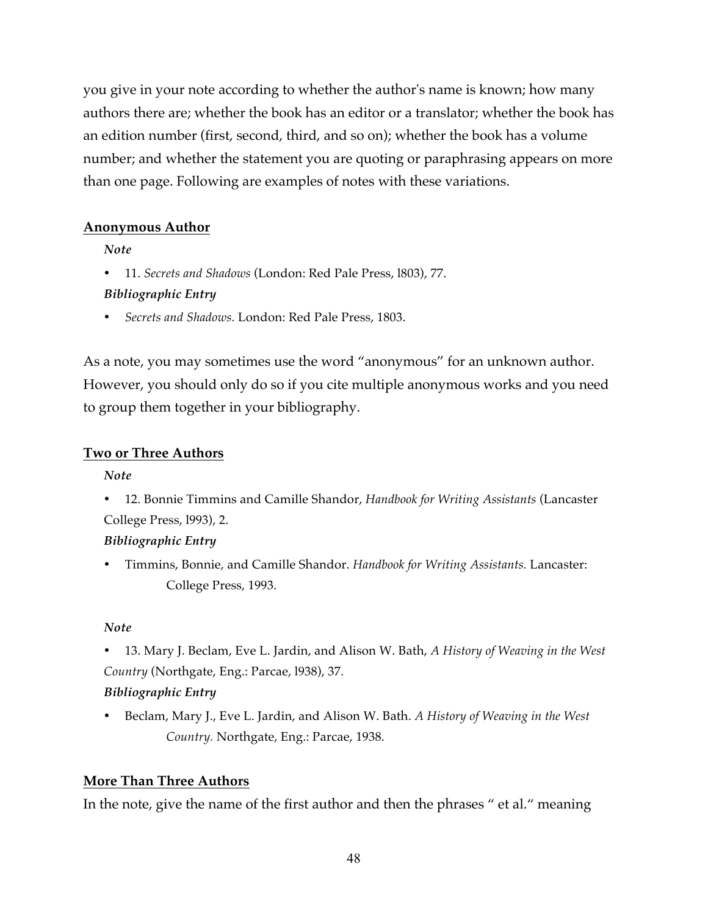you give in your note according to whether the author's name is known; how many authors there are; whether the book has an editor or a translator; whether the book has an edition number (first, second, third, and so on); whether the book has a volume number; and whether the statement you are quoting or paraphrasing appears on more than one page. Following are examples of notes with these variations.

**Anonymous Author**

***Note***

- 11. *Secrets and Shadows* (London: Red Pale Press, l803), 77.

***Bibliographic Entry***

- *Secrets and Shadows.* London: Red Pale Press, 1803.

As a note, you may sometimes use the word "anonymous" for an unknown author. However, you should only do so if you cite multiple anonymous works and you need to group them together in your bibliography.

**Two or Three Authors**

***Note***

- 12. Bonnie Timmins and Camille Shandor, *Handbook for Writing Assistants* (Lancaster College Press, l993), 2.

***Bibliographic Entry***

- Timmins, Bonnie, and Camille Shandor. *Handbook for Writing Assistants.* Lancaster: College Press, 1993.

***Note***

- 13. Mary J. Beclam, Eve L. Jardin, and Alison W. Bath, *A History of Weaving in the West Country* (Northgate, Eng.: Parcae, l938), 37.

***Bibliographic Entry***

- Beclam, Mary J., Eve L. Jardin, and Alison W. Bath. *A History of Weaving in the West Country.* Northgate, Eng.: Parcae, 1938.

**More Than Three Authors**

In the note, give the name of the first author and then the phrases " et al." meaning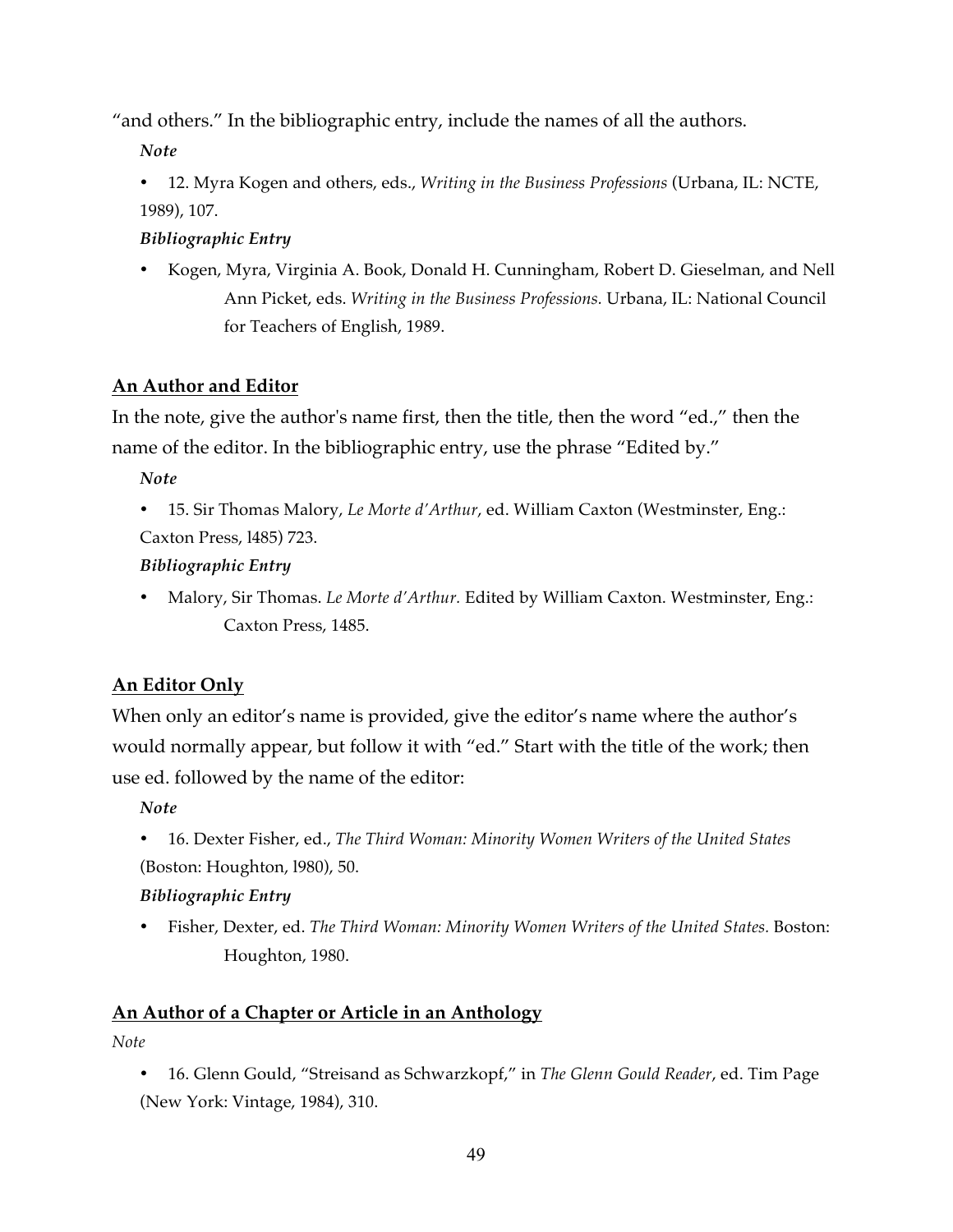"and others." In the bibliographic entry, include the names of all the authors.

***Note***

- 12. Myra Kogen and others, eds., *Writing in the Business Professions* (Urbana, IL: NCTE, 1989), 107.

***Bibliographic Entry***

- Kogen, Myra, Virginia A. Book, Donald H. Cunningham, Robert D. Gieselman, and Nell Ann Picket, eds. *Writing in the Business Professions*. Urbana, IL: National Council for Teachers of English, 1989.

**<u>An Author and Editor</u>**

In the note, give the author's name first, then the title, then the word "ed.," then the name of the editor. In the bibliographic entry, use the phrase "Edited by."

***Note***

- 15. Sir Thomas Malory, *Le Morte d'Arthur*, ed. William Caxton (Westminster, Eng.: Caxton Press, l485) 723.

***Bibliographic Entry***

- Malory, Sir Thomas. *Le Morte d'Arthur.* Edited by William Caxton. Westminster, Eng.: Caxton Press, 1485.

**<u>An Editor Only</u>**

When only an editor's name is provided, give the editor's name where the author's would normally appear, but follow it with "ed." Start with the title of the work; then use ed. followed by the name of the editor:

***Note***

- 16. Dexter Fisher, ed., *The Third Woman: Minority Women Writers of the United States* (Boston: Houghton, l980), 50.

***Bibliographic Entry***

- Fisher, Dexter, ed. *The Third Woman: Minority Women Writers of the United States.* Boston: Houghton, 1980.

**<u>An Author of a Chapter or Article in an Anthology</u>**

*Note*

- 16. Glenn Gould, "Streisand as Schwarzkopf," in *The Glenn Gould Reader*, ed. Tim Page (New York: Vintage, 1984), 310.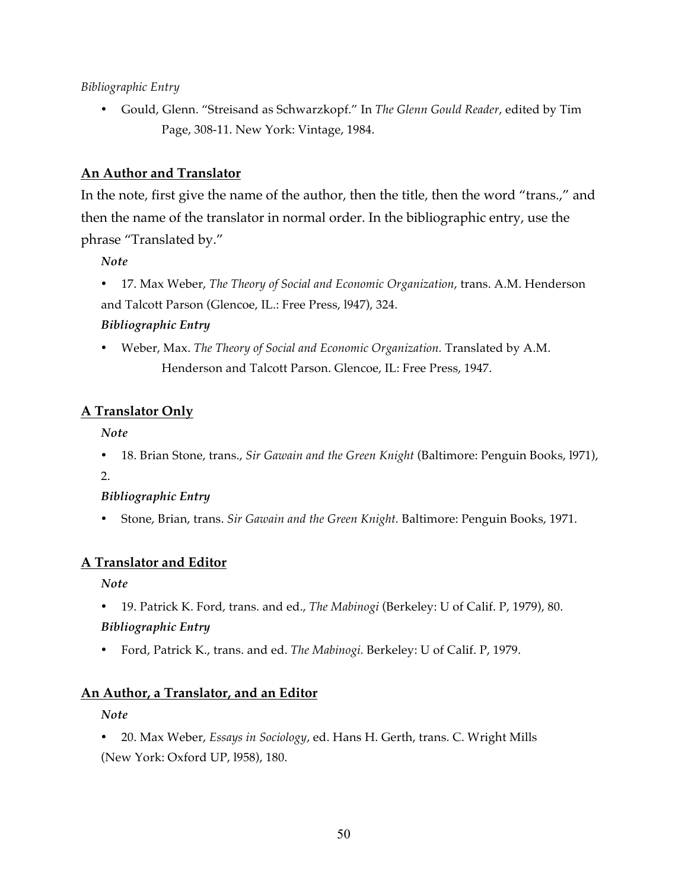*Bibliographic Entry*

- Gould, Glenn. “Streisand as Schwarzkopf.” In *The Glenn Gould Reader*, edited by Tim Page, 308-11. New York: Vintage, 1984.

## An Author and Translator

In the note, first give the name of the author, then the title, then the word “trans.,” and then the name of the translator in normal order. In the bibliographic entry, use the phrase “Translated by.”

***Note***

- 17. Max Weber, *The Theory of Social and Economic Organization*, trans. A.M. Henderson and Talcott Parson (Glencoe, IL.: Free Press, l947), 324.

***Bibliographic Entry***

- Weber, Max. *The Theory of Social and Economic Organization.* Translated by A.M. Henderson and Talcott Parson. Glencoe, IL: Free Press, 1947.

## A Translator Only

***Note***

- 18. Brian Stone, trans., *Sir Gawain and the Green Knight* (Baltimore: Penguin Books, l971), 2.

***Bibliographic Entry***

- Stone, Brian, trans. *Sir Gawain and the Green Knight.* Baltimore: Penguin Books, 1971.

## A Translator and Editor

***Note***

- 19. Patrick K. Ford, trans. and ed., *The Mabinogi* (Berkeley: U of Calif. P, 1979), 80.

***Bibliographic Entry***

- Ford, Patrick K., trans. and ed. *The Mabinogi.* Berkeley: U of Calif. P, 1979.

## An Author, a Translator, and an Editor

***Note***

- 20. Max Weber, *Essays in Sociology*, ed. Hans H. Gerth, trans. C. Wright Mills (New York: Oxford UP, l958), 180.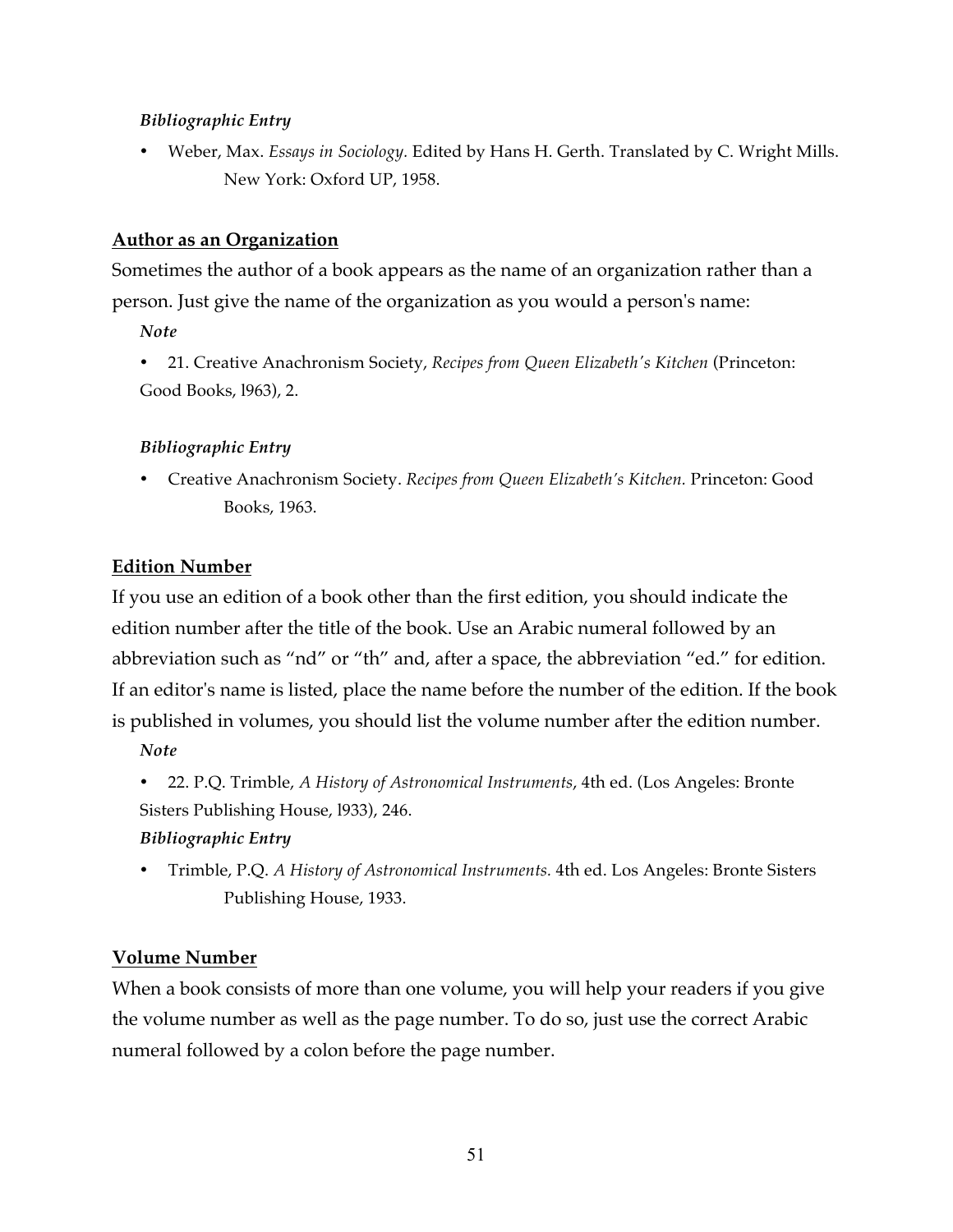*Bibliographic Entry*

- Weber, Max. *Essays in Sociology.* Edited by Hans H. Gerth. Translated by C. Wright Mills. New York: Oxford UP, 1958.

**Author as an Organization**

Sometimes the author of a book appears as the name of an organization rather than a person. Just give the name of the organization as you would a person's name:

*Note*

- 21. Creative Anachronism Society, *Recipes from Queen Elizabeth's Kitchen* (Princeton: Good Books, l963), 2.

*Bibliographic Entry*

- Creative Anachronism Society. *Recipes from Queen Elizabeth's Kitchen.* Princeton: Good Books, 1963.

**Edition Number**

If you use an edition of a book other than the first edition, you should indicate the edition number after the title of the book. Use an Arabic numeral followed by an abbreviation such as "nd" or "th" and, after a space, the abbreviation "ed." for edition. If an editor's name is listed, place the name before the number of the edition. If the book is published in volumes, you should list the volume number after the edition number.

*Note*

- 22. P.Q. Trimble, *A History of Astronomical Instruments*, 4th ed. (Los Angeles: Bronte Sisters Publishing House, l933), 246.

*Bibliographic Entry*

- Trimble, P.Q. *A History of Astronomical Instruments.* 4th ed. Los Angeles: Bronte Sisters Publishing House, 1933.

**Volume Number**

When a book consists of more than one volume, you will help your readers if you give the volume number as well as the page number. To do so, just use the correct Arabic numeral followed by a colon before the page number.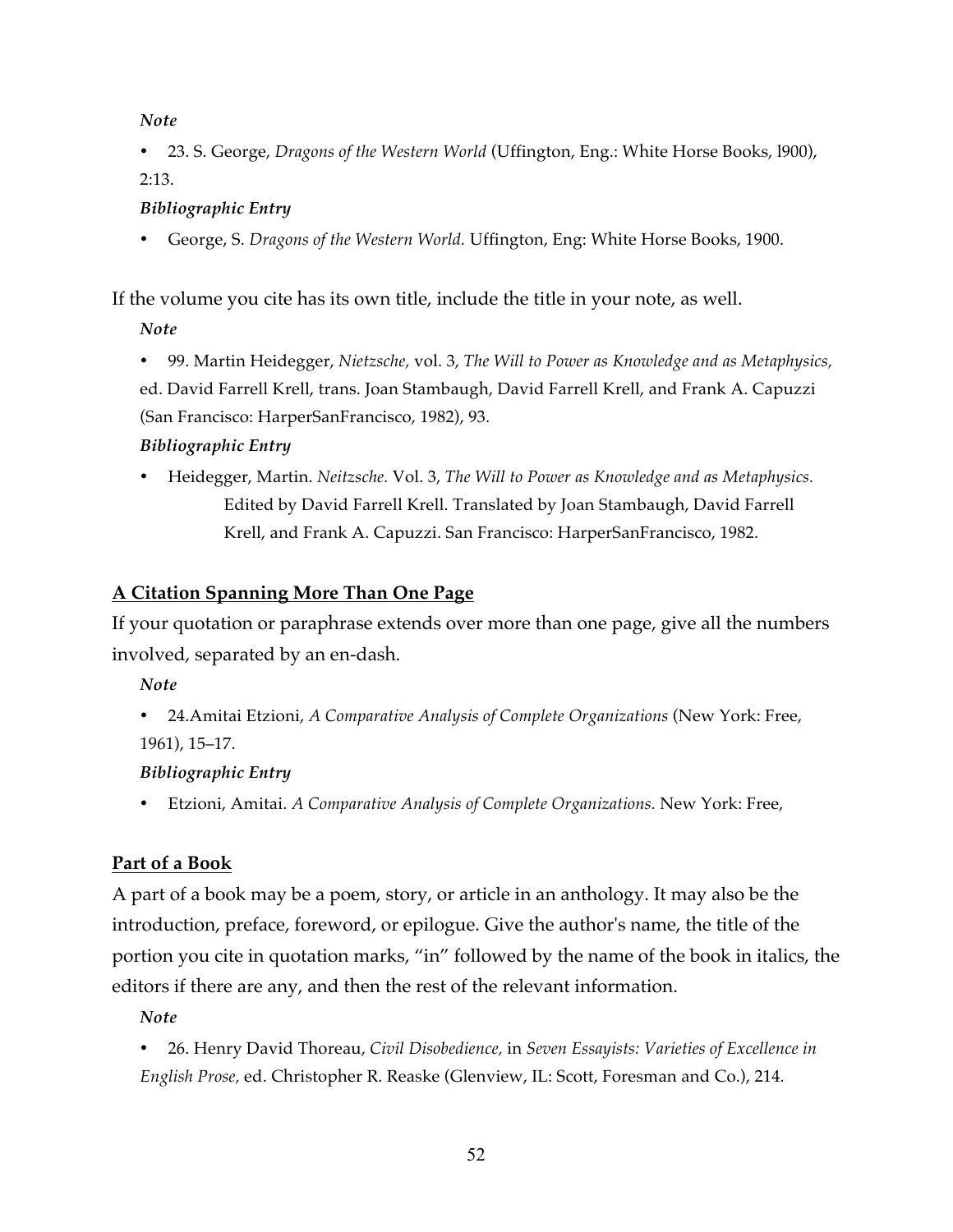***Note***

- 23. S. George, *Dragons of the Western World* (Uffington, Eng.: White Horse Books, l900), 2:13.

***Bibliographic Entry***

- George, S. *Dragons of the Western World.* Uffington, Eng: White Horse Books, 1900.

If the volume you cite has its own title, include the title in your note, as well.

***Note***

- 99. Martin Heidegger, *Nietzsche,* vol. 3, *The Will to Power as Knowledge and as Metaphysics,* ed. David Farrell Krell, trans. Joan Stambaugh, David Farrell Krell, and Frank A. Capuzzi (San Francisco: HarperSanFrancisco, 1982), 93.

***Bibliographic Entry***

- Heidegger, Martin. *Neitzsche.* Vol. 3, *The Will to Power as Knowledge and as Metaphysics.* Edited by David Farrell Krell. Translated by Joan Stambaugh, David Farrell Krell, and Frank A. Capuzzi. San Francisco: HarperSanFrancisco, 1982.

## <u>A Citation Spanning More Than One Page</u>

If your quotation or paraphrase extends over more than one page, give all the numbers involved, separated by an en-dash.

***Note***

- 24.Amitai Etzioni, *A Comparative Analysis of Complete Organizations* (New York: Free, 1961), 15–17.

***Bibliographic Entry***

- Etzioni, Amitai. *A Comparative Analysis of Complete Organizations.* New York: Free,

## <u>Part of a Book</u>

A part of a book may be a poem, story, or article in an anthology. It may also be the introduction, preface, foreword, or epilogue. Give the author's name, the title of the portion you cite in quotation marks, "in" followed by the name of the book in italics, the editors if there are any, and then the rest of the relevant information.

***Note***

- 26. Henry David Thoreau, *Civil Disobedience,* in *Seven Essayists: Varieties of Excellence in English Prose,* ed. Christopher R. Reaske (Glenview, IL: Scott, Foresman and Co.), 214.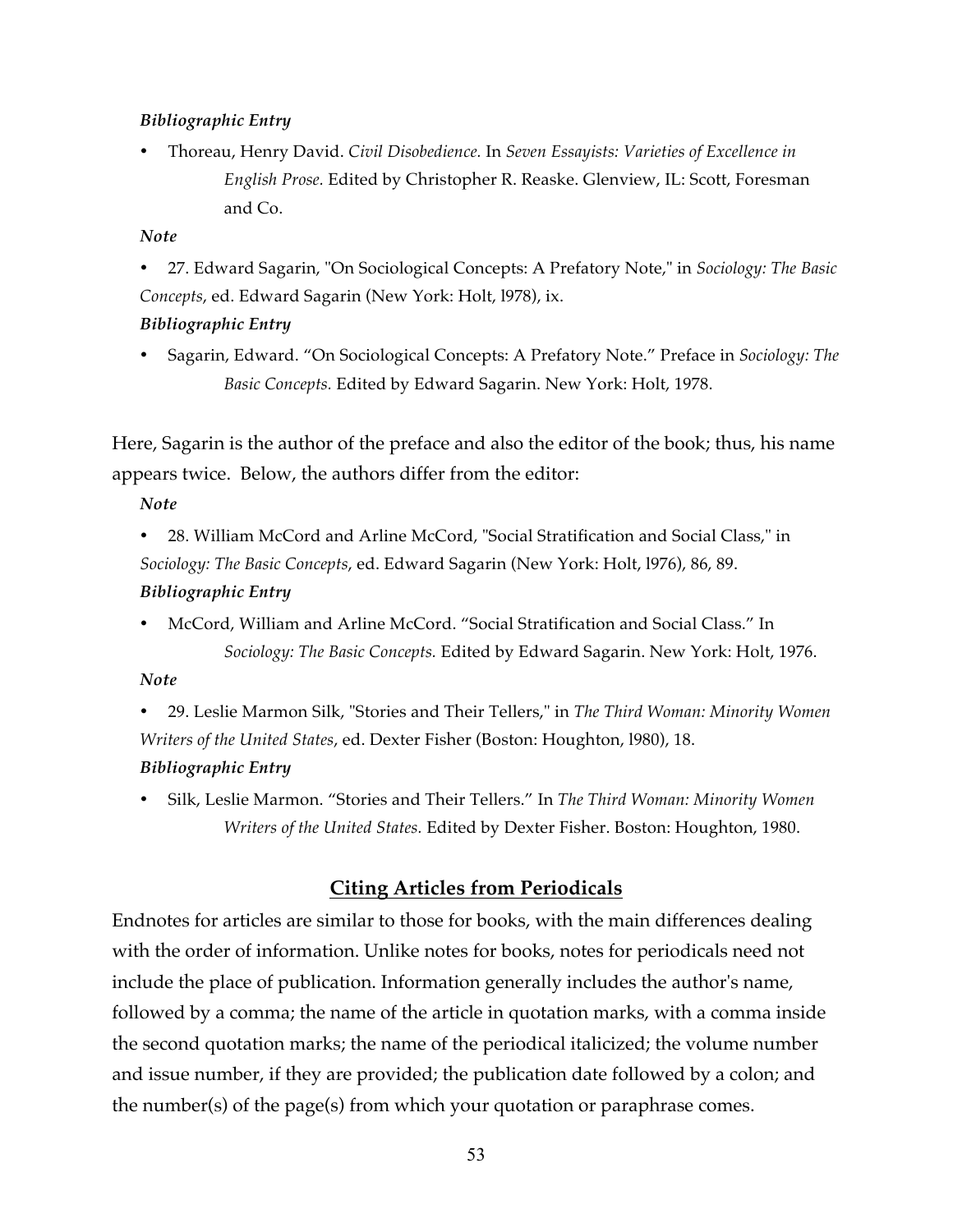***Bibliographic Entry***

- Thoreau, Henry David. *Civil Disobedience.* In *Seven Essayists: Varieties of Excellence in English Prose.* Edited by Christopher R. Reaske. Glenview, IL: Scott, Foresman and Co.

***Note***

- 27. Edward Sagarin, "On Sociological Concepts: A Prefatory Note," in *Sociology: The Basic Concepts*, ed. Edward Sagarin (New York: Holt, l978), ix.

***Bibliographic Entry***

- Sagarin, Edward. "On Sociological Concepts: A Prefatory Note." Preface in *Sociology: The Basic Concepts.* Edited by Edward Sagarin. New York: Holt, 1978.

Here, Sagarin is the author of the preface and also the editor of the book; thus, his name appears twice. Below, the authors differ from the editor:

***Note***

- 28. William McCord and Arline McCord, "Social Stratification and Social Class," in *Sociology: The Basic Concepts*, ed. Edward Sagarin (New York: Holt, l976), 86, 89.

***Bibliographic Entry***

- McCord, William and Arline McCord. "Social Stratification and Social Class." In *Sociology: The Basic Concepts.* Edited by Edward Sagarin. New York: Holt, 1976.

***Note***

- 29. Leslie Marmon Silk, "Stories and Their Tellers," in *The Third Woman: Minority Women Writers of the United States*, ed. Dexter Fisher (Boston: Houghton, l980), 18.

***Bibliographic Entry***

- Silk, Leslie Marmon. "Stories and Their Tellers." In *The Third Woman: Minority Women Writers of the United States.* Edited by Dexter Fisher. Boston: Houghton, 1980.

## Citing Articles from Periodicals

Endnotes for articles are similar to those for books, with the main differences dealing with the order of information. Unlike notes for books, notes for periodicals need not include the place of publication. Information generally includes the author's name, followed by a comma; the name of the article in quotation marks, with a comma inside the second quotation marks; the name of the periodical italicized; the volume number and issue number, if they are provided; the publication date followed by a colon; and the number(s) of the page(s) from which your quotation or paraphrase comes.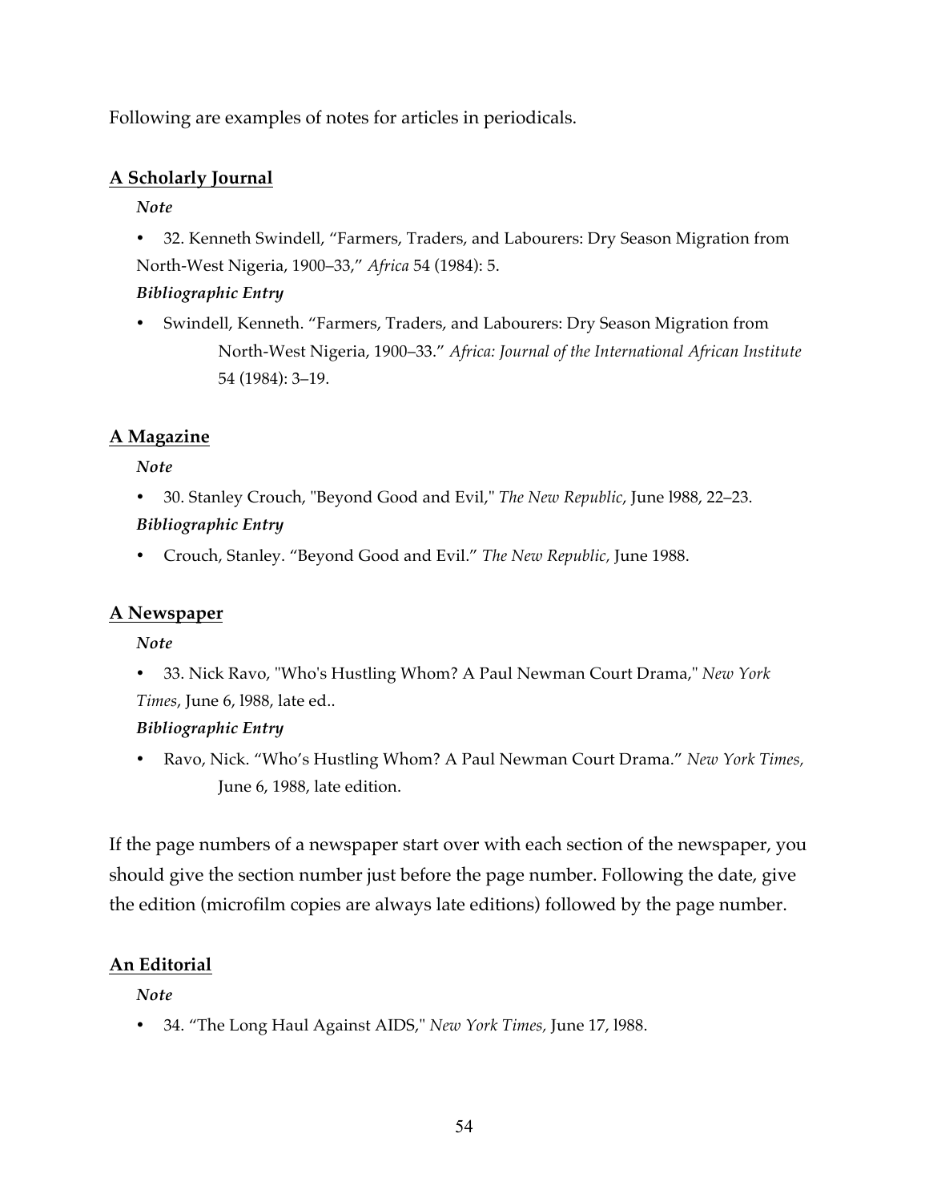Following are examples of notes for articles in periodicals.

**<u>A Scholarly Journal</u>**

***Note***

- 32. Kenneth Swindell, "Farmers, Traders, and Labourers: Dry Season Migration from North-West Nigeria, 1900–33," *Africa* 54 (1984): 5.

***Bibliographic Entry***

- Swindell, Kenneth. "Farmers, Traders, and Labourers: Dry Season Migration from North-West Nigeria, 1900–33." *Africa: Journal of the International African Institute* 54 (1984): 3–19.

**<u>A Magazine</u>**

***Note***

- 30. Stanley Crouch, "Beyond Good and Evil," *The New Republic*, June l988, 22–23.

***Bibliographic Entry***

- Crouch, Stanley. "Beyond Good and Evil." *The New Republic,* June 1988.

**<u>A Newspaper</u>**

***Note***

- 33. Nick Ravo, "Who's Hustling Whom? A Paul Newman Court Drama," *New York Times*, June 6, l988, late ed..

***Bibliographic Entry***

- Ravo, Nick. "Who's Hustling Whom? A Paul Newman Court Drama." *New York Times,* June 6, 1988, late edition.

If the page numbers of a newspaper start over with each section of the newspaper, you should give the section number just before the page number. Following the date, give the edition (microfilm copies are always late editions) followed by the page number.

**<u>An Editorial</u>**

***Note***

- 34. "The Long Haul Against AIDS," *New York Times,* June 17, l988.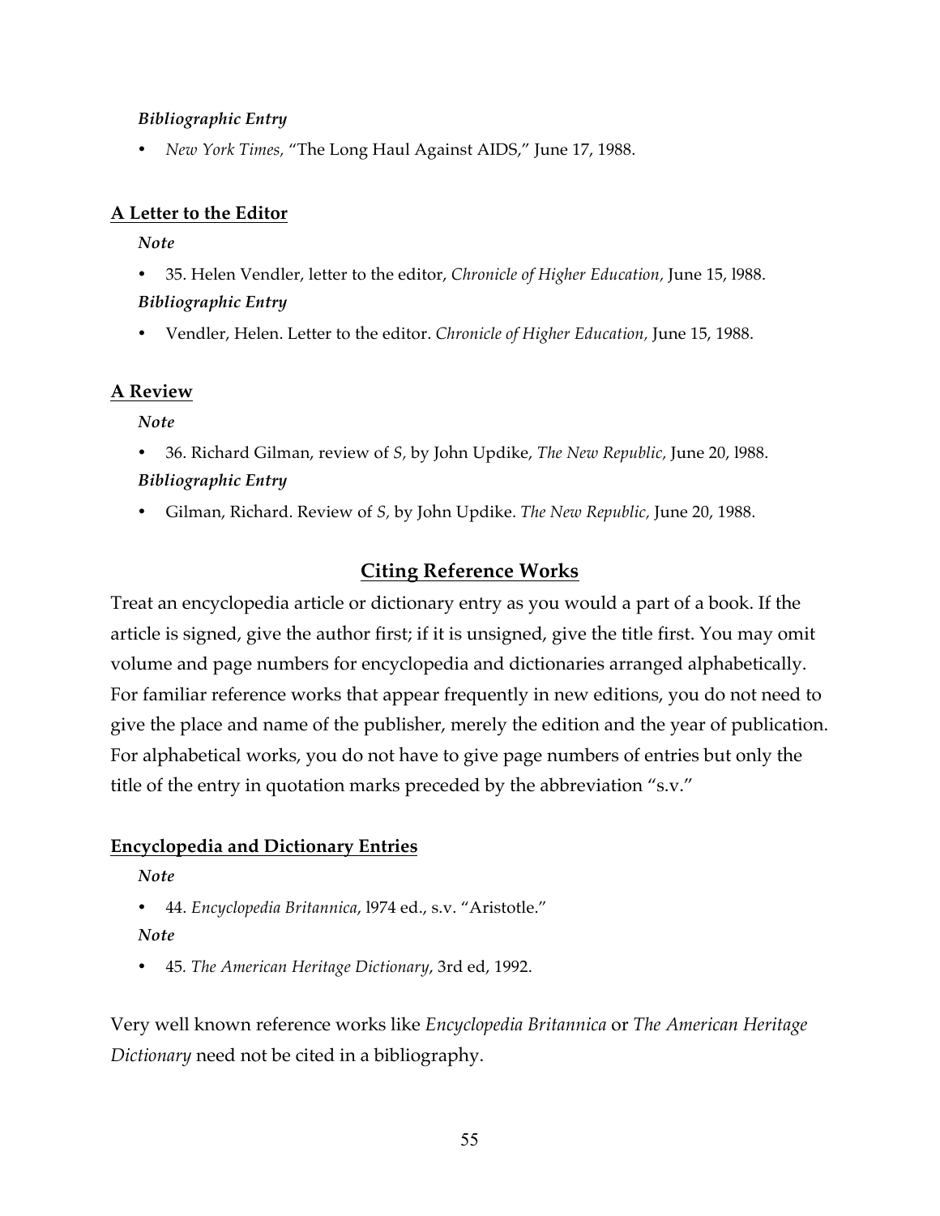***Bibliographic Entry***

- *New York Times,* "The Long Haul Against AIDS," June 17, 1988.

**A Letter to the Editor**

***Note***

- 35. Helen Vendler, letter to the editor, *Chronicle of Higher Education,* June 15, l988.

***Bibliographic Entry***

- Vendler, Helen. Letter to the editor. *Chronicle of Higher Education,* June 15, 1988.

**A Review**

***Note***

- 36. Richard Gilman, review of *S,* by John Updike, *The New Republic,* June 20, l988.

***Bibliographic Entry***

- Gilman, Richard. Review of *S,* by John Updike. *The New Republic,* June 20, 1988.

## Citing Reference Works

Treat an encyclopedia article or dictionary entry as you would a part of a book. If the article is signed, give the author first; if it is unsigned, give the title first. You may omit volume and page numbers for encyclopedia and dictionaries arranged alphabetically. For familiar reference works that appear frequently in new editions, you do not need to give the place and name of the publisher, merely the edition and the year of publication. For alphabetical works, you do not have to give page numbers of entries but only the title of the entry in quotation marks preceded by the abbreviation "s.v."

**Encyclopedia and Dictionary Entries**

***Note***

- 44. *Encyclopedia Britannica*, l974 ed., s.v. "Aristotle."

***Note***

- 45. *The American Heritage Dictionary*, 3rd ed, 1992.

Very well known reference works like *Encyclopedia Britannica* or *The American Heritage Dictionary* need not be cited in a bibliography.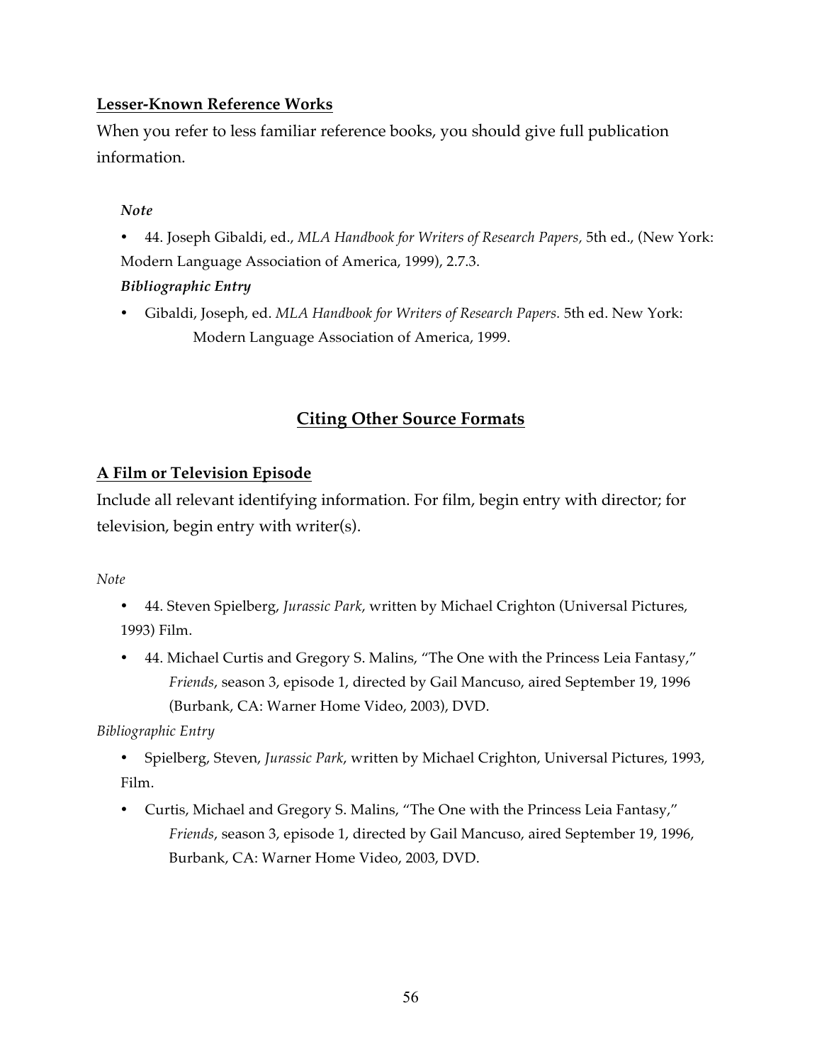**Lesser-Known Reference Works**

When you refer to less familiar reference books, you should give full publication information.

***Note***

- 44. Joseph Gibaldi, ed., *MLA Handbook for Writers of Research Papers,* 5th ed., (New York: Modern Language Association of America, 1999), 2.7.3.

***Bibliographic Entry***

- Gibaldi, Joseph, ed. *MLA Handbook for Writers of Research Papers.* 5th ed. New York: Modern Language Association of America, 1999.

## Citing Other Source Formats

**A Film or Television Episode**

Include all relevant identifying information. For film, begin entry with director; for television, begin entry with writer(s).

*Note*

- 44. Steven Spielberg, *Jurassic Park*, written by Michael Crighton (Universal Pictures, 1993) Film.
- 44. Michael Curtis and Gregory S. Malins, "The One with the Princess Leia Fantasy," *Friends*, season 3, episode 1, directed by Gail Mancuso, aired September 19, 1996 (Burbank, CA: Warner Home Video, 2003), DVD.

*Bibliographic Entry*

- Spielberg, Steven, *Jurassic Park*, written by Michael Crighton, Universal Pictures, 1993, Film.
- Curtis, Michael and Gregory S. Malins, "The One with the Princess Leia Fantasy," *Friends*, season 3, episode 1, directed by Gail Mancuso, aired September 19, 1996, Burbank, CA: Warner Home Video, 2003, DVD.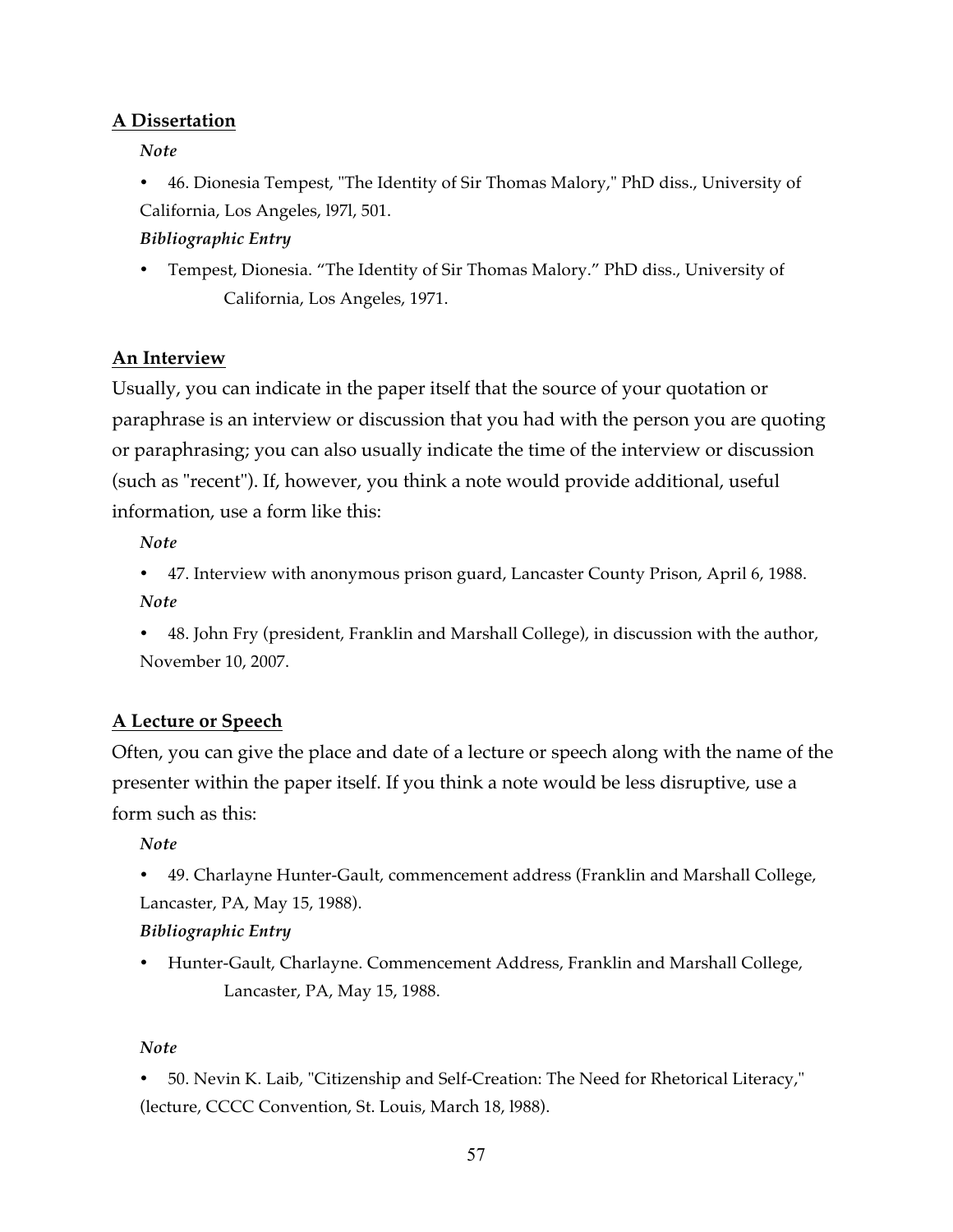## A Dissertation

***Note***

- 46. Dionesia Tempest, "The Identity of Sir Thomas Malory," PhD diss., University of California, Los Angeles, l97l, 501.

***Bibliographic Entry***

- Tempest, Dionesia. “The Identity of Sir Thomas Malory.” PhD diss., University of California, Los Angeles, 1971.

## An Interview

Usually, you can indicate in the paper itself that the source of your quotation or paraphrase is an interview or discussion that you had with the person you are quoting or paraphrasing; you can also usually indicate the time of the interview or discussion (such as "recent"). If, however, you think a note would provide additional, useful information, use a form like this:

***Note***

- 47. Interview with anonymous prison guard, Lancaster County Prison, April 6, 1988.

***Note***

- 48. John Fry (president, Franklin and Marshall College), in discussion with the author, November 10, 2007.

## A Lecture or Speech

Often, you can give the place and date of a lecture or speech along with the name of the presenter within the paper itself. If you think a note would be less disruptive, use a form such as this:

***Note***

- 49. Charlayne Hunter-Gault, commencement address (Franklin and Marshall College, Lancaster, PA, May 15, 1988).

***Bibliographic Entry***

- Hunter-Gault, Charlayne. Commencement Address, Franklin and Marshall College, Lancaster, PA, May 15, 1988.

***Note***

- 50. Nevin K. Laib, "Citizenship and Self-Creation: The Need for Rhetorical Literacy," (lecture, CCCC Convention, St. Louis, March 18, l988).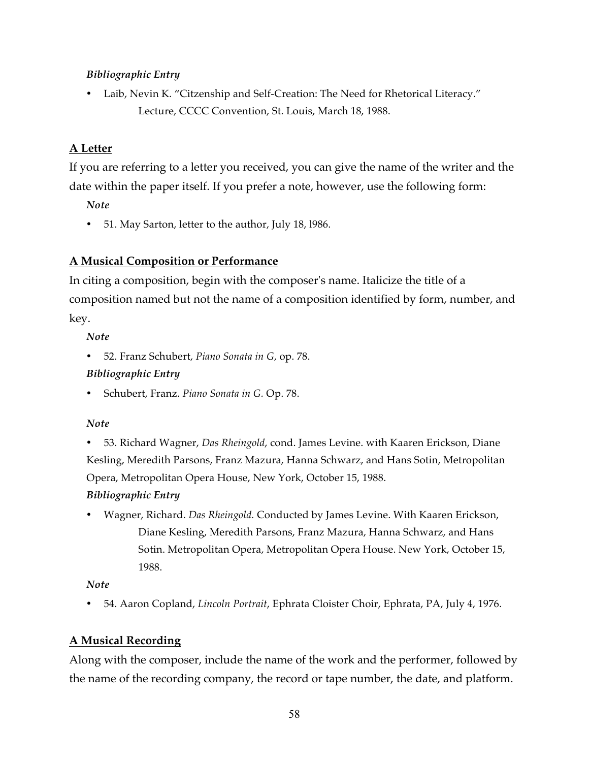*Bibliographic Entry*

- Laib, Nevin K. “Citzenship and Self-Creation: The Need for Rhetorical Literacy.” Lecture, CCCC Convention, St. Louis, March 18, 1988.

**A Letter**

If you are referring to a letter you received, you can give the name of the writer and the date within the paper itself. If you prefer a note, however, use the following form:

*Note*

- 51. May Sarton, letter to the author, July 18, l986.

**A Musical Composition or Performance**

In citing a composition, begin with the composer's name. Italicize the title of a composition named but not the name of a composition identified by form, number, and key.

*Note*

- 52. Franz Schubert, *Piano Sonata in G*, op. 78.

*Bibliographic Entry*

- Schubert, Franz. *Piano Sonata in G.* Op. 78.

*Note*

- 53. Richard Wagner, *Das Rheingold*, cond. James Levine. with Kaaren Erickson, Diane Kesling, Meredith Parsons, Franz Mazura, Hanna Schwarz, and Hans Sotin, Metropolitan Opera, Metropolitan Opera House, New York, October 15, 1988.

*Bibliographic Entry*

- Wagner, Richard. *Das Rheingold.* Conducted by James Levine. With Kaaren Erickson, Diane Kesling, Meredith Parsons, Franz Mazura, Hanna Schwarz, and Hans Sotin. Metropolitan Opera, Metropolitan Opera House. New York, October 15, 1988.

*Note*

- 54. Aaron Copland, *Lincoln Portrait*, Ephrata Cloister Choir, Ephrata, PA, July 4, 1976.

**A Musical Recording**

Along with the composer, include the name of the work and the performer, followed by the name of the recording company, the record or tape number, the date, and platform.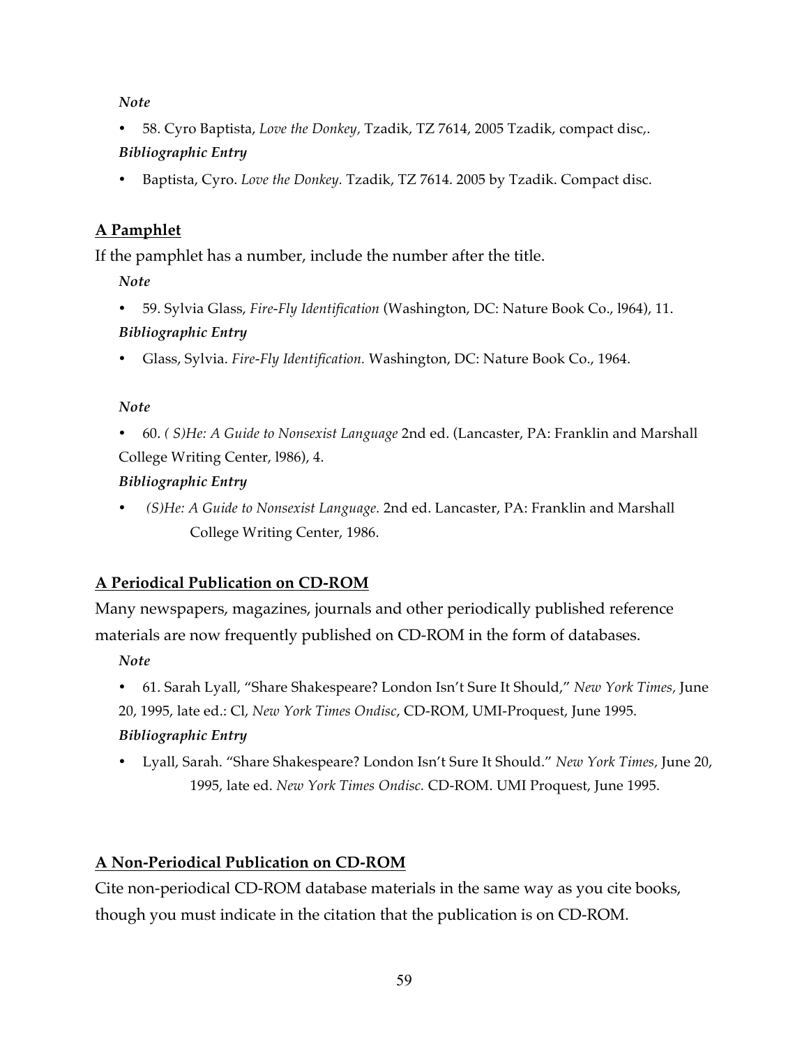***Note***

- 58. Cyro Baptista, *Love the Donkey,* Tzadik, TZ 7614, 2005 Tzadik, compact disc,.

***Bibliographic Entry***

- Baptista, Cyro. *Love the Donkey.* Tzadik, TZ 7614. 2005 by Tzadik. Compact disc.

## A Pamphlet

If the pamphlet has a number, include the number after the title.

***Note***

- 59. Sylvia Glass, *Fire-Fly Identification* (Washington, DC: Nature Book Co., l964), 11.

***Bibliographic Entry***

- Glass, Sylvia. *Fire-Fly Identification.* Washington, DC: Nature Book Co., 1964.

***Note***

- 60. *( S)He: A Guide to Nonsexist Language* 2nd ed. (Lancaster, PA: Franklin and Marshall College Writing Center, l986), 4.

***Bibliographic Entry***

- *(S)He: A Guide to Nonsexist Language.* 2nd ed. Lancaster, PA: Franklin and Marshall College Writing Center, 1986.

## A Periodical Publication on CD-ROM

Many newspapers, magazines, journals and other periodically published reference materials are now frequently published on CD-ROM in the form of databases.

***Note***

- 61. Sarah Lyall, "Share Shakespeare? London Isn't Sure It Should," *New York Times,* June 20, 1995, late ed.: Cl, *New York Times Ondisc*, CD-ROM, UMI-Proquest, June 1995.

***Bibliographic Entry***

- Lyall, Sarah. "Share Shakespeare? London Isn't Sure It Should." *New York Times,* June 20, 1995, late ed. *New York Times Ondisc.* CD-ROM. UMI Proquest, June 1995.

## A Non-Periodical Publication on CD-ROM

Cite non-periodical CD-ROM database materials in the same way as you cite books, though you must indicate in the citation that the publication is on CD-ROM.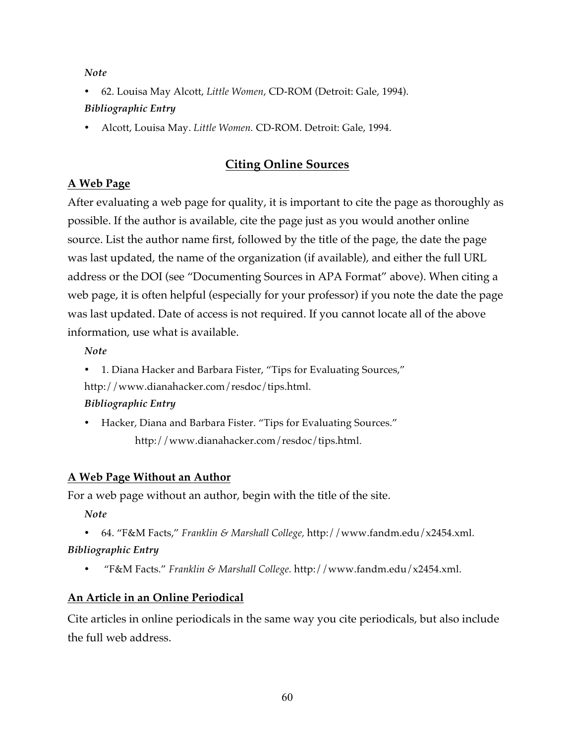*Note*

- 62. Louisa May Alcott, *Little Women*, CD-ROM (Detroit: Gale, 1994).

***Bibliographic Entry***

- Alcott, Louisa May. *Little Women.* CD-ROM. Detroit: Gale, 1994.

## Citing Online Sources

### A Web Page

After evaluating a web page for quality, it is important to cite the page as thoroughly as possible. If the author is available, cite the page just as you would another online source. List the author name first, followed by the title of the page, the date the page was last updated, the name of the organization (if available), and either the full URL address or the DOI (see "Documenting Sources in APA Format" above). When citing a web page, it is often helpful (especially for your professor) if you note the date the page was last updated. Date of access is not required. If you cannot locate all of the above information, use what is available.

*Note*

- 1. Diana Hacker and Barbara Fister, "Tips for Evaluating Sources," http://www.dianahacker.com/resdoc/tips.html.

***Bibliographic Entry***

- Hacker, Diana and Barbara Fister. "Tips for Evaluating Sources." http://www.dianahacker.com/resdoc/tips.html.

### A Web Page Without an Author

For a web page without an author, begin with the title of the site.

*Note*

- 64. "F&M Facts," *Franklin & Marshall College,* http://www.fandm.edu/x2454.xml.

***Bibliographic Entry***

- "F&M Facts." *Franklin & Marshall College.* http://www.fandm.edu/x2454.xml.

### An Article in an Online Periodical

Cite articles in online periodicals in the same way you cite periodicals, but also include the full web address.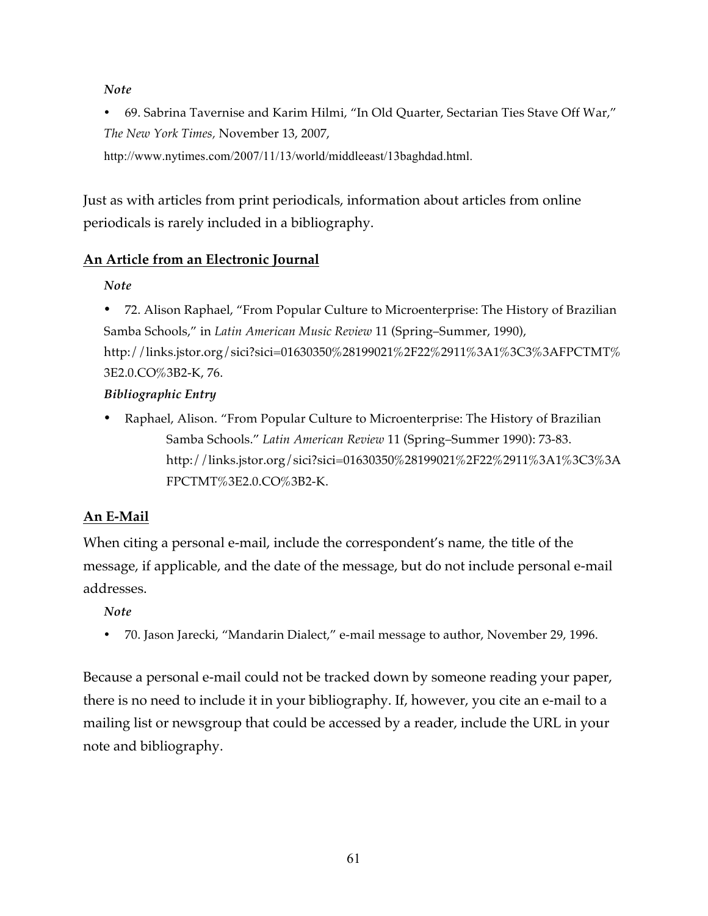*Note*

- 69. Sabrina Tavernise and Karim Hilmi, "In Old Quarter, Sectarian Ties Stave Off War," *The New York Times*, November 13, 2007, http://www.nytimes.com/2007/11/13/world/middleeast/13baghdad.html.

Just as with articles from print periodicals, information about articles from online periodicals is rarely included in a bibliography.

**An Article from an Electronic Journal**

*Note*

- 72. Alison Raphael, "From Popular Culture to Microenterprise: The History of Brazilian Samba Schools," in *Latin American Music Review* 11 (Spring–Summer, 1990), http://links.jstor.org/sici?sici=01630350%28199021%2F22%2911%3A1%3C3%3AFPCTMT%3E2.0.CO%3B2-K, 76.

*Bibliographic Entry*

- Raphael, Alison. "From Popular Culture to Microenterprise: The History of Brazilian Samba Schools." *Latin American Review* 11 (Spring–Summer 1990): 73-83. http://links.jstor.org/sici?sici=01630350%28199021%2F22%2911%3A1%3C3%3AFPCTMT%3E2.0.CO%3B2-K.

**An E-Mail**

When citing a personal e-mail, include the correspondent's name, the title of the message, if applicable, and the date of the message, but do not include personal e-mail addresses.

*Note*

- 70. Jason Jarecki, "Mandarin Dialect," e-mail message to author, November 29, 1996.

Because a personal e-mail could not be tracked down by someone reading your paper, there is no need to include it in your bibliography. If, however, you cite an e-mail to a mailing list or newsgroup that could be accessed by a reader, include the URL in your note and bibliography.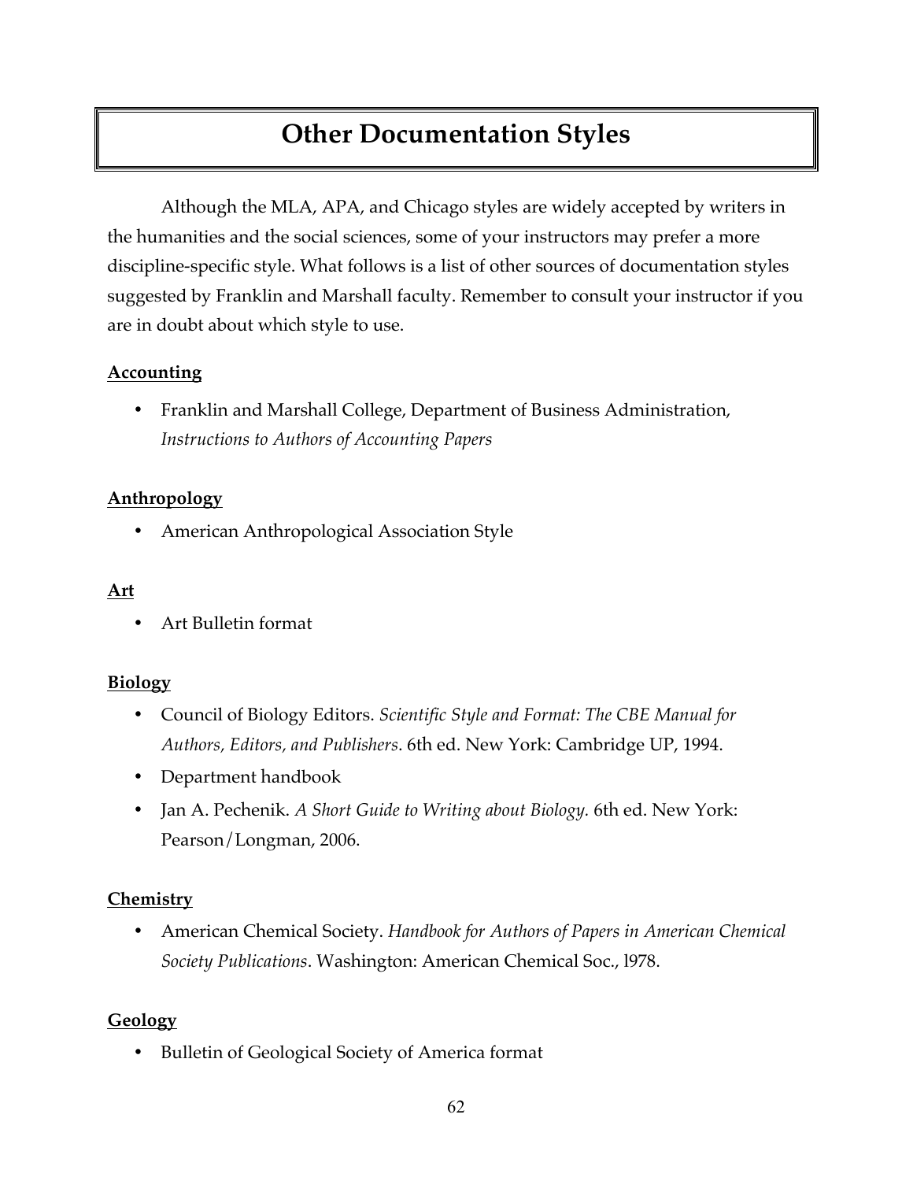# Other Documentation Styles

Although the MLA, APA, and Chicago styles are widely accepted by writers in the humanities and the social sciences, some of your instructors may prefer a more discipline-specific style. What follows is a list of other sources of documentation styles suggested by Franklin and Marshall faculty. Remember to consult your instructor if you are in doubt about which style to use.

**Accounting**

- Franklin and Marshall College, Department of Business Administration, *Instructions to Authors of Accounting Papers*

**Anthropology**

- American Anthropological Association Style

**Art**

- Art Bulletin format

**Biology**

- Council of Biology Editors. *Scientific Style and Format: The CBE Manual for Authors, Editors, and Publishers*. 6th ed. New York: Cambridge UP, 1994.
- Department handbook
- Jan A. Pechenik. *A Short Guide to Writing about Biology.* 6th ed. New York: Pearson/Longman, 2006.

**Chemistry**

- American Chemical Society. *Handbook for Authors of Papers in American Chemical Society Publications*. Washington: American Chemical Soc., l978.

**Geology**

- Bulletin of Geological Society of America format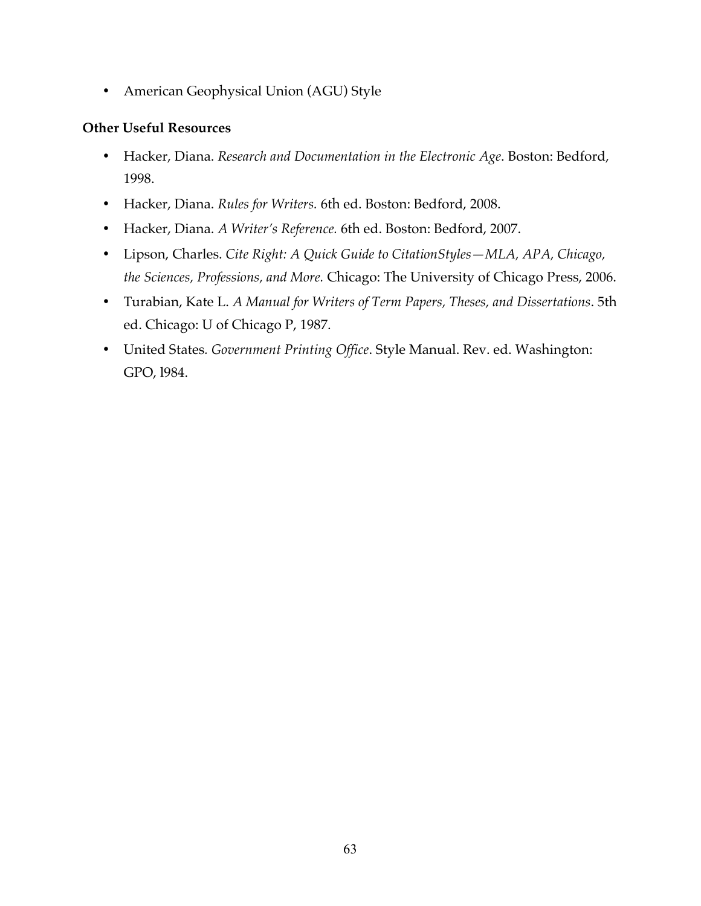- American Geophysical Union (AGU) Style

**Other Useful Resources**

- Hacker, Diana. *Research and Documentation in the Electronic Age*. Boston: Bedford, 1998.
- Hacker, Diana. *Rules for Writers.* 6th ed. Boston: Bedford, 2008.
- Hacker, Diana. *A Writer's Reference.* 6th ed. Boston: Bedford, 2007.
- Lipson, Charles. *Cite Right: A Quick Guide to CitationStyles—MLA, APA, Chicago, the Sciences, Professions, and More.* Chicago: The University of Chicago Press, 2006.
- Turabian, Kate L. *A Manual for Writers of Term Papers, Theses, and Dissertations*. 5th ed. Chicago: U of Chicago P, 1987.
- United States*. Government Printing Office*. Style Manual. Rev. ed. Washington: GPO, l984.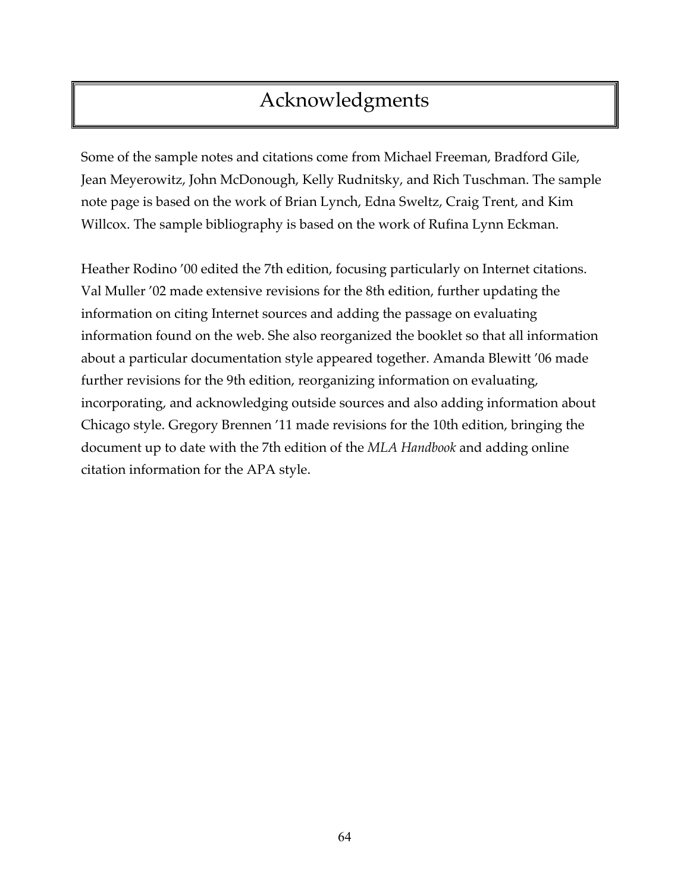# Acknowledgments

Some of the sample notes and citations come from Michael Freeman, Bradford Gile, Jean Meyerowitz, John McDonough, Kelly Rudnitsky, and Rich Tuschman. The sample note page is based on the work of Brian Lynch, Edna Sweltz, Craig Trent, and Kim Willcox. The sample bibliography is based on the work of Rufina Lynn Eckman.

Heather Rodino '00 edited the 7th edition, focusing particularly on Internet citations. Val Muller '02 made extensive revisions for the 8th edition, further updating the information on citing Internet sources and adding the passage on evaluating information found on the web. She also reorganized the booklet so that all information about a particular documentation style appeared together. Amanda Blewitt '06 made further revisions for the 9th edition, reorganizing information on evaluating, incorporating, and acknowledging outside sources and also adding information about Chicago style. Gregory Brennen '11 made revisions for the 10th edition, bringing the document up to date with the 7th edition of the *MLA Handbook* and adding online citation information for the APA style.